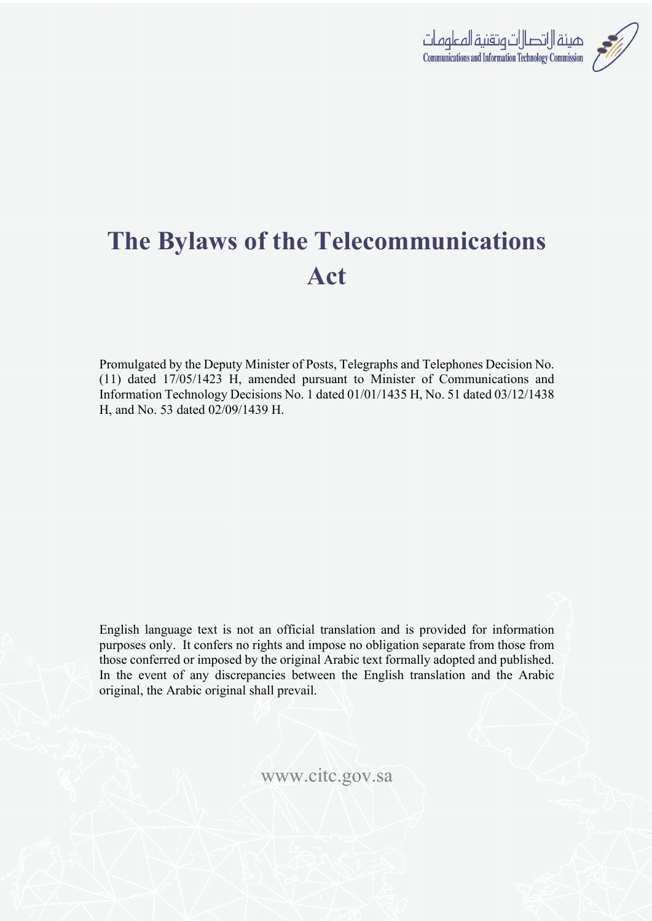هيئة الاتصالات وتقنية المعلومات
Communications and Information Technology Commission

# The Bylaws of the Telecommunications Act

Promulgated by the Deputy Minister of Posts, Telegraphs and Telephones Decision No. (11) dated 17/05/1423 H, amended pursuant to Minister of Communications and Information Technology Decisions No. 1 dated 01/01/1435 H, No. 51 dated 03/12/1438 H, and No. 53 dated 02/09/1439 H.

English language text is not an official translation and is provided for information purposes only. It confers no rights and impose no obligation separate from those from those conferred or imposed by the original Arabic text formally adopted and published. In the event of any discrepancies between the English translation and the Arabic original, the Arabic original shall prevail.

www.citc.gov.sa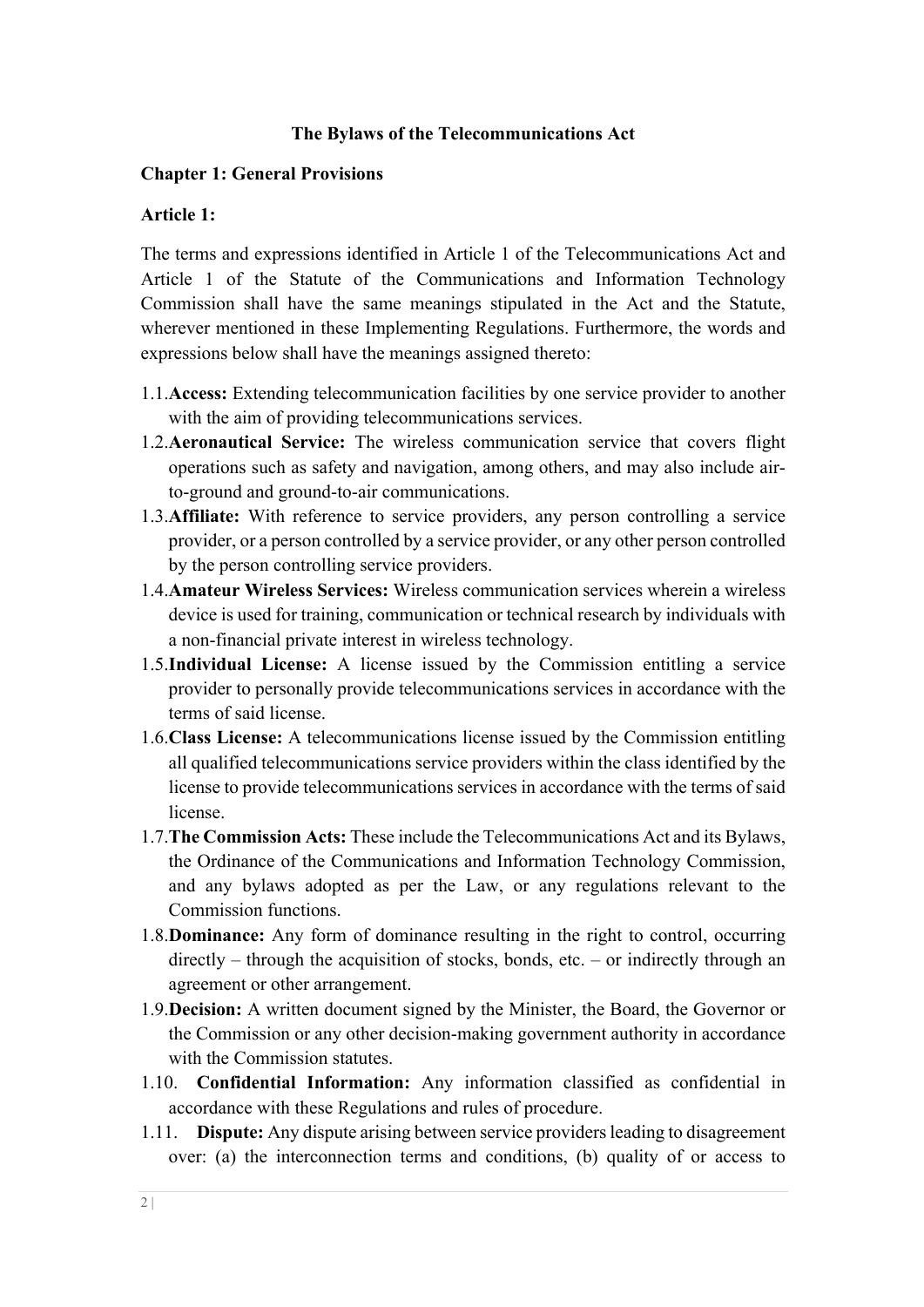# The Bylaws of the Telecommunications Act

## Chapter 1: General Provisions

### Article 1:

The terms and expressions identified in Article 1 of the Telecommunications Act and Article 1 of the Statute of the Communications and Information Technology Commission shall have the same meanings stipulated in the Act and the Statute, wherever mentioned in these Implementing Regulations. Furthermore, the words and expressions below shall have the meanings assigned thereto:

1.1. **Access:** Extending telecommunication facilities by one service provider to another with the aim of providing telecommunications services.
1.2. **Aeronautical Service:** The wireless communication service that covers flight operations such as safety and navigation, among others, and may also include air-to-ground and ground-to-air communications.
1.3. **Affiliate:** With reference to service providers, any person controlling a service provider, or a person controlled by a service provider, or any other person controlled by the person controlling service providers.
1.4. **Amateur Wireless Services:** Wireless communication services wherein a wireless device is used for training, communication or technical research by individuals with a non-financial private interest in wireless technology.
1.5. **Individual License:** A license issued by the Commission entitling a service provider to personally provide telecommunications services in accordance with the terms of said license.
1.6. **Class License:** A telecommunications license issued by the Commission entitling all qualified telecommunications service providers within the class identified by the license to provide telecommunications services in accordance with the terms of said license.
1.7. **The Commission Acts:** These include the Telecommunications Act and its Bylaws, the Ordinance of the Communications and Information Technology Commission, and any bylaws adopted as per the Law, or any regulations relevant to the Commission functions.
1.8. **Dominance:** Any form of dominance resulting in the right to control, occurring directly – through the acquisition of stocks, bonds, etc. – or indirectly through an agreement or other arrangement.
1.9. **Decision:** A written document signed by the Minister, the Board, the Governor or the Commission or any other decision-making government authority in accordance with the Commission statutes.
1.10. **Confidential Information:** Any information classified as confidential in accordance with these Regulations and rules of procedure.
1.11. **Dispute:** Any dispute arising between service providers leading to disagreement over: (a) the interconnection terms and conditions, (b) quality of or access to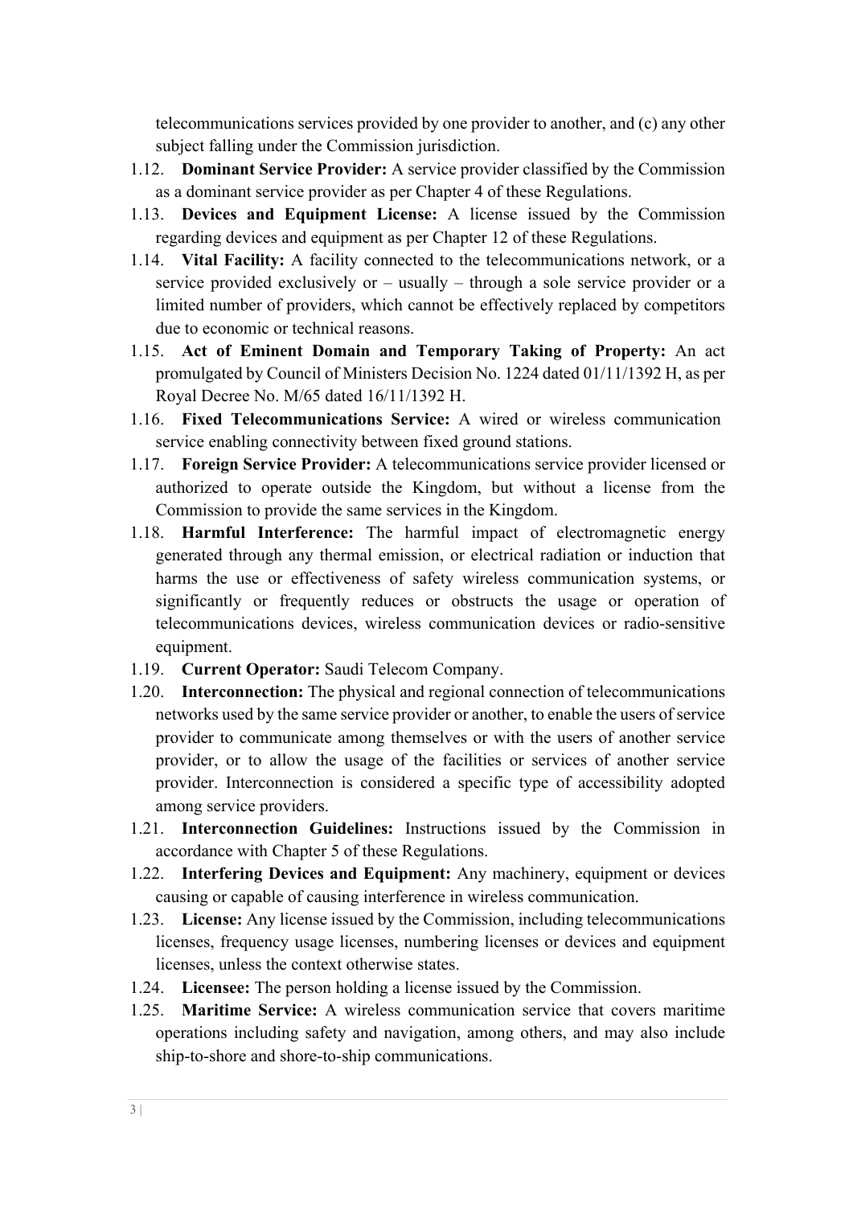telecommunications services provided by one provider to another, and (c) any other subject falling under the Commission jurisdiction.

1.12. **Dominant Service Provider:** A service provider classified by the Commission as a dominant service provider as per Chapter 4 of these Regulations.

1.13. **Devices and Equipment License:** A license issued by the Commission regarding devices and equipment as per Chapter 12 of these Regulations.

1.14. **Vital Facility:** A facility connected to the telecommunications network, or a service provided exclusively or – usually – through a sole service provider or a limited number of providers, which cannot be effectively replaced by competitors due to economic or technical reasons.

1.15. **Act of Eminent Domain and Temporary Taking of Property:** An act promulgated by Council of Ministers Decision No. 1224 dated 01/11/1392 H, as per Royal Decree No. M/65 dated 16/11/1392 H.

1.16. **Fixed Telecommunications Service:** A wired or wireless communication service enabling connectivity between fixed ground stations.

1.17. **Foreign Service Provider:** A telecommunications service provider licensed or authorized to operate outside the Kingdom, but without a license from the Commission to provide the same services in the Kingdom.

1.18. **Harmful Interference:** The harmful impact of electromagnetic energy generated through any thermal emission, or electrical radiation or induction that harms the use or effectiveness of safety wireless communication systems, or significantly or frequently reduces or obstructs the usage or operation of telecommunications devices, wireless communication devices or radio-sensitive equipment.

1.19. **Current Operator:** Saudi Telecom Company.

1.20. **Interconnection:** The physical and regional connection of telecommunications networks used by the same service provider or another, to enable the users of service provider to communicate among themselves or with the users of another service provider, or to allow the usage of the facilities or services of another service provider. Interconnection is considered a specific type of accessibility adopted among service providers.

1.21. **Interconnection Guidelines:** Instructions issued by the Commission in accordance with Chapter 5 of these Regulations.

1.22. **Interfering Devices and Equipment:** Any machinery, equipment or devices causing or capable of causing interference in wireless communication.

1.23. **License:** Any license issued by the Commission, including telecommunications licenses, frequency usage licenses, numbering licenses or devices and equipment licenses, unless the context otherwise states.

1.24. **Licensee:** The person holding a license issued by the Commission.

1.25. **Maritime Service:** A wireless communication service that covers maritime operations including safety and navigation, among others, and may also include ship-to-shore and shore-to-ship communications.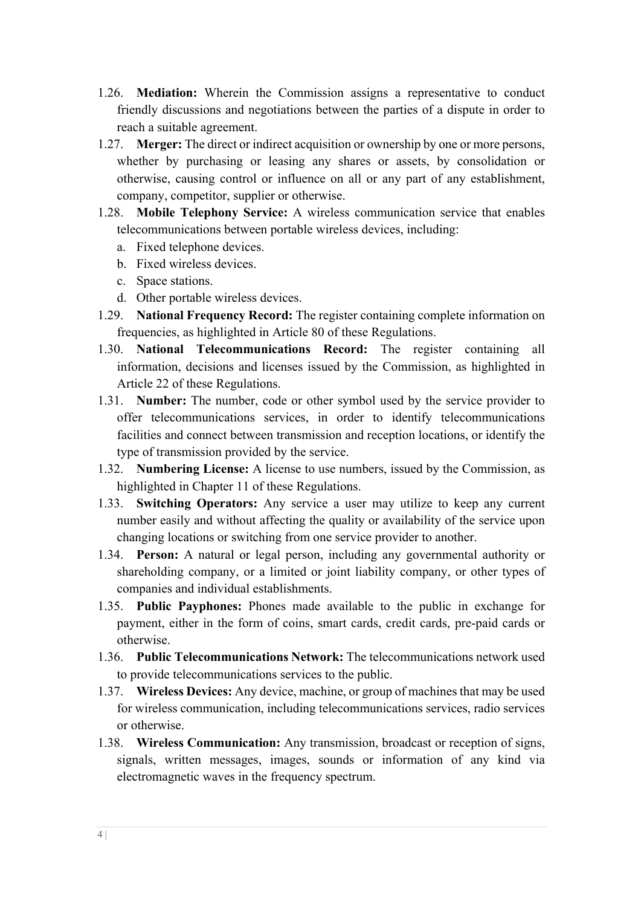1.26. **Mediation:** Wherein the Commission assigns a representative to conduct friendly discussions and negotiations between the parties of a dispute in order to reach a suitable agreement.

1.27. **Merger:** The direct or indirect acquisition or ownership by one or more persons, whether by purchasing or leasing any shares or assets, by consolidation or otherwise, causing control or influence on all or any part of any establishment, company, competitor, supplier or otherwise.

1.28. **Mobile Telephony Service:** A wireless communication service that enables telecommunications between portable wireless devices, including:

   a. Fixed telephone devices.
   b. Fixed wireless devices.
   c. Space stations.
   d. Other portable wireless devices.

1.29. **National Frequency Record:** The register containing complete information on frequencies, as highlighted in Article 80 of these Regulations.

1.30. **National Telecommunications Record:** The register containing all information, decisions and licenses issued by the Commission, as highlighted in Article 22 of these Regulations.

1.31. **Number:** The number, code or other symbol used by the service provider to offer telecommunications services, in order to identify telecommunications facilities and connect between transmission and reception locations, or identify the type of transmission provided by the service.

1.32. **Numbering License:** A license to use numbers, issued by the Commission, as highlighted in Chapter 11 of these Regulations.

1.33. **Switching Operators:** Any service a user may utilize to keep any current number easily and without affecting the quality or availability of the service upon changing locations or switching from one service provider to another.

1.34. **Person:** A natural or legal person, including any governmental authority or shareholding company, or a limited or joint liability company, or other types of companies and individual establishments.

1.35. **Public Payphones:** Phones made available to the public in exchange for payment, either in the form of coins, smart cards, credit cards, pre-paid cards or otherwise.

1.36. **Public Telecommunications Network:** The telecommunications network used to provide telecommunications services to the public.

1.37. **Wireless Devices:** Any device, machine, or group of machines that may be used for wireless communication, including telecommunications services, radio services or otherwise.

1.38. **Wireless Communication:** Any transmission, broadcast or reception of signs, signals, written messages, images, sounds or information of any kind via electromagnetic waves in the frequency spectrum.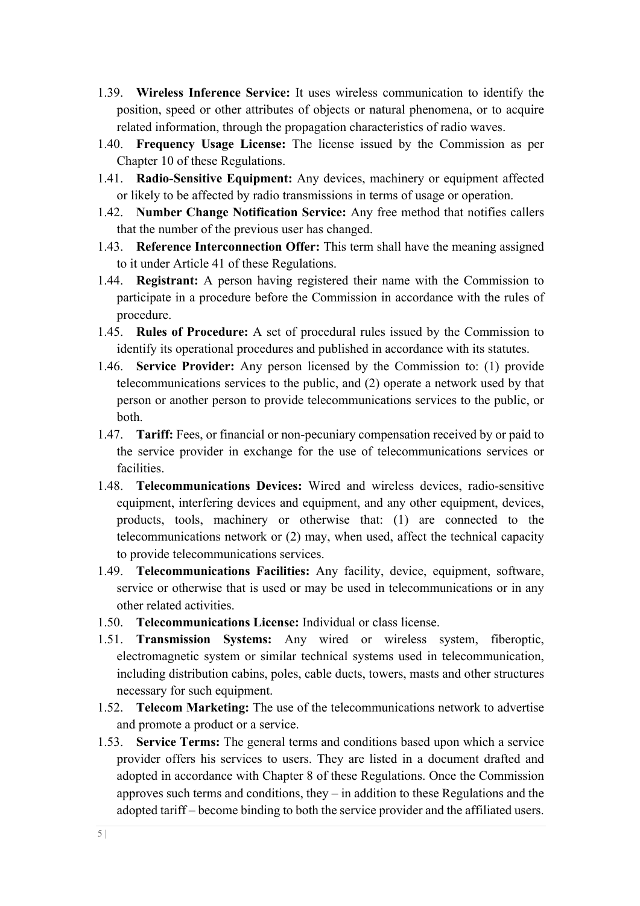1.39. **Wireless Inference Service:** It uses wireless communication to identify the position, speed or other attributes of objects or natural phenomena, or to acquire related information, through the propagation characteristics of radio waves.

1.40. **Frequency Usage License:** The license issued by the Commission as per Chapter 10 of these Regulations.

1.41. **Radio-Sensitive Equipment:** Any devices, machinery or equipment affected or likely to be affected by radio transmissions in terms of usage or operation.

1.42. **Number Change Notification Service:** Any free method that notifies callers that the number of the previous user has changed.

1.43. **Reference Interconnection Offer:** This term shall have the meaning assigned to it under Article 41 of these Regulations.

1.44. **Registrant:** A person having registered their name with the Commission to participate in a procedure before the Commission in accordance with the rules of procedure.

1.45. **Rules of Procedure:** A set of procedural rules issued by the Commission to identify its operational procedures and published in accordance with its statutes.

1.46. **Service Provider:** Any person licensed by the Commission to: (1) provide telecommunications services to the public, and (2) operate a network used by that person or another person to provide telecommunications services to the public, or both.

1.47. **Tariff:** Fees, or financial or non-pecuniary compensation received by or paid to the service provider in exchange for the use of telecommunications services or facilities.

1.48. **Telecommunications Devices:** Wired and wireless devices, radio-sensitive equipment, interfering devices and equipment, and any other equipment, devices, products, tools, machinery or otherwise that: (1) are connected to the telecommunications network or (2) may, when used, affect the technical capacity to provide telecommunications services.

1.49. **Telecommunications Facilities:** Any facility, device, equipment, software, service or otherwise that is used or may be used in telecommunications or in any other related activities.

1.50. **Telecommunications License:** Individual or class license.

1.51. **Transmission Systems:** Any wired or wireless system, fiberoptic, electromagnetic system or similar technical systems used in telecommunication, including distribution cabins, poles, cable ducts, towers, masts and other structures necessary for such equipment.

1.52. **Telecom Marketing:** The use of the telecommunications network to advertise and promote a product or a service.

1.53. **Service Terms:** The general terms and conditions based upon which a service provider offers his services to users. They are listed in a document drafted and adopted in accordance with Chapter 8 of these Regulations. Once the Commission approves such terms and conditions, they – in addition to these Regulations and the adopted tariff – become binding to both the service provider and the affiliated users.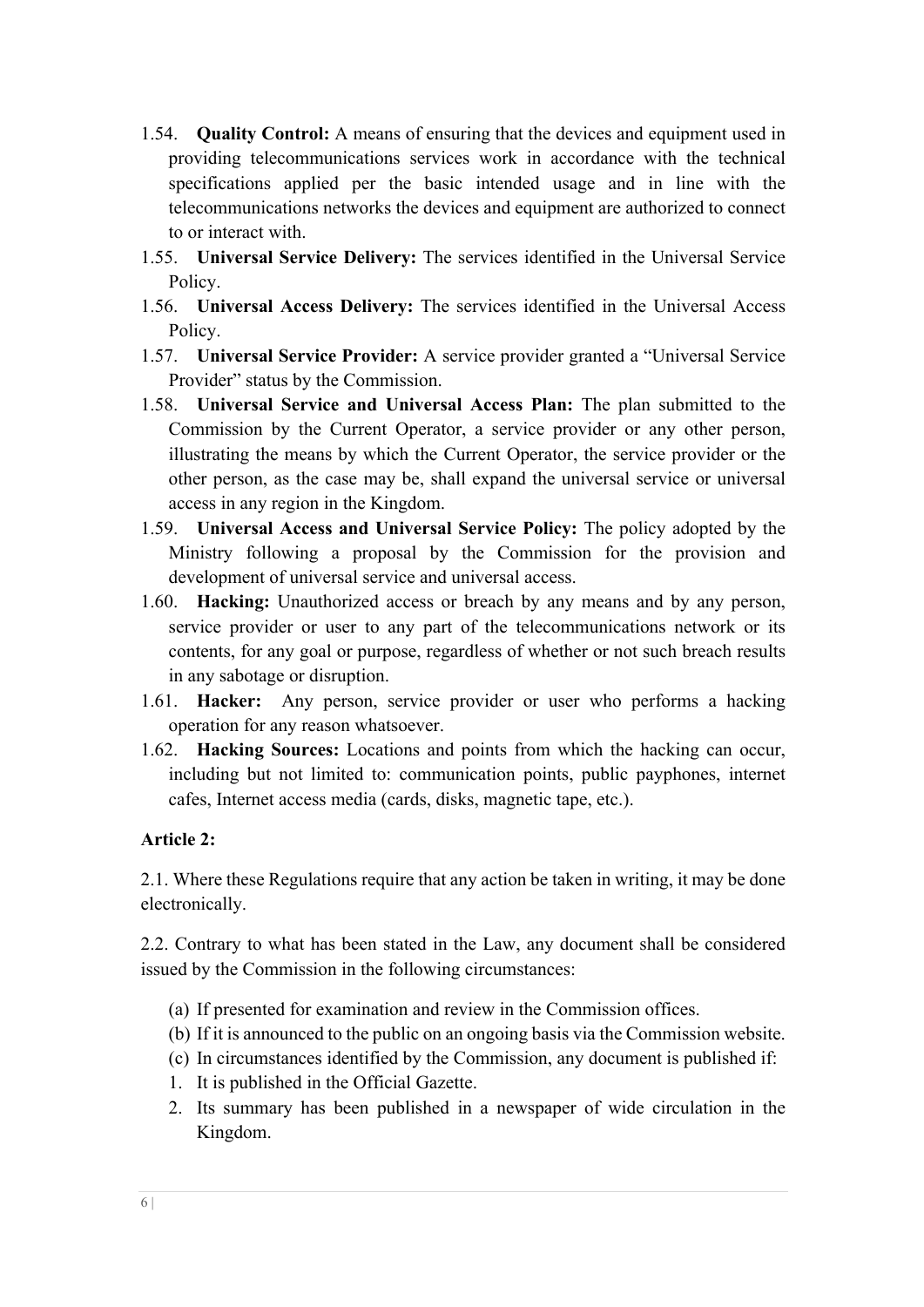1.54. **Quality Control:** A means of ensuring that the devices and equipment used in providing telecommunications services work in accordance with the technical specifications applied per the basic intended usage and in line with the telecommunications networks the devices and equipment are authorized to connect to or interact with.

1.55. **Universal Service Delivery:** The services identified in the Universal Service Policy.

1.56. **Universal Access Delivery:** The services identified in the Universal Access Policy.

1.57. **Universal Service Provider:** A service provider granted a "Universal Service Provider" status by the Commission.

1.58. **Universal Service and Universal Access Plan:** The plan submitted to the Commission by the Current Operator, a service provider or any other person, illustrating the means by which the Current Operator, the service provider or the other person, as the case may be, shall expand the universal service or universal access in any region in the Kingdom.

1.59. **Universal Access and Universal Service Policy:** The policy adopted by the Ministry following a proposal by the Commission for the provision and development of universal service and universal access.

1.60. **Hacking:** Unauthorized access or breach by any means and by any person, service provider or user to any part of the telecommunications network or its contents, for any goal or purpose, regardless of whether or not such breach results in any sabotage or disruption.

1.61. **Hacker:** Any person, service provider or user who performs a hacking operation for any reason whatsoever.

1.62. **Hacking Sources:** Locations and points from which the hacking can occur, including but not limited to: communication points, public payphones, internet cafes, Internet access media (cards, disks, magnetic tape, etc.).

**Article 2:**

2.1. Where these Regulations require that any action be taken in writing, it may be done electronically.

2.2. Contrary to what has been stated in the Law, any document shall be considered issued by the Commission in the following circumstances:

(a) If presented for examination and review in the Commission offices.

(b) If it is announced to the public on an ongoing basis via the Commission website.

(c) In circumstances identified by the Commission, any document is published if:

1. It is published in the Official Gazette.
2. Its summary has been published in a newspaper of wide circulation in the Kingdom.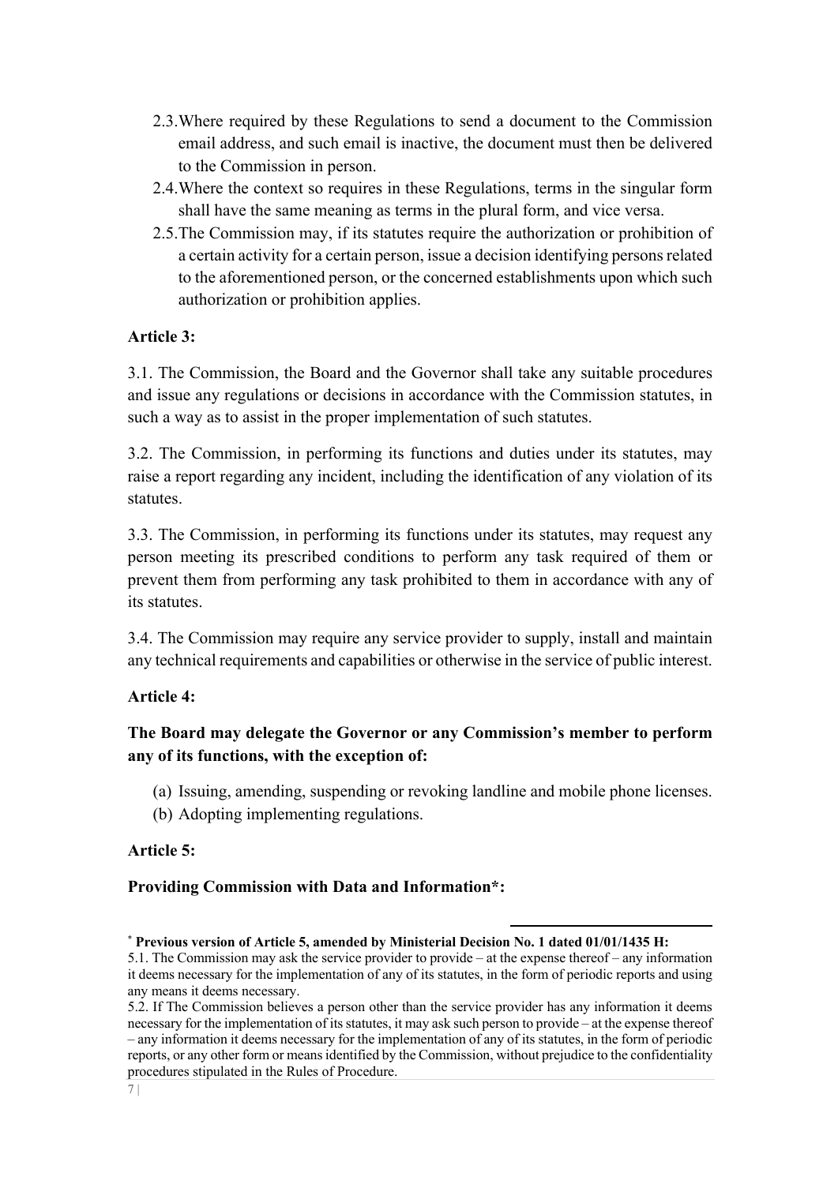2.3. Where required by these Regulations to send a document to the Commission email address, and such email is inactive, the document must then be delivered to the Commission in person.

2.4. Where the context so requires in these Regulations, terms in the singular form shall have the same meaning as terms in the plural form, and vice versa.

2.5. The Commission may, if its statutes require the authorization or prohibition of a certain activity for a certain person, issue a decision identifying persons related to the aforementioned person, or the concerned establishments upon which such authorization or prohibition applies.

**Article 3:**

3.1. The Commission, the Board and the Governor shall take any suitable procedures and issue any regulations or decisions in accordance with the Commission statutes, in such a way as to assist in the proper implementation of such statutes.

3.2. The Commission, in performing its functions and duties under its statutes, may raise a report regarding any incident, including the identification of any violation of its statutes.

3.3. The Commission, in performing its functions under its statutes, may request any person meeting its prescribed conditions to perform any task required of them or prevent them from performing any task prohibited to them in accordance with any of its statutes.

3.4. The Commission may require any service provider to supply, install and maintain any technical requirements and capabilities or otherwise in the service of public interest.

**Article 4:**

**The Board may delegate the Governor or any Commission's member to perform any of its functions, with the exception of:**

(a) Issuing, amending, suspending or revoking landline and mobile phone licenses.

(b) Adopting implementing regulations.

**Article 5:**

**Providing Commission with Data and Information*:**

---

* **Previous version of Article 5, amended by Ministerial Decision No. 1 dated 01/01/1435 H:**

5.1. The Commission may ask the service provider to provide – at the expense thereof – any information it deems necessary for the implementation of any of its statutes, in the form of periodic reports and using any means it deems necessary.

5.2. If The Commission believes a person other than the service provider has any information it deems necessary for the implementation of its statutes, it may ask such person to provide – at the expense thereof – any information it deems necessary for the implementation of any of its statutes, in the form of periodic reports, or any other form or means identified by the Commission, without prejudice to the confidentiality procedures stipulated in the Rules of Procedure.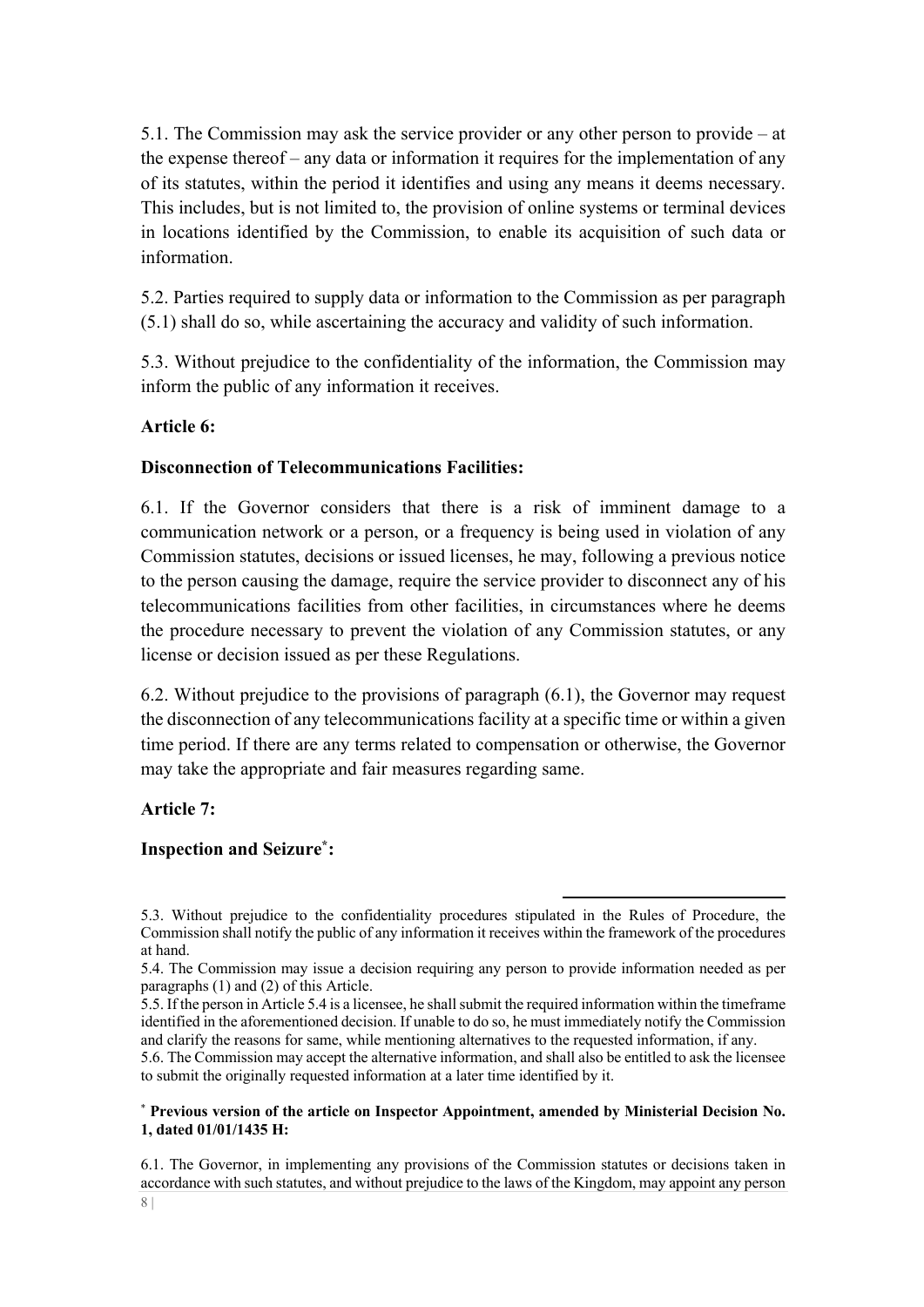5.1. The Commission may ask the service provider or any other person to provide – at the expense thereof – any data or information it requires for the implementation of any of its statutes, within the period it identifies and using any means it deems necessary. This includes, but is not limited to, the provision of online systems or terminal devices in locations identified by the Commission, to enable its acquisition of such data or information.

5.2. Parties required to supply data or information to the Commission as per paragraph (5.1) shall do so, while ascertaining the accuracy and validity of such information.

5.3. Without prejudice to the confidentiality of the information, the Commission may inform the public of any information it receives.

**Article 6:**

**Disconnection of Telecommunications Facilities:**

6.1. If the Governor considers that there is a risk of imminent damage to a communication network or a person, or a frequency is being used in violation of any Commission statutes, decisions or issued licenses, he may, following a previous notice to the person causing the damage, require the service provider to disconnect any of his telecommunications facilities from other facilities, in circumstances where he deems the procedure necessary to prevent the violation of any Commission statutes, or any license or decision issued as per these Regulations.

6.2. Without prejudice to the provisions of paragraph (6.1), the Governor may request the disconnection of any telecommunications facility at a specific time or within a given time period. If there are any terms related to compensation or otherwise, the Governor may take the appropriate and fair measures regarding same.

**Article 7:**

**Inspection and Seizure[*]:**

---

5.3. Without prejudice to the confidentiality procedures stipulated in the Rules of Procedure, the Commission shall notify the public of any information it receives within the framework of the procedures at hand.

5.4. The Commission may issue a decision requiring any person to provide information needed as per paragraphs (1) and (2) of this Article.

5.5. If the person in Article 5.4 is a licensee, he shall submit the required information within the timeframe identified in the aforementioned decision. If unable to do so, he must immediately notify the Commission and clarify the reasons for same, while mentioning alternatives to the requested information, if any.

5.6. The Commission may accept the alternative information, and shall also be entitled to ask the licensee to submit the originally requested information at a later time identified by it.

[*] **Previous version of the article on Inspector Appointment, amended by Ministerial Decision No. 1, dated 01/01/1435 H:**

6.1. The Governor, in implementing any provisions of the Commission statutes or decisions taken in accordance with such statutes, and without prejudice to the laws of the Kingdom, may appoint any person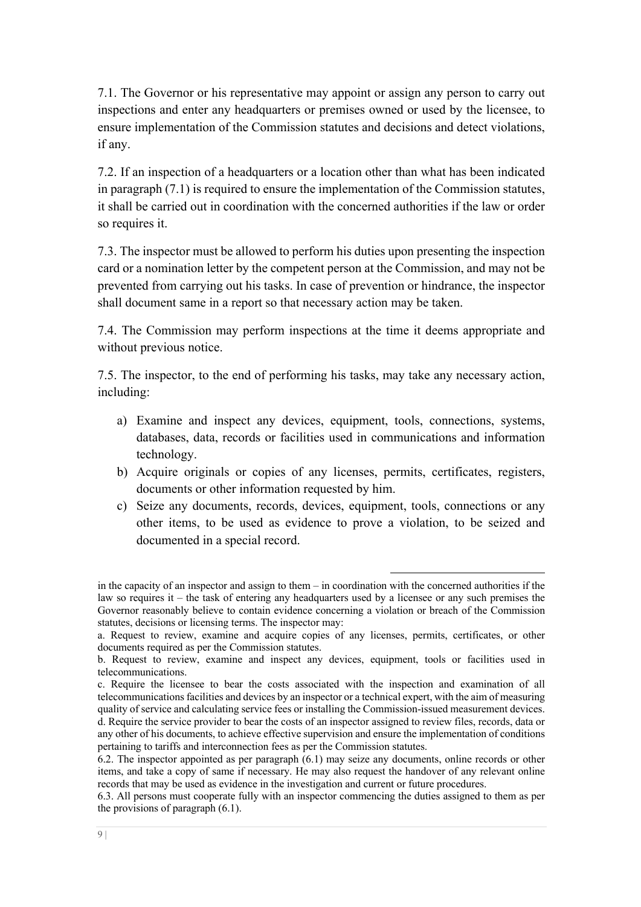7.1. The Governor or his representative may appoint or assign any person to carry out inspections and enter any headquarters or premises owned or used by the licensee, to ensure implementation of the Commission statutes and decisions and detect violations, if any.

7.2. If an inspection of a headquarters or a location other than what has been indicated in paragraph (7.1) is required to ensure the implementation of the Commission statutes, it shall be carried out in coordination with the concerned authorities if the law or order so requires it.

7.3. The inspector must be allowed to perform his duties upon presenting the inspection card or a nomination letter by the competent person at the Commission, and may not be prevented from carrying out his tasks. In case of prevention or hindrance, the inspector shall document same in a report so that necessary action may be taken.

7.4. The Commission may perform inspections at the time it deems appropriate and without previous notice.

7.5. The inspector, to the end of performing his tasks, may take any necessary action, including:

a) Examine and inspect any devices, equipment, tools, connections, systems, databases, data, records or facilities used in communications and information technology.
b) Acquire originals or copies of any licenses, permits, certificates, registers, documents or other information requested by him.
c) Seize any documents, records, devices, equipment, tools, connections or any other items, to be used as evidence to prove a violation, to be seized and documented in a special record.

---

in the capacity of an inspector and assign to them – in coordination with the concerned authorities if the law so requires it – the task of entering any headquarters used by a licensee or any such premises the Governor reasonably believe to contain evidence concerning a violation or breach of the Commission statutes, decisions or licensing terms. The inspector may:

a. Request to review, examine and acquire copies of any licenses, permits, certificates, or other documents required as per the Commission statutes.

b. Request to review, examine and inspect any devices, equipment, tools or facilities used in telecommunications.

c. Require the licensee to bear the costs associated with the inspection and examination of all telecommunications facilities and devices by an inspector or a technical expert, with the aim of measuring quality of service and calculating service fees or installing the Commission-issued measurement devices.

d. Require the service provider to bear the costs of an inspector assigned to review files, records, data or any other of his documents, to achieve effective supervision and ensure the implementation of conditions pertaining to tariffs and interconnection fees as per the Commission statutes.

6.2. The inspector appointed as per paragraph (6.1) may seize any documents, online records or other items, and take a copy of same if necessary. He may also request the handover of any relevant online records that may be used as evidence in the investigation and current or future procedures.

6.3. All persons must cooperate fully with an inspector commencing the duties assigned to them as per the provisions of paragraph (6.1).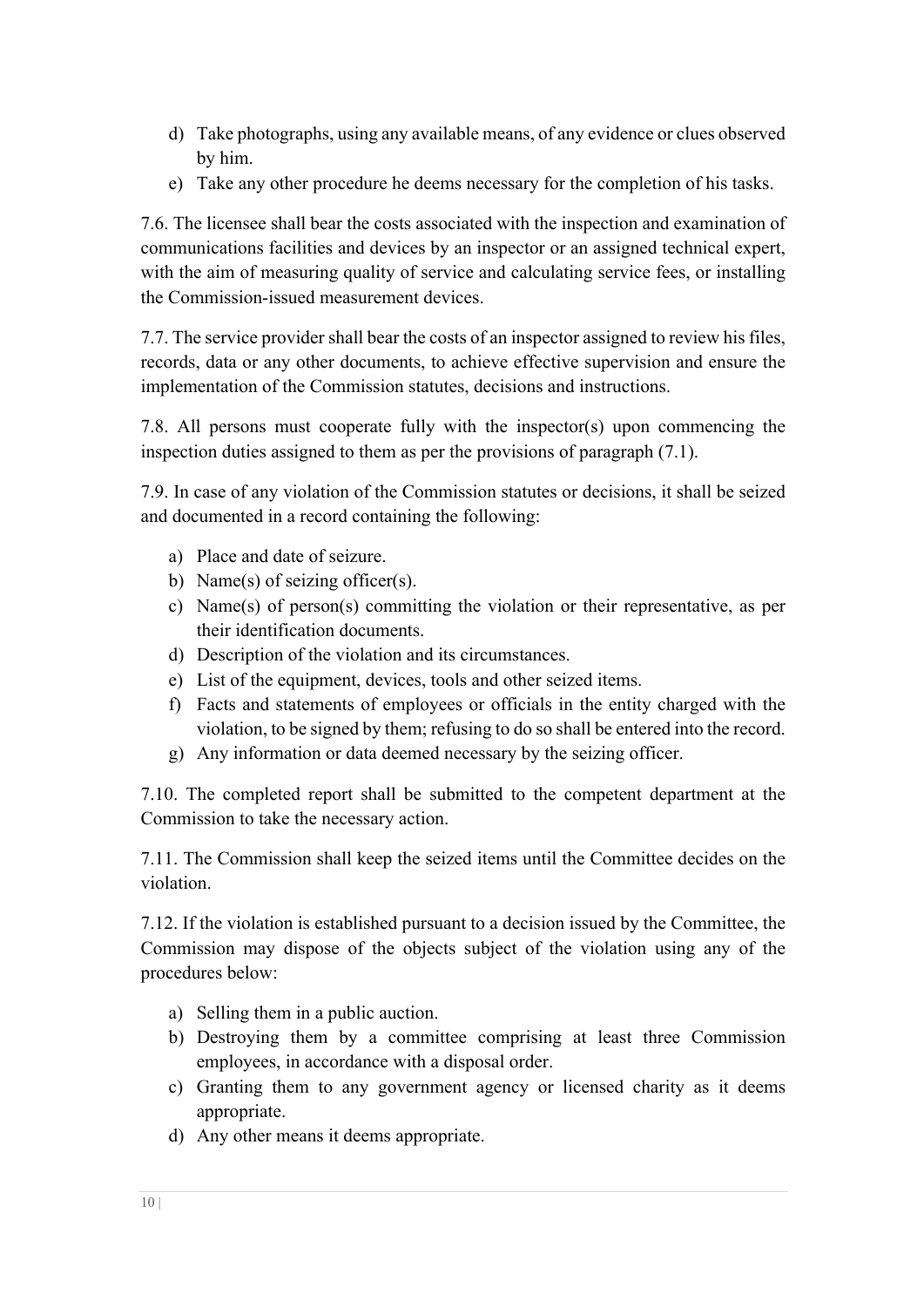d) Take photographs, using any available means, of any evidence or clues observed by him.
e) Take any other procedure he deems necessary for the completion of his tasks.

7.6. The licensee shall bear the costs associated with the inspection and examination of communications facilities and devices by an inspector or an assigned technical expert, with the aim of measuring quality of service and calculating service fees, or installing the Commission-issued measurement devices.

7.7. The service provider shall bear the costs of an inspector assigned to review his files, records, data or any other documents, to achieve effective supervision and ensure the implementation of the Commission statutes, decisions and instructions.

7.8. All persons must cooperate fully with the inspector(s) upon commencing the inspection duties assigned to them as per the provisions of paragraph (7.1).

7.9. In case of any violation of the Commission statutes or decisions, it shall be seized and documented in a record containing the following:

a) Place and date of seizure.
b) Name(s) of seizing officer(s).
c) Name(s) of person(s) committing the violation or their representative, as per their identification documents.
d) Description of the violation and its circumstances.
e) List of the equipment, devices, tools and other seized items.
f) Facts and statements of employees or officials in the entity charged with the violation, to be signed by them; refusing to do so shall be entered into the record.
g) Any information or data deemed necessary by the seizing officer.

7.10. The completed report shall be submitted to the competent department at the Commission to take the necessary action.

7.11. The Commission shall keep the seized items until the Committee decides on the violation.

7.12. If the violation is established pursuant to a decision issued by the Committee, the Commission may dispose of the objects subject of the violation using any of the procedures below:

a) Selling them in a public auction.
b) Destroying them by a committee comprising at least three Commission employees, in accordance with a disposal order.
c) Granting them to any government agency or licensed charity as it deems appropriate.
d) Any other means it deems appropriate.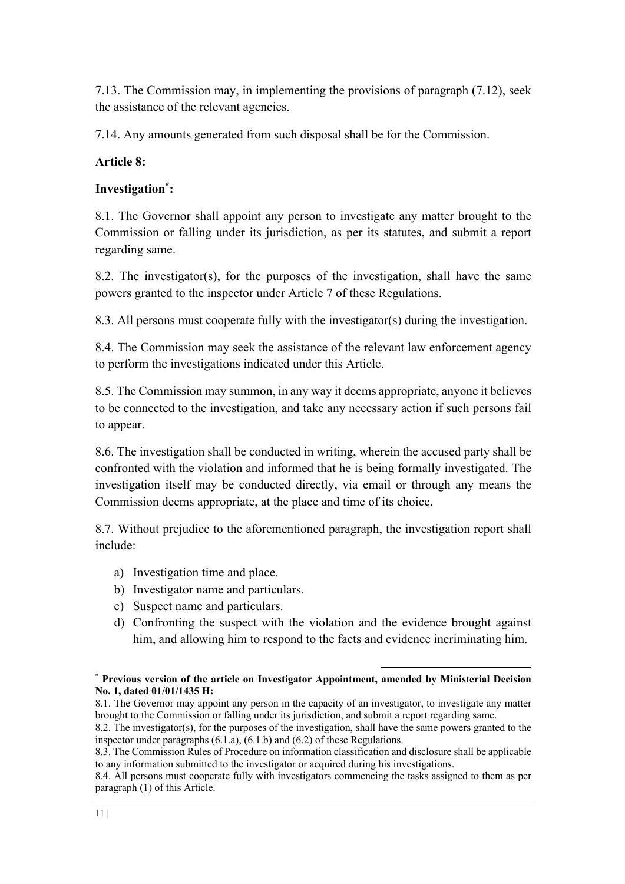7.13. The Commission may, in implementing the provisions of paragraph (7.12), seek the assistance of the relevant agencies.

7.14. Any amounts generated from such disposal shall be for the Commission.

**Article 8:**

**Investigation[*]:**

8.1. The Governor shall appoint any person to investigate any matter brought to the Commission or falling under its jurisdiction, as per its statutes, and submit a report regarding same.

8.2. The investigator(s), for the purposes of the investigation, shall have the same powers granted to the inspector under Article 7 of these Regulations.

8.3. All persons must cooperate fully with the investigator(s) during the investigation.

8.4. The Commission may seek the assistance of the relevant law enforcement agency to perform the investigations indicated under this Article.

8.5. The Commission may summon, in any way it deems appropriate, anyone it believes to be connected to the investigation, and take any necessary action if such persons fail to appear.

8.6. The investigation shall be conducted in writing, wherein the accused party shall be confronted with the violation and informed that he is being formally investigated. The investigation itself may be conducted directly, via email or through any means the Commission deems appropriate, at the place and time of its choice.

8.7. Without prejudice to the aforementioned paragraph, the investigation report shall include:

a) Investigation time and place.
b) Investigator name and particulars.
c) Suspect name and particulars.
d) Confronting the suspect with the violation and the evidence brought against him, and allowing him to respond to the facts and evidence incriminating him.

---

[*] **Previous version of the article on Investigator Appointment, amended by Ministerial Decision No. 1, dated 01/01/1435 H:**

8.1. The Governor may appoint any person in the capacity of an investigator, to investigate any matter brought to the Commission or falling under its jurisdiction, and submit a report regarding same.

8.2. The investigator(s), for the purposes of the investigation, shall have the same powers granted to the inspector under paragraphs (6.1.a), (6.1.b) and (6.2) of these Regulations.

8.3. The Commission Rules of Procedure on information classification and disclosure shall be applicable to any information submitted to the investigator or acquired during his investigations.

8.4. All persons must cooperate fully with investigators commencing the tasks assigned to them as per paragraph (1) of this Article.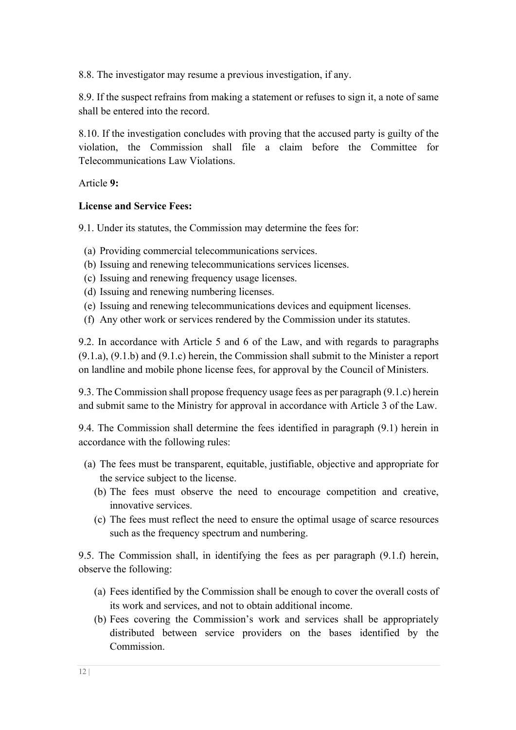8.8. The investigator may resume a previous investigation, if any.

8.9. If the suspect refrains from making a statement or refuses to sign it, a note of same shall be entered into the record.

8.10. If the investigation concludes with proving that the accused party is guilty of the violation, the Commission shall file a claim before the Committee for Telecommunications Law Violations.

Article **9:**

**License and Service Fees:**

9.1. Under its statutes, the Commission may determine the fees for:

(a) Providing commercial telecommunications services.
(b) Issuing and renewing telecommunications services licenses.
(c) Issuing and renewing frequency usage licenses.
(d) Issuing and renewing numbering licenses.
(e) Issuing and renewing telecommunications devices and equipment licenses.
(f) Any other work or services rendered by the Commission under its statutes.

9.2. In accordance with Article 5 and 6 of the Law, and with regards to paragraphs (9.1.a), (9.1.b) and (9.1.c) herein, the Commission shall submit to the Minister a report on landline and mobile phone license fees, for approval by the Council of Ministers.

9.3. The Commission shall propose frequency usage fees as per paragraph (9.1.c) herein and submit same to the Ministry for approval in accordance with Article 3 of the Law.

9.4. The Commission shall determine the fees identified in paragraph (9.1) herein in accordance with the following rules:

(a) The fees must be transparent, equitable, justifiable, objective and appropriate for the service subject to the license.
(b) The fees must observe the need to encourage competition and creative, innovative services.
(c) The fees must reflect the need to ensure the optimal usage of scarce resources such as the frequency spectrum and numbering.

9.5. The Commission shall, in identifying the fees as per paragraph (9.1.f) herein, observe the following:

(a) Fees identified by the Commission shall be enough to cover the overall costs of its work and services, and not to obtain additional income.
(b) Fees covering the Commission's work and services shall be appropriately distributed between service providers on the bases identified by the Commission.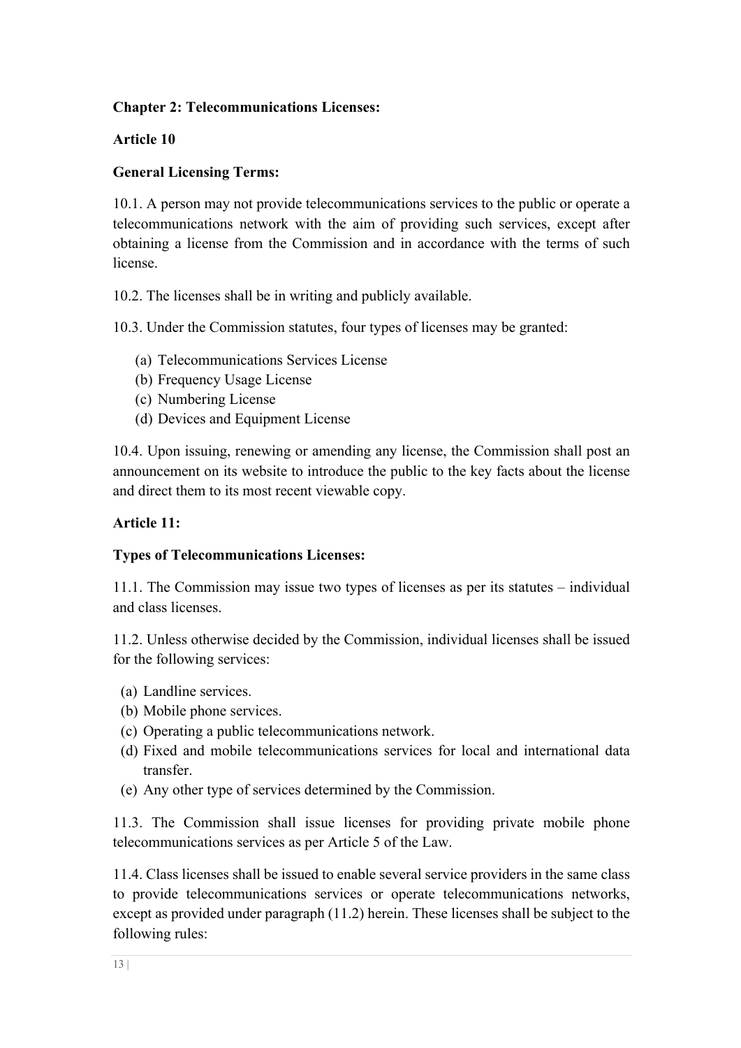## Chapter 2: Telecommunications Licenses:

### Article 10

### General Licensing Terms:

10.1. A person may not provide telecommunications services to the public or operate a telecommunications network with the aim of providing such services, except after obtaining a license from the Commission and in accordance with the terms of such license.

10.2. The licenses shall be in writing and publicly available.

10.3. Under the Commission statutes, four types of licenses may be granted:

(a) Telecommunications Services License
(b) Frequency Usage License
(c) Numbering License
(d) Devices and Equipment License

10.4. Upon issuing, renewing or amending any license, the Commission shall post an announcement on its website to introduce the public to the key facts about the license and direct them to its most recent viewable copy.

### Article 11:

### Types of Telecommunications Licenses:

11.1. The Commission may issue two types of licenses as per its statutes – individual and class licenses.

11.2. Unless otherwise decided by the Commission, individual licenses shall be issued for the following services:

(a) Landline services.
(b) Mobile phone services.
(c) Operating a public telecommunications network.
(d) Fixed and mobile telecommunications services for local and international data transfer.
(e) Any other type of services determined by the Commission.

11.3. The Commission shall issue licenses for providing private mobile phone telecommunications services as per Article 5 of the Law.

11.4. Class licenses shall be issued to enable several service providers in the same class to provide telecommunications services or operate telecommunications networks, except as provided under paragraph (11.2) herein. These licenses shall be subject to the following rules: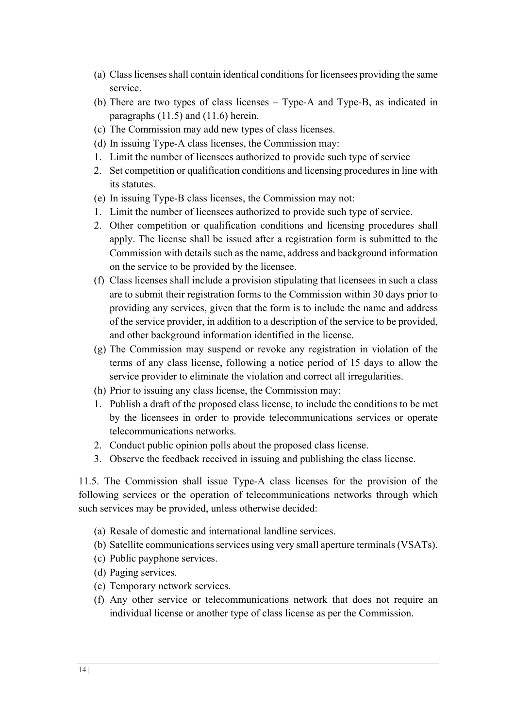(a) Class licenses shall contain identical conditions for licensees providing the same service.
(b) There are two types of class licenses – Type-A and Type-B, as indicated in paragraphs (11.5) and (11.6) herein.
(c) The Commission may add new types of class licenses.
(d) In issuing Type-A class licenses, the Commission may:
1. Limit the number of licensees authorized to provide such type of service
2. Set competition or qualification conditions and licensing procedures in line with its statutes.
(e) In issuing Type-B class licenses, the Commission may not:
1. Limit the number of licensees authorized to provide such type of service.
2. Other competition or qualification conditions and licensing procedures shall apply. The license shall be issued after a registration form is submitted to the Commission with details such as the name, address and background information on the service to be provided by the licensee.
(f) Class licenses shall include a provision stipulating that licensees in such a class are to submit their registration forms to the Commission within 30 days prior to providing any services, given that the form is to include the name and address of the service provider, in addition to a description of the service to be provided, and other background information identified in the license.
(g) The Commission may suspend or revoke any registration in violation of the terms of any class license, following a notice period of 15 days to allow the service provider to eliminate the violation and correct all irregularities.
(h) Prior to issuing any class license, the Commission may:
1. Publish a draft of the proposed class license, to include the conditions to be met by the licensees in order to provide telecommunications services or operate telecommunications networks.
2. Conduct public opinion polls about the proposed class license.
3. Observe the feedback received in issuing and publishing the class license.

11.5. The Commission shall issue Type-A class licenses for the provision of the following services or the operation of telecommunications networks through which such services may be provided, unless otherwise decided:

(a) Resale of domestic and international landline services.
(b) Satellite communications services using very small aperture terminals (VSATs).
(c) Public payphone services.
(d) Paging services.
(e) Temporary network services.
(f) Any other service or telecommunications network that does not require an individual license or another type of class license as per the Commission.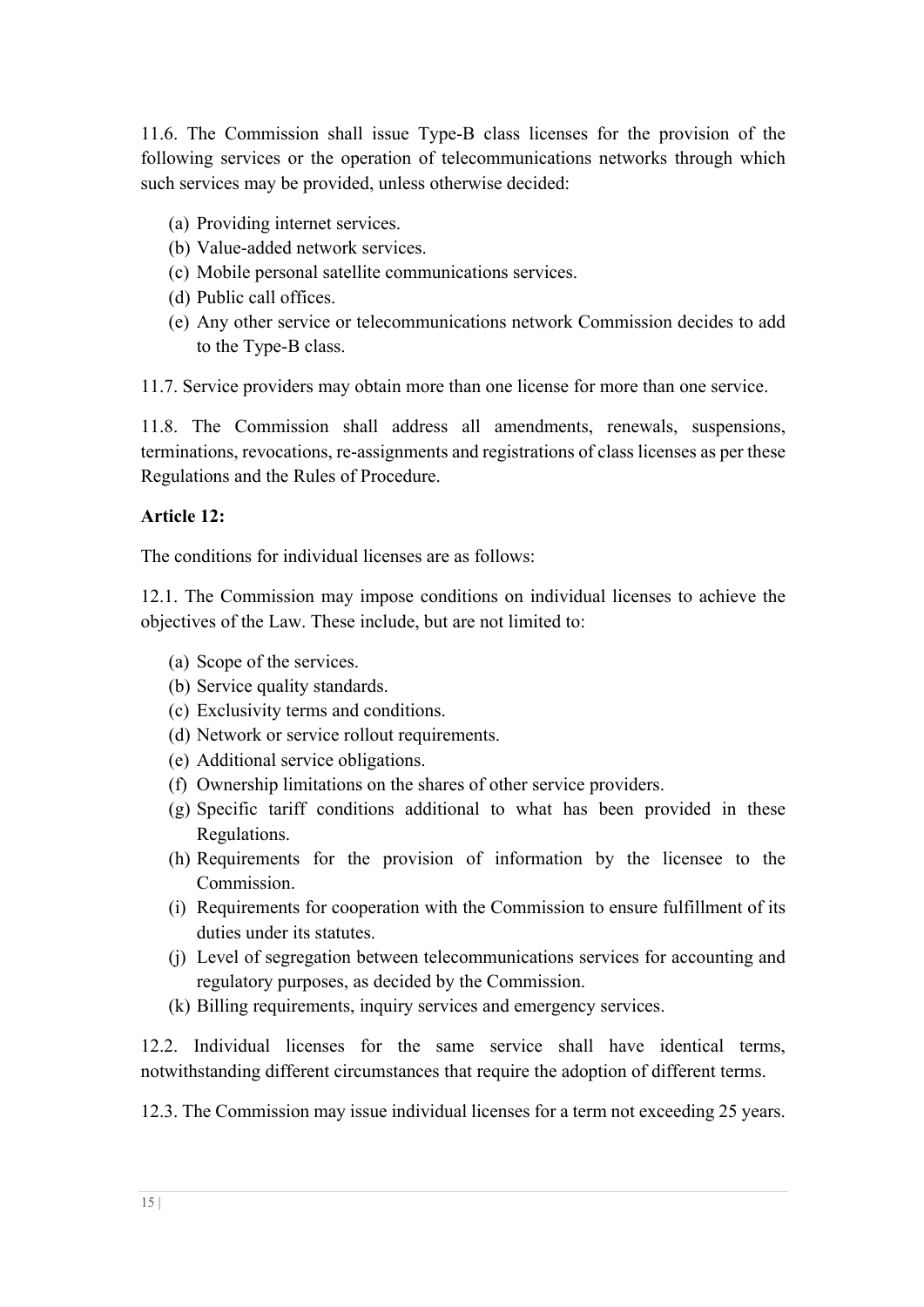11.6. The Commission shall issue Type-B class licenses for the provision of the following services or the operation of telecommunications networks through which such services may be provided, unless otherwise decided:

(a) Providing internet services.
(b) Value-added network services.
(c) Mobile personal satellite communications services.
(d) Public call offices.
(e) Any other service or telecommunications network Commission decides to add to the Type-B class.

11.7. Service providers may obtain more than one license for more than one service.

11.8. The Commission shall address all amendments, renewals, suspensions, terminations, revocations, re-assignments and registrations of class licenses as per these Regulations and the Rules of Procedure.

**Article 12:**

The conditions for individual licenses are as follows:

12.1. The Commission may impose conditions on individual licenses to achieve the objectives of the Law. These include, but are not limited to:

(a) Scope of the services.
(b) Service quality standards.
(c) Exclusivity terms and conditions.
(d) Network or service rollout requirements.
(e) Additional service obligations.
(f) Ownership limitations on the shares of other service providers.
(g) Specific tariff conditions additional to what has been provided in these Regulations.
(h) Requirements for the provision of information by the licensee to the Commission.
(i) Requirements for cooperation with the Commission to ensure fulfillment of its duties under its statutes.
(j) Level of segregation between telecommunications services for accounting and regulatory purposes, as decided by the Commission.
(k) Billing requirements, inquiry services and emergency services.

12.2. Individual licenses for the same service shall have identical terms, notwithstanding different circumstances that require the adoption of different terms.

12.3. The Commission may issue individual licenses for a term not exceeding 25 years.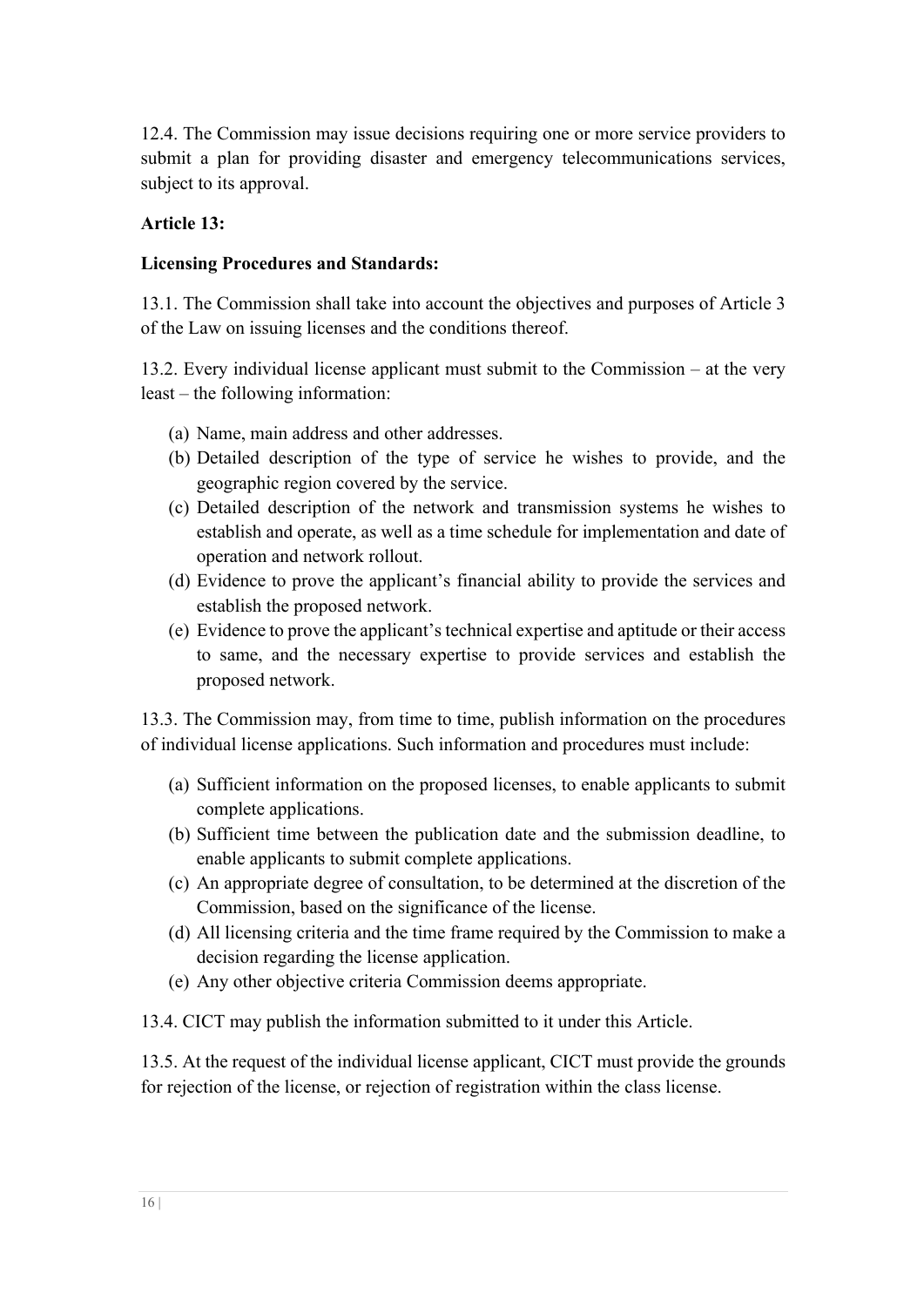12.4. The Commission may issue decisions requiring one or more service providers to submit a plan for providing disaster and emergency telecommunications services, subject to its approval.

**Article 13:**

**Licensing Procedures and Standards:**

13.1. The Commission shall take into account the objectives and purposes of Article 3 of the Law on issuing licenses and the conditions thereof.

13.2. Every individual license applicant must submit to the Commission – at the very least – the following information:

(a) Name, main address and other addresses.
(b) Detailed description of the type of service he wishes to provide, and the geographic region covered by the service.
(c) Detailed description of the network and transmission systems he wishes to establish and operate, as well as a time schedule for implementation and date of operation and network rollout.
(d) Evidence to prove the applicant's financial ability to provide the services and establish the proposed network.
(e) Evidence to prove the applicant's technical expertise and aptitude or their access to same, and the necessary expertise to provide services and establish the proposed network.

13.3. The Commission may, from time to time, publish information on the procedures of individual license applications. Such information and procedures must include:

(a) Sufficient information on the proposed licenses, to enable applicants to submit complete applications.
(b) Sufficient time between the publication date and the submission deadline, to enable applicants to submit complete applications.
(c) An appropriate degree of consultation, to be determined at the discretion of the Commission, based on the significance of the license.
(d) All licensing criteria and the time frame required by the Commission to make a decision regarding the license application.
(e) Any other objective criteria Commission deems appropriate.

13.4. CICT may publish the information submitted to it under this Article.

13.5. At the request of the individual license applicant, CICT must provide the grounds for rejection of the license, or rejection of registration within the class license.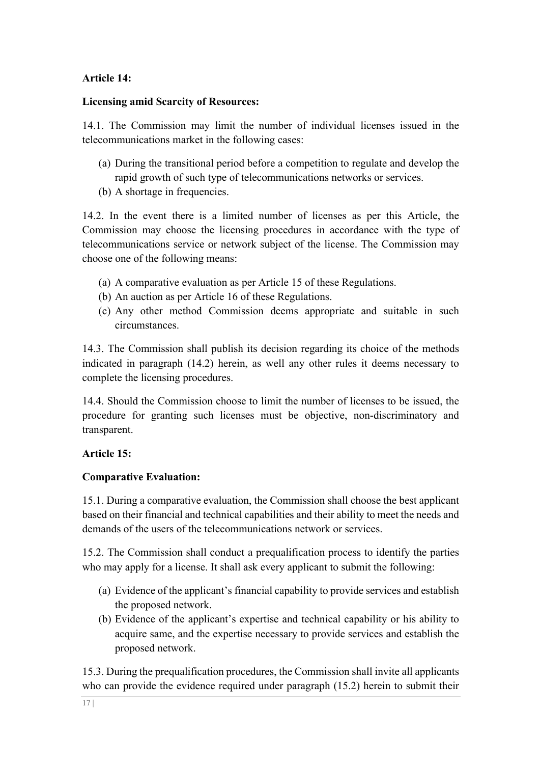**Article 14:**

**Licensing amid Scarcity of Resources:**

14.1. The Commission may limit the number of individual licenses issued in the telecommunications market in the following cases:

(a) During the transitional period before a competition to regulate and develop the rapid growth of such type of telecommunications networks or services.
(b) A shortage in frequencies.

14.2. In the event there is a limited number of licenses as per this Article, the Commission may choose the licensing procedures in accordance with the type of telecommunications service or network subject of the license. The Commission may choose one of the following means:

(a) A comparative evaluation as per Article 15 of these Regulations.
(b) An auction as per Article 16 of these Regulations.
(c) Any other method Commission deems appropriate and suitable in such circumstances.

14.3. The Commission shall publish its decision regarding its choice of the methods indicated in paragraph (14.2) herein, as well any other rules it deems necessary to complete the licensing procedures.

14.4. Should the Commission choose to limit the number of licenses to be issued, the procedure for granting such licenses must be objective, non-discriminatory and transparent.

**Article 15:**

**Comparative Evaluation:**

15.1. During a comparative evaluation, the Commission shall choose the best applicant based on their financial and technical capabilities and their ability to meet the needs and demands of the users of the telecommunications network or services.

15.2. The Commission shall conduct a prequalification process to identify the parties who may apply for a license. It shall ask every applicant to submit the following:

(a) Evidence of the applicant's financial capability to provide services and establish the proposed network.
(b) Evidence of the applicant's expertise and technical capability or his ability to acquire same, and the expertise necessary to provide services and establish the proposed network.

15.3. During the prequalification procedures, the Commission shall invite all applicants who can provide the evidence required under paragraph (15.2) herein to submit their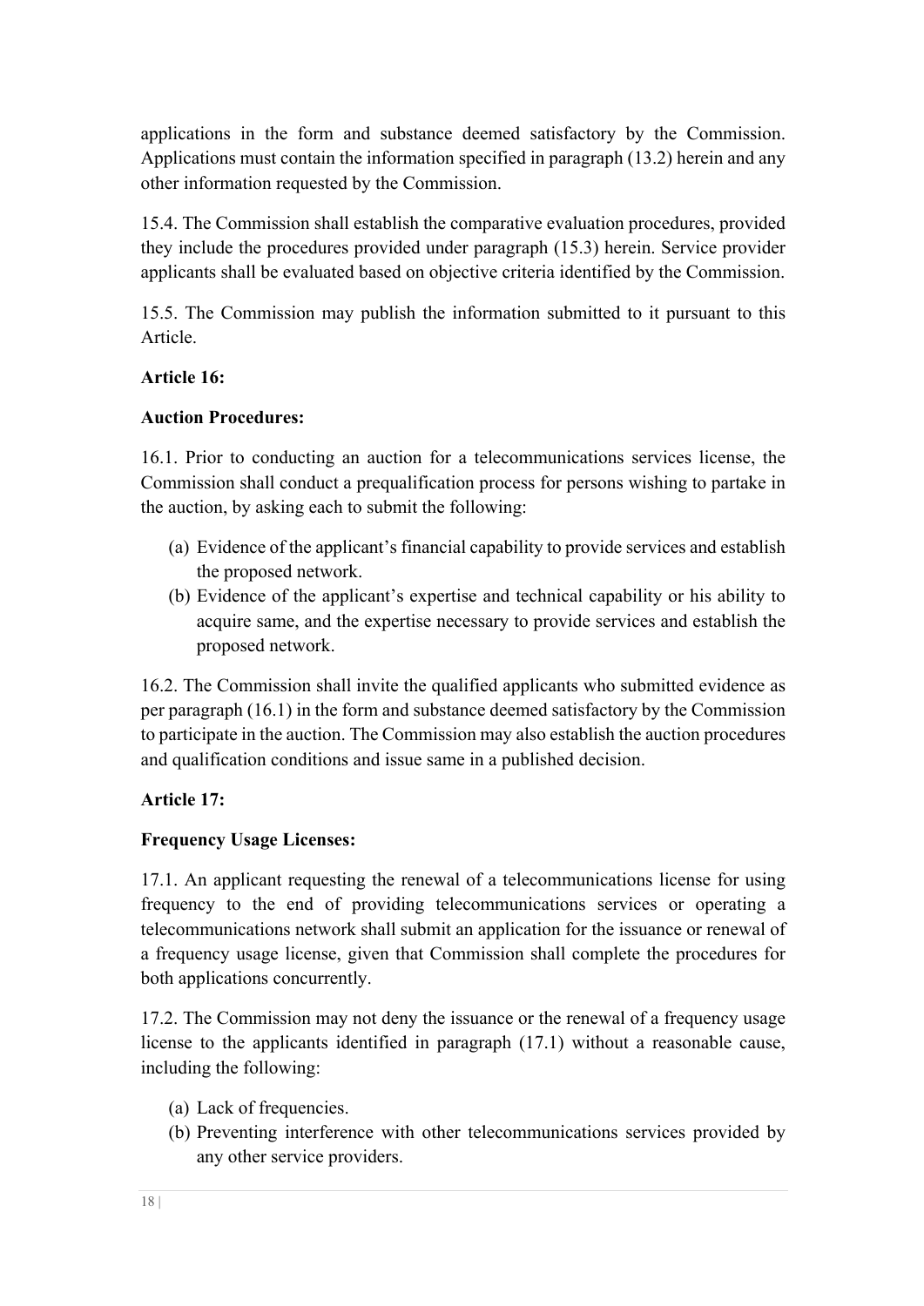applications in the form and substance deemed satisfactory by the Commission. Applications must contain the information specified in paragraph (13.2) herein and any other information requested by the Commission.

15.4. The Commission shall establish the comparative evaluation procedures, provided they include the procedures provided under paragraph (15.3) herein. Service provider applicants shall be evaluated based on objective criteria identified by the Commission.

15.5. The Commission may publish the information submitted to it pursuant to this Article.

**Article 16:**

**Auction Procedures:**

16.1. Prior to conducting an auction for a telecommunications services license, the Commission shall conduct a prequalification process for persons wishing to partake in the auction, by asking each to submit the following:

(a) Evidence of the applicant's financial capability to provide services and establish the proposed network.
(b) Evidence of the applicant's expertise and technical capability or his ability to acquire same, and the expertise necessary to provide services and establish the proposed network.

16.2. The Commission shall invite the qualified applicants who submitted evidence as per paragraph (16.1) in the form and substance deemed satisfactory by the Commission to participate in the auction. The Commission may also establish the auction procedures and qualification conditions and issue same in a published decision.

**Article 17:**

**Frequency Usage Licenses:**

17.1. An applicant requesting the renewal of a telecommunications license for using frequency to the end of providing telecommunications services or operating a telecommunications network shall submit an application for the issuance or renewal of a frequency usage license, given that Commission shall complete the procedures for both applications concurrently.

17.2. The Commission may not deny the issuance or the renewal of a frequency usage license to the applicants identified in paragraph (17.1) without a reasonable cause, including the following:

(a) Lack of frequencies.
(b) Preventing interference with other telecommunications services provided by any other service providers.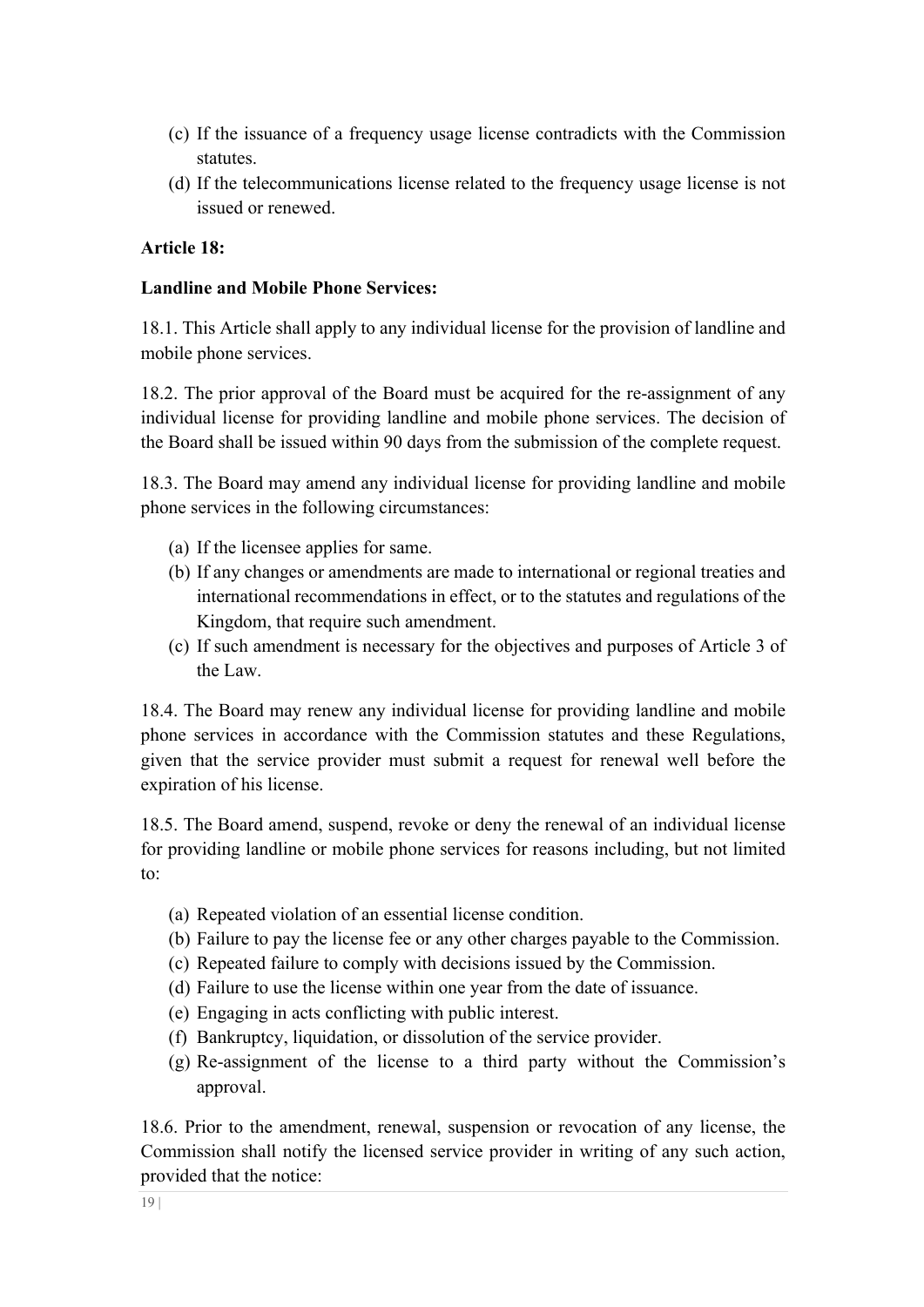(c) If the issuance of a frequency usage license contradicts with the Commission statutes.
(d) If the telecommunications license related to the frequency usage license is not issued or renewed.

**Article 18:**

**Landline and Mobile Phone Services:**

18.1. This Article shall apply to any individual license for the provision of landline and mobile phone services.

18.2. The prior approval of the Board must be acquired for the re-assignment of any individual license for providing landline and mobile phone services. The decision of the Board shall be issued within 90 days from the submission of the complete request.

18.3. The Board may amend any individual license for providing landline and mobile phone services in the following circumstances:

(a) If the licensee applies for same.
(b) If any changes or amendments are made to international or regional treaties and international recommendations in effect, or to the statutes and regulations of the Kingdom, that require such amendment.
(c) If such amendment is necessary for the objectives and purposes of Article 3 of the Law.

18.4. The Board may renew any individual license for providing landline and mobile phone services in accordance with the Commission statutes and these Regulations, given that the service provider must submit a request for renewal well before the expiration of his license.

18.5. The Board amend, suspend, revoke or deny the renewal of an individual license for providing landline or mobile phone services for reasons including, but not limited to:

(a) Repeated violation of an essential license condition.
(b) Failure to pay the license fee or any other charges payable to the Commission.
(c) Repeated failure to comply with decisions issued by the Commission.
(d) Failure to use the license within one year from the date of issuance.
(e) Engaging in acts conflicting with public interest.
(f) Bankruptcy, liquidation, or dissolution of the service provider.
(g) Re-assignment of the license to a third party without the Commission's approval.

18.6. Prior to the amendment, renewal, suspension or revocation of any license, the Commission shall notify the licensed service provider in writing of any such action, provided that the notice: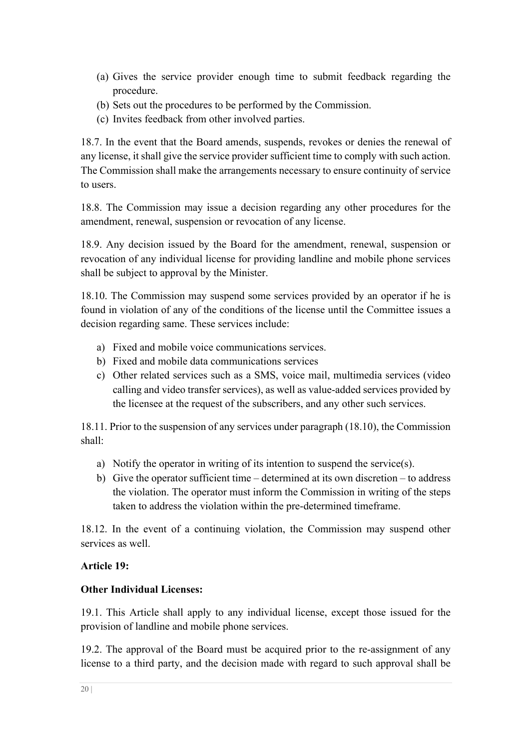(a) Gives the service provider enough time to submit feedback regarding the procedure.
(b) Sets out the procedures to be performed by the Commission.
(c) Invites feedback from other involved parties.

18.7. In the event that the Board amends, suspends, revokes or denies the renewal of any license, it shall give the service provider sufficient time to comply with such action. The Commission shall make the arrangements necessary to ensure continuity of service to users.

18.8. The Commission may issue a decision regarding any other procedures for the amendment, renewal, suspension or revocation of any license.

18.9. Any decision issued by the Board for the amendment, renewal, suspension or revocation of any individual license for providing landline and mobile phone services shall be subject to approval by the Minister.

18.10. The Commission may suspend some services provided by an operator if he is found in violation of any of the conditions of the license until the Committee issues a decision regarding same. These services include:

a) Fixed and mobile voice communications services.
b) Fixed and mobile data communications services
c) Other related services such as a SMS, voice mail, multimedia services (video calling and video transfer services), as well as value-added services provided by the licensee at the request of the subscribers, and any other such services.

18.11. Prior to the suspension of any services under paragraph (18.10), the Commission shall:

a) Notify the operator in writing of its intention to suspend the service(s).
b) Give the operator sufficient time – determined at its own discretion – to address the violation. The operator must inform the Commission in writing of the steps taken to address the violation within the pre-determined timeframe.

18.12. In the event of a continuing violation, the Commission may suspend other services as well.

**Article 19:**

**Other Individual Licenses:**

19.1. This Article shall apply to any individual license, except those issued for the provision of landline and mobile phone services.

19.2. The approval of the Board must be acquired prior to the re-assignment of any license to a third party, and the decision made with regard to such approval shall be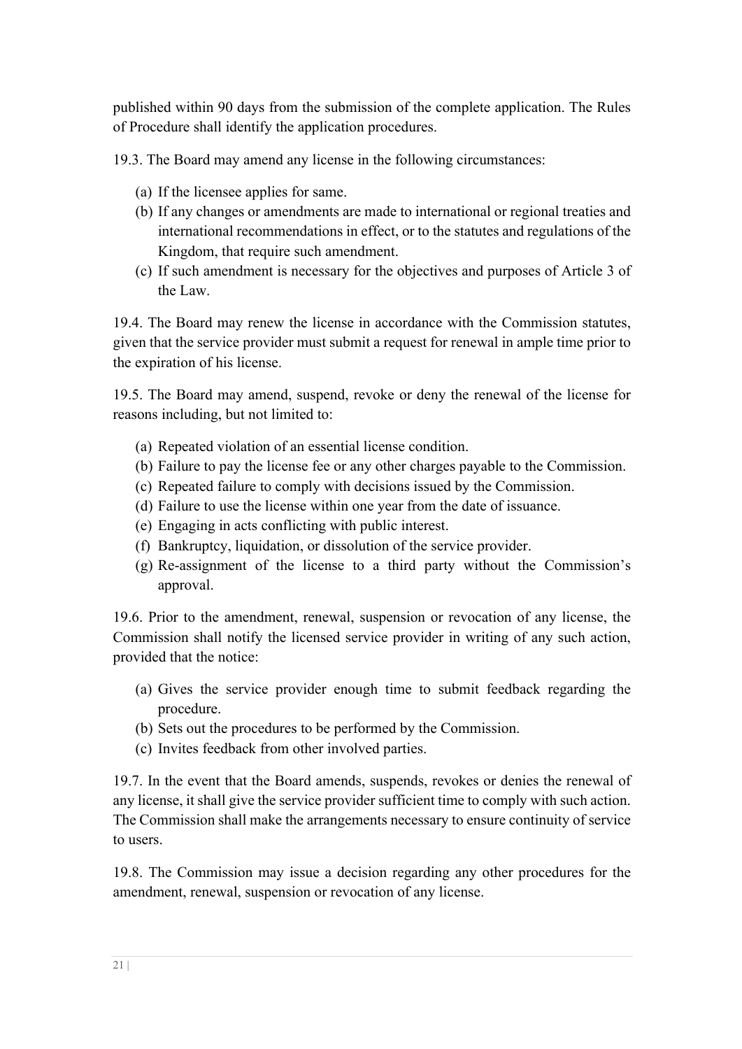published within 90 days from the submission of the complete application. The Rules of Procedure shall identify the application procedures.

19.3. The Board may amend any license in the following circumstances:

(a) If the licensee applies for same.
(b) If any changes or amendments are made to international or regional treaties and international recommendations in effect, or to the statutes and regulations of the Kingdom, that require such amendment.
(c) If such amendment is necessary for the objectives and purposes of Article 3 of the Law.

19.4. The Board may renew the license in accordance with the Commission statutes, given that the service provider must submit a request for renewal in ample time prior to the expiration of his license.

19.5. The Board may amend, suspend, revoke or deny the renewal of the license for reasons including, but not limited to:

(a) Repeated violation of an essential license condition.
(b) Failure to pay the license fee or any other charges payable to the Commission.
(c) Repeated failure to comply with decisions issued by the Commission.
(d) Failure to use the license within one year from the date of issuance.
(e) Engaging in acts conflicting with public interest.
(f) Bankruptcy, liquidation, or dissolution of the service provider.
(g) Re-assignment of the license to a third party without the Commission's approval.

19.6. Prior to the amendment, renewal, suspension or revocation of any license, the Commission shall notify the licensed service provider in writing of any such action, provided that the notice:

(a) Gives the service provider enough time to submit feedback regarding the procedure.
(b) Sets out the procedures to be performed by the Commission.
(c) Invites feedback from other involved parties.

19.7. In the event that the Board amends, suspends, revokes or denies the renewal of any license, it shall give the service provider sufficient time to comply with such action. The Commission shall make the arrangements necessary to ensure continuity of service to users.

19.8. The Commission may issue a decision regarding any other procedures for the amendment, renewal, suspension or revocation of any license.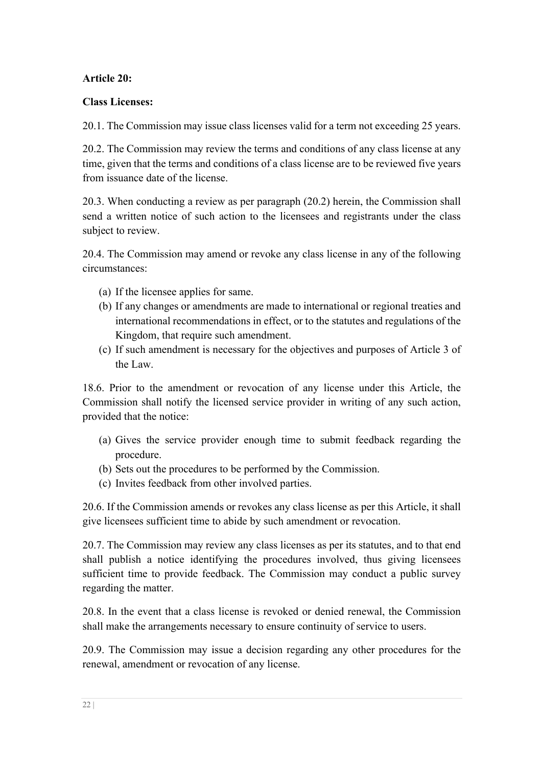**Article 20:**

**Class Licenses:**

20.1. The Commission may issue class licenses valid for a term not exceeding 25 years.

20.2. The Commission may review the terms and conditions of any class license at any time, given that the terms and conditions of a class license are to be reviewed five years from issuance date of the license.

20.3. When conducting a review as per paragraph (20.2) herein, the Commission shall send a written notice of such action to the licensees and registrants under the class subject to review.

20.4. The Commission may amend or revoke any class license in any of the following circumstances:

(a) If the licensee applies for same.
(b) If any changes or amendments are made to international or regional treaties and international recommendations in effect, or to the statutes and regulations of the Kingdom, that require such amendment.
(c) If such amendment is necessary for the objectives and purposes of Article 3 of the Law.

18.6. Prior to the amendment or revocation of any license under this Article, the Commission shall notify the licensed service provider in writing of any such action, provided that the notice:

(a) Gives the service provider enough time to submit feedback regarding the procedure.
(b) Sets out the procedures to be performed by the Commission.
(c) Invites feedback from other involved parties.

20.6. If the Commission amends or revokes any class license as per this Article, it shall give licensees sufficient time to abide by such amendment or revocation.

20.7. The Commission may review any class licenses as per its statutes, and to that end shall publish a notice identifying the procedures involved, thus giving licensees sufficient time to provide feedback. The Commission may conduct a public survey regarding the matter.

20.8. In the event that a class license is revoked or denied renewal, the Commission shall make the arrangements necessary to ensure continuity of service to users.

20.9. The Commission may issue a decision regarding any other procedures for the renewal, amendment or revocation of any license.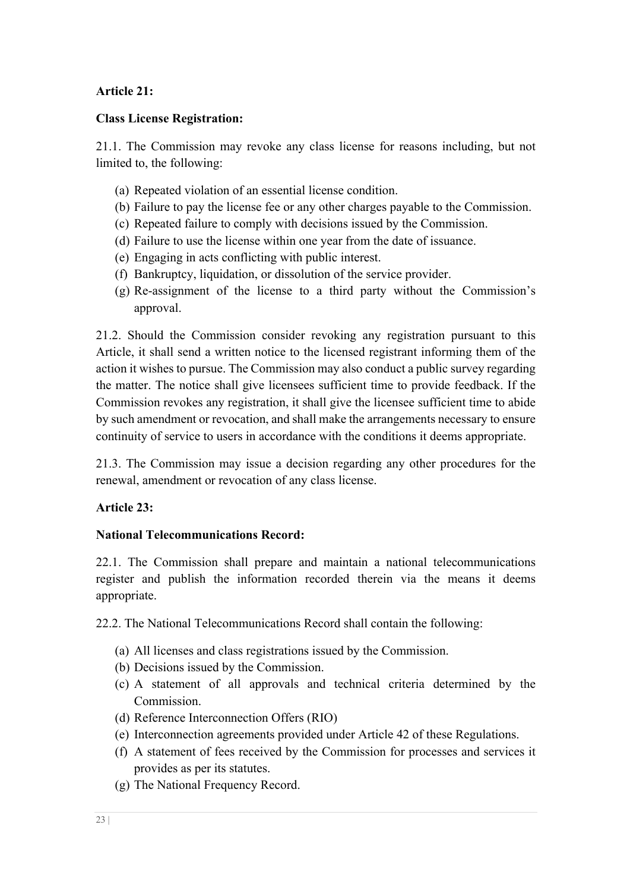**Article 21:**

**Class License Registration:**

21.1. The Commission may revoke any class license for reasons including, but not limited to, the following:

(a) Repeated violation of an essential license condition.
(b) Failure to pay the license fee or any other charges payable to the Commission.
(c) Repeated failure to comply with decisions issued by the Commission.
(d) Failure to use the license within one year from the date of issuance.
(e) Engaging in acts conflicting with public interest.
(f) Bankruptcy, liquidation, or dissolution of the service provider.
(g) Re-assignment of the license to a third party without the Commission's approval.

21.2. Should the Commission consider revoking any registration pursuant to this Article, it shall send a written notice to the licensed registrant informing them of the action it wishes to pursue. The Commission may also conduct a public survey regarding the matter. The notice shall give licensees sufficient time to provide feedback. If the Commission revokes any registration, it shall give the licensee sufficient time to abide by such amendment or revocation, and shall make the arrangements necessary to ensure continuity of service to users in accordance with the conditions it deems appropriate.

21.3. The Commission may issue a decision regarding any other procedures for the renewal, amendment or revocation of any class license.

**Article 23:**

**National Telecommunications Record:**

22.1. The Commission shall prepare and maintain a national telecommunications register and publish the information recorded therein via the means it deems appropriate.

22.2. The National Telecommunications Record shall contain the following:

(a) All licenses and class registrations issued by the Commission.
(b) Decisions issued by the Commission.
(c) A statement of all approvals and technical criteria determined by the Commission.
(d) Reference Interconnection Offers (RIO)
(e) Interconnection agreements provided under Article 42 of these Regulations.
(f) A statement of fees received by the Commission for processes and services it provides as per its statutes.
(g) The National Frequency Record.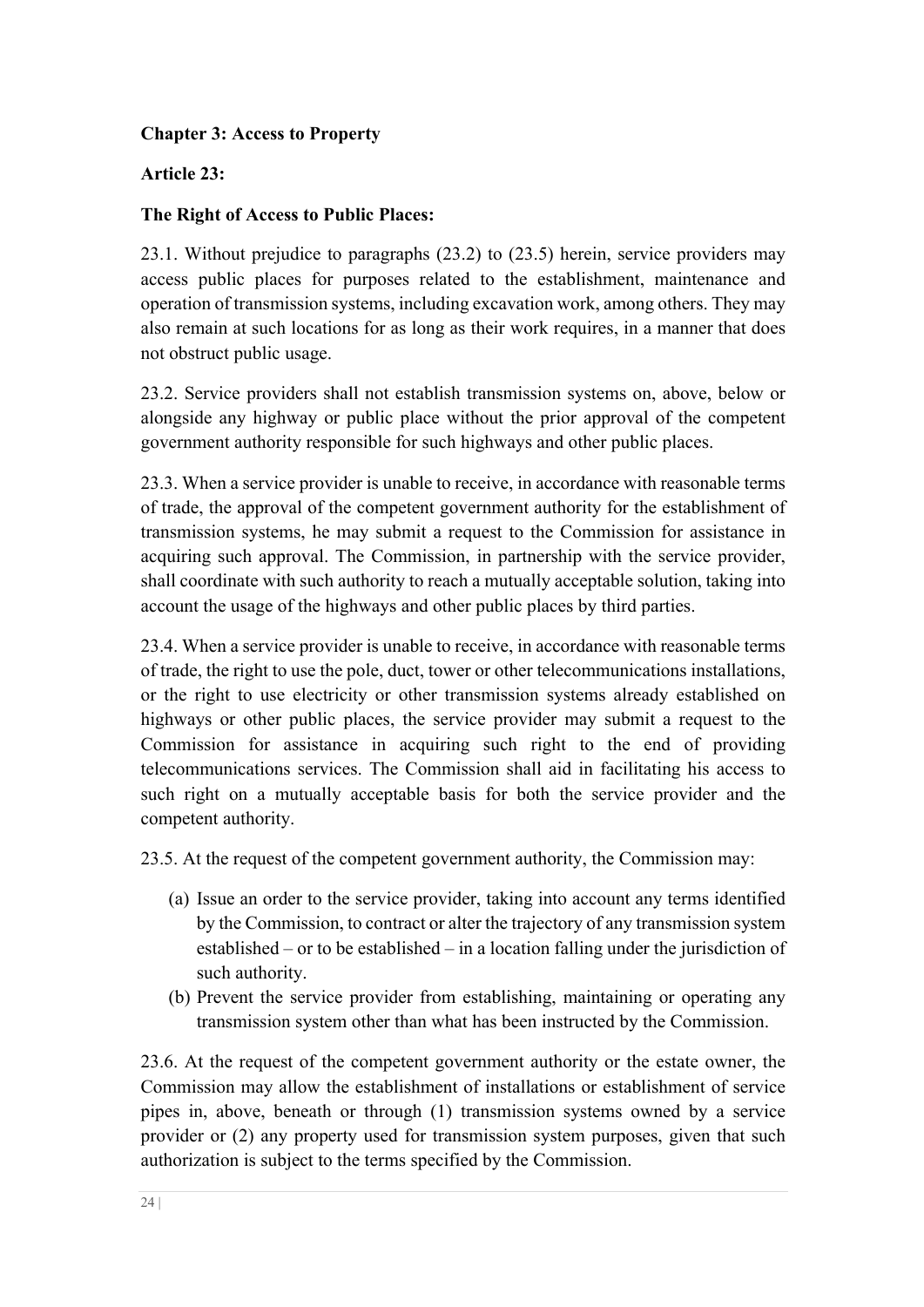## Chapter 3: Access to Property

### Article 23:

### The Right of Access to Public Places:

23.1. Without prejudice to paragraphs (23.2) to (23.5) herein, service providers may access public places for purposes related to the establishment, maintenance and operation of transmission systems, including excavation work, among others. They may also remain at such locations for as long as their work requires, in a manner that does not obstruct public usage.

23.2. Service providers shall not establish transmission systems on, above, below or alongside any highway or public place without the prior approval of the competent government authority responsible for such highways and other public places.

23.3. When a service provider is unable to receive, in accordance with reasonable terms of trade, the approval of the competent government authority for the establishment of transmission systems, he may submit a request to the Commission for assistance in acquiring such approval. The Commission, in partnership with the service provider, shall coordinate with such authority to reach a mutually acceptable solution, taking into account the usage of the highways and other public places by third parties.

23.4. When a service provider is unable to receive, in accordance with reasonable terms of trade, the right to use the pole, duct, tower or other telecommunications installations, or the right to use electricity or other transmission systems already established on highways or other public places, the service provider may submit a request to the Commission for assistance in acquiring such right to the end of providing telecommunications services. The Commission shall aid in facilitating his access to such right on a mutually acceptable basis for both the service provider and the competent authority.

23.5. At the request of the competent government authority, the Commission may:

(a) Issue an order to the service provider, taking into account any terms identified by the Commission, to contract or alter the trajectory of any transmission system established – or to be established – in a location falling under the jurisdiction of such authority.
(b) Prevent the service provider from establishing, maintaining or operating any transmission system other than what has been instructed by the Commission.

23.6. At the request of the competent government authority or the estate owner, the Commission may allow the establishment of installations or establishment of service pipes in, above, beneath or through (1) transmission systems owned by a service provider or (2) any property used for transmission system purposes, given that such authorization is subject to the terms specified by the Commission.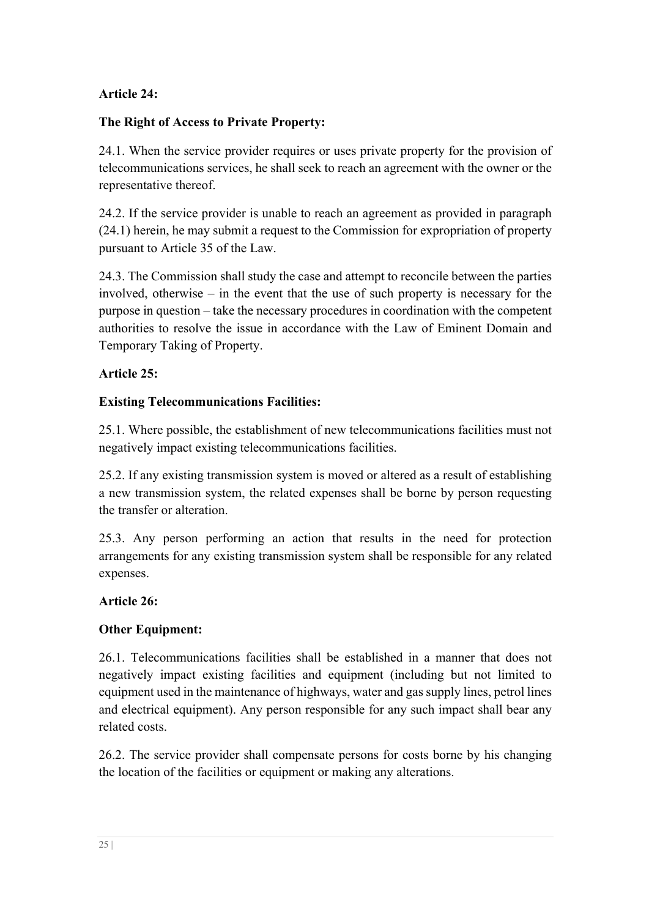**Article 24:**

**The Right of Access to Private Property:**

24.1. When the service provider requires or uses private property for the provision of telecommunications services, he shall seek to reach an agreement with the owner or the representative thereof.

24.2. If the service provider is unable to reach an agreement as provided in paragraph (24.1) herein, he may submit a request to the Commission for expropriation of property pursuant to Article 35 of the Law.

24.3. The Commission shall study the case and attempt to reconcile between the parties involved, otherwise – in the event that the use of such property is necessary for the purpose in question – take the necessary procedures in coordination with the competent authorities to resolve the issue in accordance with the Law of Eminent Domain and Temporary Taking of Property.

**Article 25:**

**Existing Telecommunications Facilities:**

25.1. Where possible, the establishment of new telecommunications facilities must not negatively impact existing telecommunications facilities.

25.2. If any existing transmission system is moved or altered as a result of establishing a new transmission system, the related expenses shall be borne by person requesting the transfer or alteration.

25.3. Any person performing an action that results in the need for protection arrangements for any existing transmission system shall be responsible for any related expenses.

**Article 26:**

**Other Equipment:**

26.1. Telecommunications facilities shall be established in a manner that does not negatively impact existing facilities and equipment (including but not limited to equipment used in the maintenance of highways, water and gas supply lines, petrol lines and electrical equipment). Any person responsible for any such impact shall bear any related costs.

26.2. The service provider shall compensate persons for costs borne by his changing the location of the facilities or equipment or making any alterations.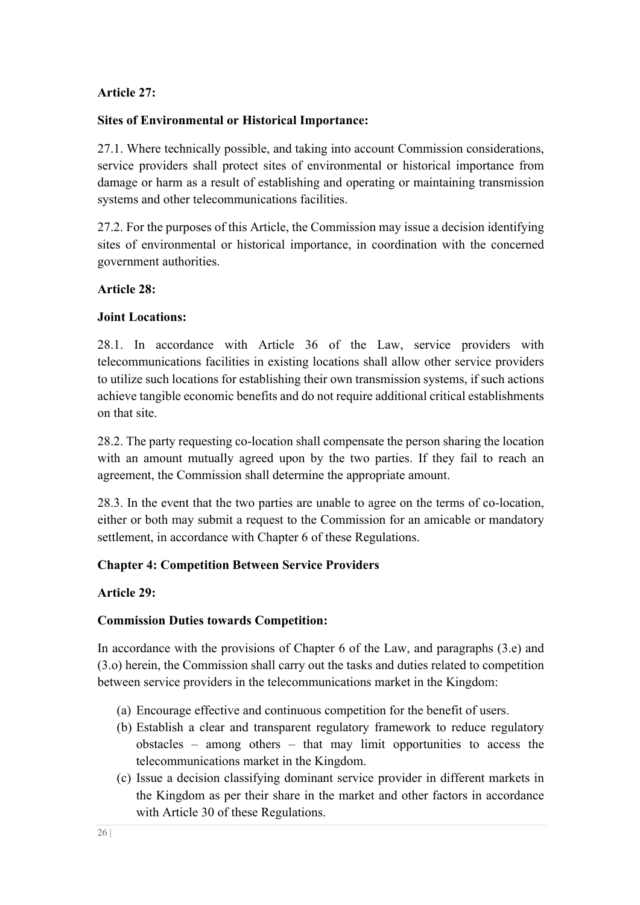**Article 27:**

**Sites of Environmental or Historical Importance:**

27.1. Where technically possible, and taking into account Commission considerations, service providers shall protect sites of environmental or historical importance from damage or harm as a result of establishing and operating or maintaining transmission systems and other telecommunications facilities.

27.2. For the purposes of this Article, the Commission may issue a decision identifying sites of environmental or historical importance, in coordination with the concerned government authorities.

**Article 28:**

**Joint Locations:**

28.1. In accordance with Article 36 of the Law, service providers with telecommunications facilities in existing locations shall allow other service providers to utilize such locations for establishing their own transmission systems, if such actions achieve tangible economic benefits and do not require additional critical establishments on that site.

28.2. The party requesting co-location shall compensate the person sharing the location with an amount mutually agreed upon by the two parties. If they fail to reach an agreement, the Commission shall determine the appropriate amount.

28.3. In the event that the two parties are unable to agree on the terms of co-location, either or both may submit a request to the Commission for an amicable or mandatory settlement, in accordance with Chapter 6 of these Regulations.

**Chapter 4: Competition Between Service Providers**

**Article 29:**

**Commission Duties towards Competition:**

In accordance with the provisions of Chapter 6 of the Law, and paragraphs (3.e) and (3.o) herein, the Commission shall carry out the tasks and duties related to competition between service providers in the telecommunications market in the Kingdom:

(a) Encourage effective and continuous competition for the benefit of users.
(b) Establish a clear and transparent regulatory framework to reduce regulatory obstacles – among others – that may limit opportunities to access the telecommunications market in the Kingdom.
(c) Issue a decision classifying dominant service provider in different markets in the Kingdom as per their share in the market and other factors in accordance with Article 30 of these Regulations.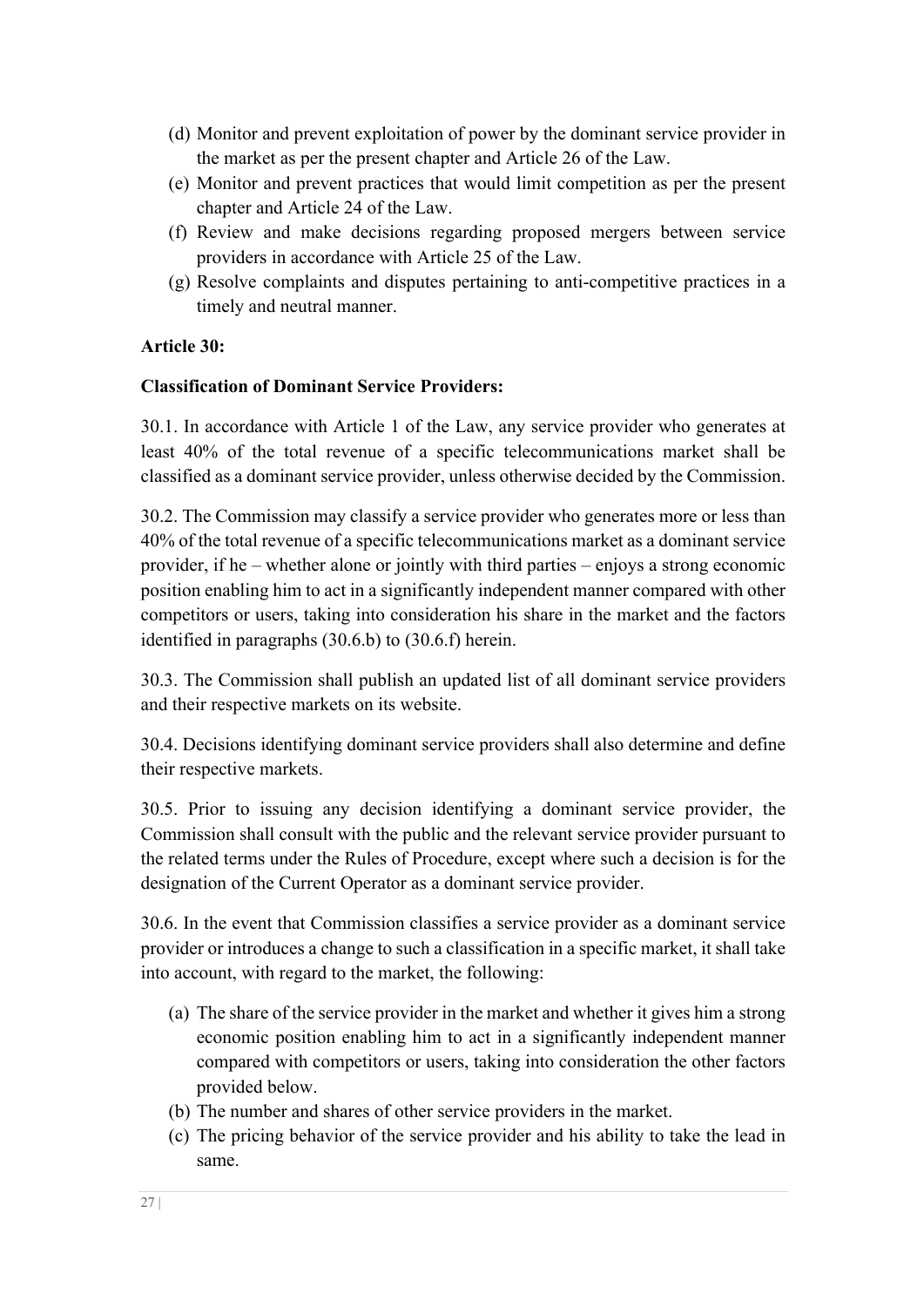(d) Monitor and prevent exploitation of power by the dominant service provider in the market as per the present chapter and Article 26 of the Law.
(e) Monitor and prevent practices that would limit competition as per the present chapter and Article 24 of the Law.
(f) Review and make decisions regarding proposed mergers between service providers in accordance with Article 25 of the Law.
(g) Resolve complaints and disputes pertaining to anti-competitive practices in a timely and neutral manner.

**Article 30:**

**Classification of Dominant Service Providers:**

30.1. In accordance with Article 1 of the Law, any service provider who generates at least 40% of the total revenue of a specific telecommunications market shall be classified as a dominant service provider, unless otherwise decided by the Commission.

30.2. The Commission may classify a service provider who generates more or less than 40% of the total revenue of a specific telecommunications market as a dominant service provider, if he – whether alone or jointly with third parties – enjoys a strong economic position enabling him to act in a significantly independent manner compared with other competitors or users, taking into consideration his share in the market and the factors identified in paragraphs (30.6.b) to (30.6.f) herein.

30.3. The Commission shall publish an updated list of all dominant service providers and their respective markets on its website.

30.4. Decisions identifying dominant service providers shall also determine and define their respective markets.

30.5. Prior to issuing any decision identifying a dominant service provider, the Commission shall consult with the public and the relevant service provider pursuant to the related terms under the Rules of Procedure, except where such a decision is for the designation of the Current Operator as a dominant service provider.

30.6. In the event that Commission classifies a service provider as a dominant service provider or introduces a change to such a classification in a specific market, it shall take into account, with regard to the market, the following:

(a) The share of the service provider in the market and whether it gives him a strong economic position enabling him to act in a significantly independent manner compared with competitors or users, taking into consideration the other factors provided below.
(b) The number and shares of other service providers in the market.
(c) The pricing behavior of the service provider and his ability to take the lead in same.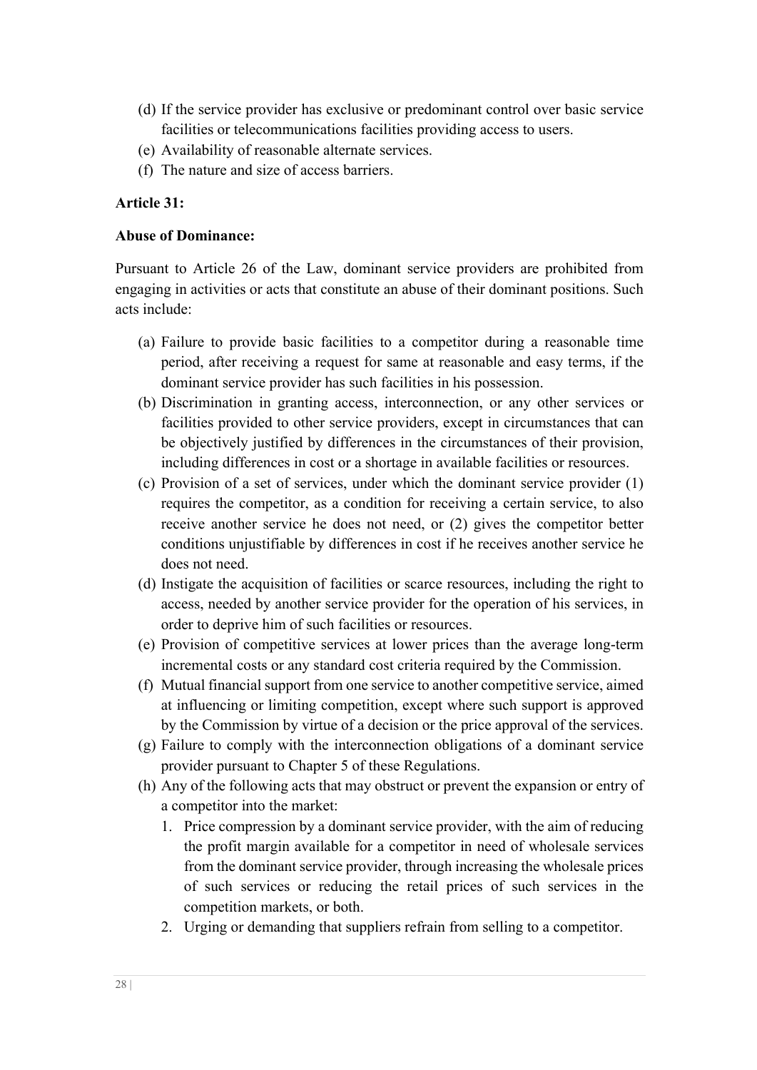(d) If the service provider has exclusive or predominant control over basic service facilities or telecommunications facilities providing access to users.
(e) Availability of reasonable alternate services.
(f) The nature and size of access barriers.

**Article 31:**

**Abuse of Dominance:**

Pursuant to Article 26 of the Law, dominant service providers are prohibited from engaging in activities or acts that constitute an abuse of their dominant positions. Such acts include:

(a) Failure to provide basic facilities to a competitor during a reasonable time period, after receiving a request for same at reasonable and easy terms, if the dominant service provider has such facilities in his possession.
(b) Discrimination in granting access, interconnection, or any other services or facilities provided to other service providers, except in circumstances that can be objectively justified by differences in the circumstances of their provision, including differences in cost or a shortage in available facilities or resources.
(c) Provision of a set of services, under which the dominant service provider (1) requires the competitor, as a condition for receiving a certain service, to also receive another service he does not need, or (2) gives the competitor better conditions unjustifiable by differences in cost if he receives another service he does not need.
(d) Instigate the acquisition of facilities or scarce resources, including the right to access, needed by another service provider for the operation of his services, in order to deprive him of such facilities or resources.
(e) Provision of competitive services at lower prices than the average long-term incremental costs or any standard cost criteria required by the Commission.
(f) Mutual financial support from one service to another competitive service, aimed at influencing or limiting competition, except where such support is approved by the Commission by virtue of a decision or the price approval of the services.
(g) Failure to comply with the interconnection obligations of a dominant service provider pursuant to Chapter 5 of these Regulations.
(h) Any of the following acts that may obstruct or prevent the expansion or entry of a competitor into the market:
    1. Price compression by a dominant service provider, with the aim of reducing the profit margin available for a competitor in need of wholesale services from the dominant service provider, through increasing the wholesale prices of such services or reducing the retail prices of such services in the competition markets, or both.
    2. Urging or demanding that suppliers refrain from selling to a competitor.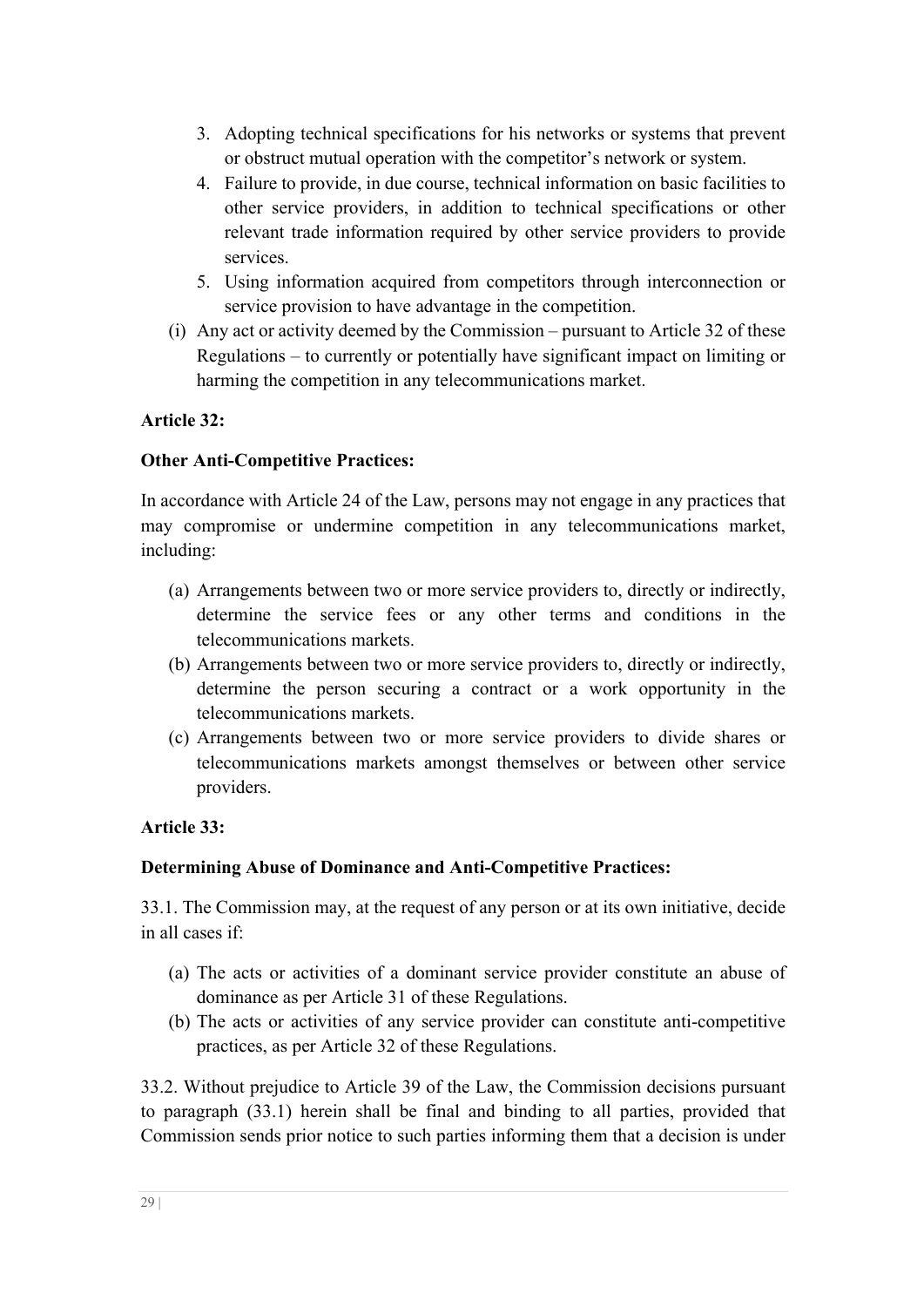3. Adopting technical specifications for his networks or systems that prevent or obstruct mutual operation with the competitor's network or system.
4. Failure to provide, in due course, technical information on basic facilities to other service providers, in addition to technical specifications or other relevant trade information required by other service providers to provide services.
5. Using information acquired from competitors through interconnection or service provision to have advantage in the competition.

(i) Any act or activity deemed by the Commission – pursuant to Article 32 of these Regulations – to currently or potentially have significant impact on limiting or harming the competition in any telecommunications market.

**Article 32:**

**Other Anti-Competitive Practices:**

In accordance with Article 24 of the Law, persons may not engage in any practices that may compromise or undermine competition in any telecommunications market, including:

(a) Arrangements between two or more service providers to, directly or indirectly, determine the service fees or any other terms and conditions in the telecommunications markets.

(b) Arrangements between two or more service providers to, directly or indirectly, determine the person securing a contract or a work opportunity in the telecommunications markets.

(c) Arrangements between two or more service providers to divide shares or telecommunications markets amongst themselves or between other service providers.

**Article 33:**

**Determining Abuse of Dominance and Anti-Competitive Practices:**

33.1. The Commission may, at the request of any person or at its own initiative, decide in all cases if:

(a) The acts or activities of a dominant service provider constitute an abuse of dominance as per Article 31 of these Regulations.

(b) The acts or activities of any service provider can constitute anti-competitive practices, as per Article 32 of these Regulations.

33.2. Without prejudice to Article 39 of the Law, the Commission decisions pursuant to paragraph (33.1) herein shall be final and binding to all parties, provided that Commission sends prior notice to such parties informing them that a decision is under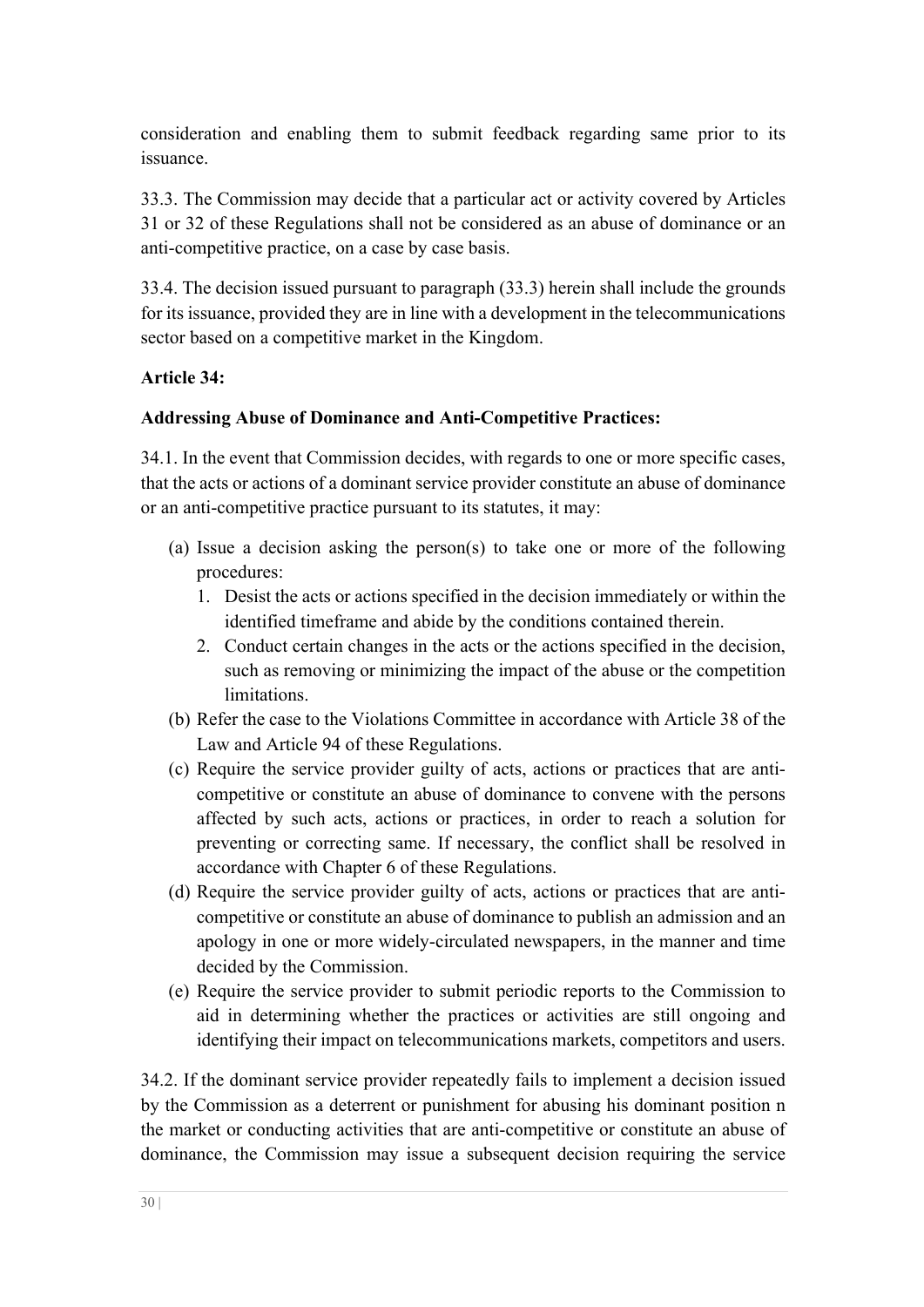consideration and enabling them to submit feedback regarding same prior to its issuance.

33.3. The Commission may decide that a particular act or activity covered by Articles 31 or 32 of these Regulations shall not be considered as an abuse of dominance or an anti-competitive practice, on a case by case basis.

33.4. The decision issued pursuant to paragraph (33.3) herein shall include the grounds for its issuance, provided they are in line with a development in the telecommunications sector based on a competitive market in the Kingdom.

**Article 34:**

**Addressing Abuse of Dominance and Anti-Competitive Practices:**

34.1. In the event that Commission decides, with regards to one or more specific cases, that the acts or actions of a dominant service provider constitute an abuse of dominance or an anti-competitive practice pursuant to its statutes, it may:

(a) Issue a decision asking the person(s) to take one or more of the following procedures:
   1. Desist the acts or actions specified in the decision immediately or within the identified timeframe and abide by the conditions contained therein.
   2. Conduct certain changes in the acts or the actions specified in the decision, such as removing or minimizing the impact of the abuse or the competition limitations.

(b) Refer the case to the Violations Committee in accordance with Article 38 of the Law and Article 94 of these Regulations.

(c) Require the service provider guilty of acts, actions or practices that are anti-competitive or constitute an abuse of dominance to convene with the persons affected by such acts, actions or practices, in order to reach a solution for preventing or correcting same. If necessary, the conflict shall be resolved in accordance with Chapter 6 of these Regulations.

(d) Require the service provider guilty of acts, actions or practices that are anti-competitive or constitute an abuse of dominance to publish an admission and an apology in one or more widely-circulated newspapers, in the manner and time decided by the Commission.

(e) Require the service provider to submit periodic reports to the Commission to aid in determining whether the practices or activities are still ongoing and identifying their impact on telecommunications markets, competitors and users.

34.2. If the dominant service provider repeatedly fails to implement a decision issued by the Commission as a deterrent or punishment for abusing his dominant position n the market or conducting activities that are anti-competitive or constitute an abuse of dominance, the Commission may issue a subsequent decision requiring the service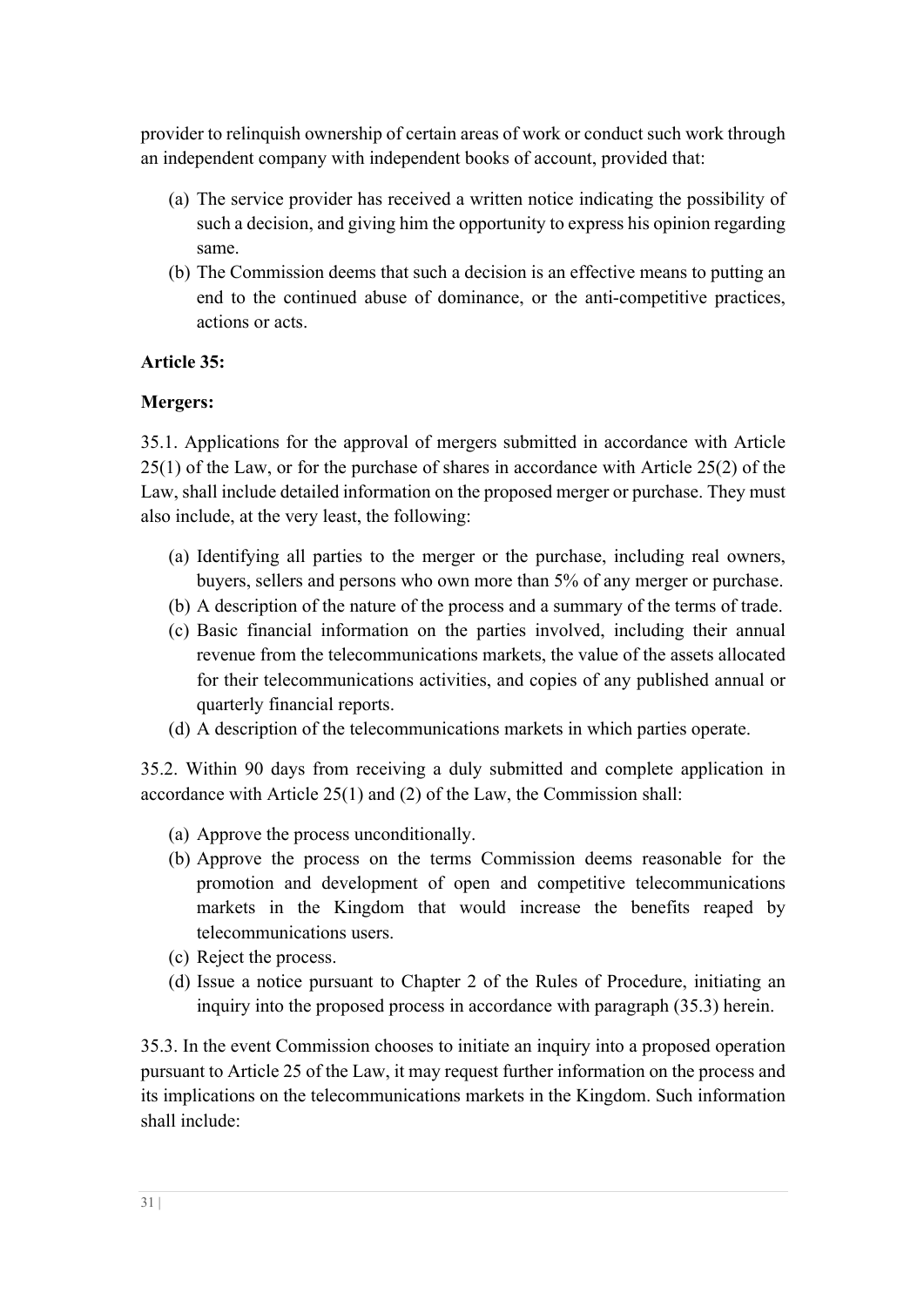provider to relinquish ownership of certain areas of work or conduct such work through an independent company with independent books of account, provided that:

(a) The service provider has received a written notice indicating the possibility of such a decision, and giving him the opportunity to express his opinion regarding same.
(b) The Commission deems that such a decision is an effective means to putting an end to the continued abuse of dominance, or the anti-competitive practices, actions or acts.

**Article 35:**

**Mergers:**

35.1. Applications for the approval of mergers submitted in accordance with Article 25(1) of the Law, or for the purchase of shares in accordance with Article 25(2) of the Law, shall include detailed information on the proposed merger or purchase. They must also include, at the very least, the following:

(a) Identifying all parties to the merger or the purchase, including real owners, buyers, sellers and persons who own more than 5% of any merger or purchase.
(b) A description of the nature of the process and a summary of the terms of trade.
(c) Basic financial information on the parties involved, including their annual revenue from the telecommunications markets, the value of the assets allocated for their telecommunications activities, and copies of any published annual or quarterly financial reports.
(d) A description of the telecommunications markets in which parties operate.

35.2. Within 90 days from receiving a duly submitted and complete application in accordance with Article 25(1) and (2) of the Law, the Commission shall:

(a) Approve the process unconditionally.
(b) Approve the process on the terms Commission deems reasonable for the promotion and development of open and competitive telecommunications markets in the Kingdom that would increase the benefits reaped by telecommunications users.
(c) Reject the process.
(d) Issue a notice pursuant to Chapter 2 of the Rules of Procedure, initiating an inquiry into the proposed process in accordance with paragraph (35.3) herein.

35.3. In the event Commission chooses to initiate an inquiry into a proposed operation pursuant to Article 25 of the Law, it may request further information on the process and its implications on the telecommunications markets in the Kingdom. Such information shall include: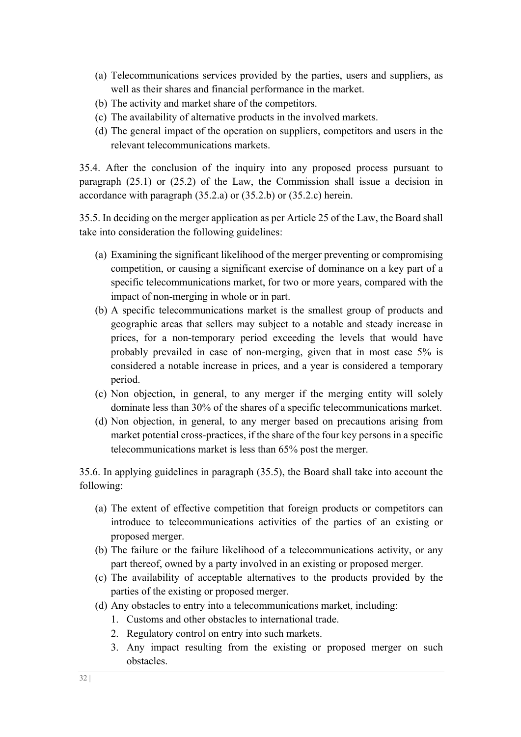(a) Telecommunications services provided by the parties, users and suppliers, as well as their shares and financial performance in the market.
(b) The activity and market share of the competitors.
(c) The availability of alternative products in the involved markets.
(d) The general impact of the operation on suppliers, competitors and users in the relevant telecommunications markets.

35.4. After the conclusion of the inquiry into any proposed process pursuant to paragraph (25.1) or (25.2) of the Law, the Commission shall issue a decision in accordance with paragraph (35.2.a) or (35.2.b) or (35.2.c) herein.

35.5. In deciding on the merger application as per Article 25 of the Law, the Board shall take into consideration the following guidelines:

(a) Examining the significant likelihood of the merger preventing or compromising competition, or causing a significant exercise of dominance on a key part of a specific telecommunications market, for two or more years, compared with the impact of non-merging in whole or in part.
(b) A specific telecommunications market is the smallest group of products and geographic areas that sellers may subject to a notable and steady increase in prices, for a non-temporary period exceeding the levels that would have probably prevailed in case of non-merging, given that in most case 5% is considered a notable increase in prices, and a year is considered a temporary period.
(c) Non objection, in general, to any merger if the merging entity will solely dominate less than 30% of the shares of a specific telecommunications market.
(d) Non objection, in general, to any merger based on precautions arising from market potential cross-practices, if the share of the four key persons in a specific telecommunications market is less than 65% post the merger.

35.6. In applying guidelines in paragraph (35.5), the Board shall take into account the following:

(a) The extent of effective competition that foreign products or competitors can introduce to telecommunications activities of the parties of an existing or proposed merger.
(b) The failure or the failure likelihood of a telecommunications activity, or any part thereof, owned by a party involved in an existing or proposed merger.
(c) The availability of acceptable alternatives to the products provided by the parties of the existing or proposed merger.
(d) Any obstacles to entry into a telecommunications market, including:
   1. Customs and other obstacles to international trade.
   2. Regulatory control on entry into such markets.
   3. Any impact resulting from the existing or proposed merger on such obstacles.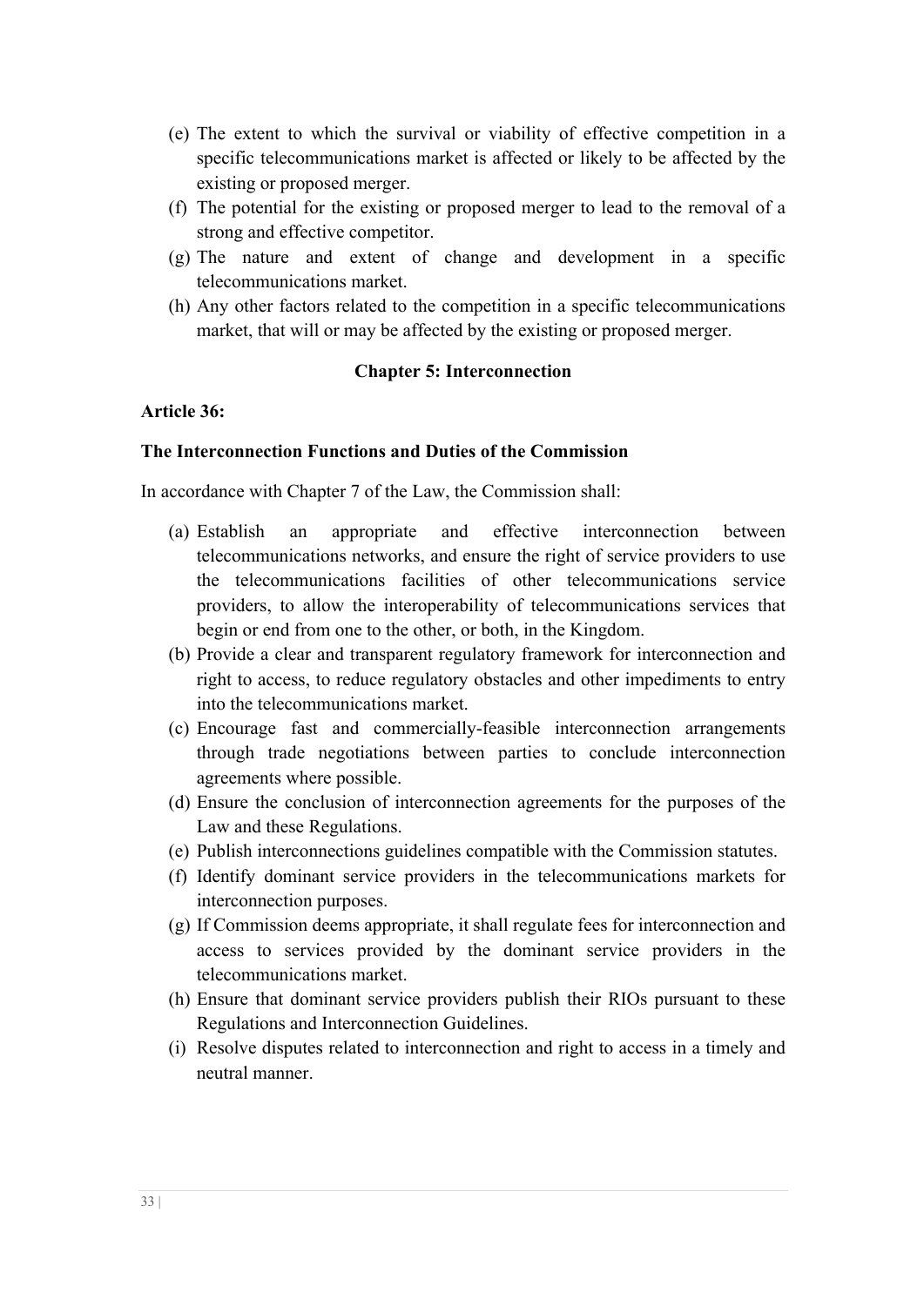(e) The extent to which the survival or viability of effective competition in a specific telecommunications market is affected or likely to be affected by the existing or proposed merger.
(f) The potential for the existing or proposed merger to lead to the removal of a strong and effective competitor.
(g) The nature and extent of change and development in a specific telecommunications market.
(h) Any other factors related to the competition in a specific telecommunications market, that will or may be affected by the existing or proposed merger.

## Chapter 5: Interconnection

**Article 36:**

**The Interconnection Functions and Duties of the Commission**

In accordance with Chapter 7 of the Law, the Commission shall:

(a) Establish an appropriate and effective interconnection between telecommunications networks, and ensure the right of service providers to use the telecommunications facilities of other telecommunications service providers, to allow the interoperability of telecommunications services that begin or end from one to the other, or both, in the Kingdom.
(b) Provide a clear and transparent regulatory framework for interconnection and right to access, to reduce regulatory obstacles and other impediments to entry into the telecommunications market.
(c) Encourage fast and commercially-feasible interconnection arrangements through trade negotiations between parties to conclude interconnection agreements where possible.
(d) Ensure the conclusion of interconnection agreements for the purposes of the Law and these Regulations.
(e) Publish interconnections guidelines compatible with the Commission statutes.
(f) Identify dominant service providers in the telecommunications markets for interconnection purposes.
(g) If Commission deems appropriate, it shall regulate fees for interconnection and access to services provided by the dominant service providers in the telecommunications market.
(h) Ensure that dominant service providers publish their RIOs pursuant to these Regulations and Interconnection Guidelines.
(i) Resolve disputes related to interconnection and right to access in a timely and neutral manner.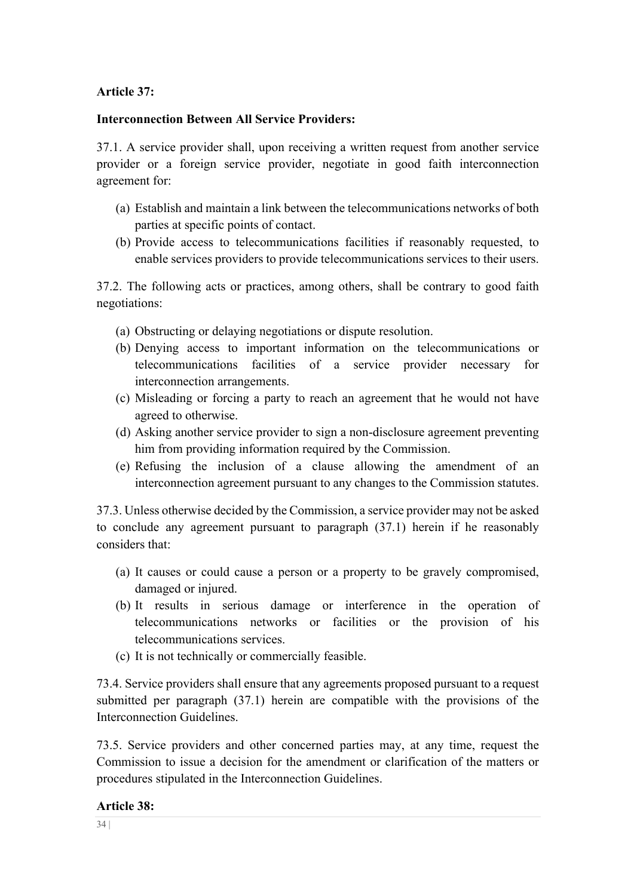**Article 37:**

**Interconnection Between All Service Providers:**

37.1. A service provider shall, upon receiving a written request from another service provider or a foreign service provider, negotiate in good faith interconnection agreement for:

(a) Establish and maintain a link between the telecommunications networks of both parties at specific points of contact.
(b) Provide access to telecommunications facilities if reasonably requested, to enable services providers to provide telecommunications services to their users.

37.2. The following acts or practices, among others, shall be contrary to good faith negotiations:

(a) Obstructing or delaying negotiations or dispute resolution.
(b) Denying access to important information on the telecommunications or telecommunications facilities of a service provider necessary for interconnection arrangements.
(c) Misleading or forcing a party to reach an agreement that he would not have agreed to otherwise.
(d) Asking another service provider to sign a non-disclosure agreement preventing him from providing information required by the Commission.
(e) Refusing the inclusion of a clause allowing the amendment of an interconnection agreement pursuant to any changes to the Commission statutes.

37.3. Unless otherwise decided by the Commission, a service provider may not be asked to conclude any agreement pursuant to paragraph (37.1) herein if he reasonably considers that:

(a) It causes or could cause a person or a property to be gravely compromised, damaged or injured.
(b) It results in serious damage or interference in the operation of telecommunications networks or facilities or the provision of his telecommunications services.
(c) It is not technically or commercially feasible.

73.4. Service providers shall ensure that any agreements proposed pursuant to a request submitted per paragraph (37.1) herein are compatible with the provisions of the Interconnection Guidelines.

73.5. Service providers and other concerned parties may, at any time, request the Commission to issue a decision for the amendment or clarification of the matters or procedures stipulated in the Interconnection Guidelines.

**Article 38:**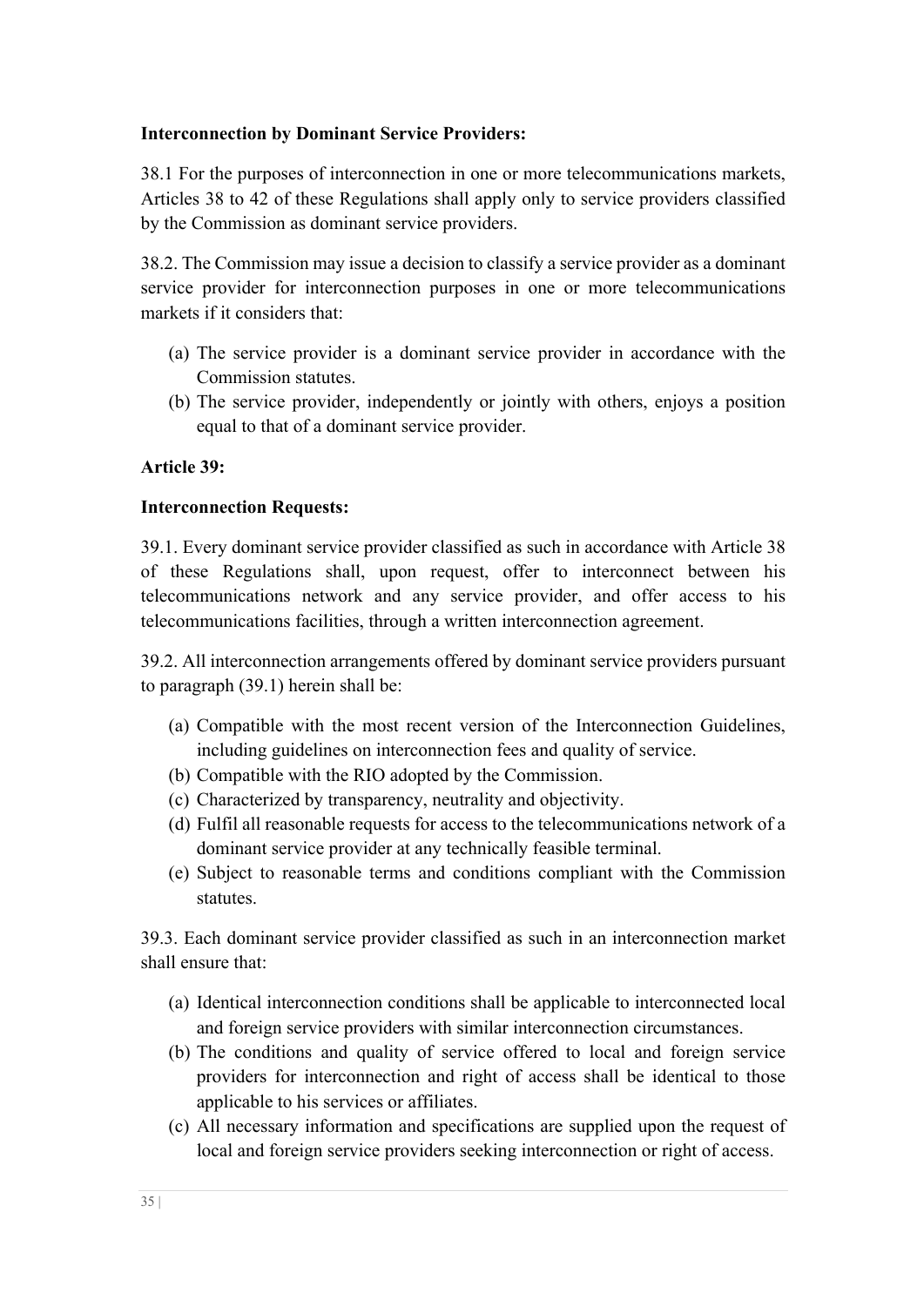**Interconnection by Dominant Service Providers:**

38.1 For the purposes of interconnection in one or more telecommunications markets, Articles 38 to 42 of these Regulations shall apply only to service providers classified by the Commission as dominant service providers.

38.2. The Commission may issue a decision to classify a service provider as a dominant service provider for interconnection purposes in one or more telecommunications markets if it considers that:

(a) The service provider is a dominant service provider in accordance with the Commission statutes.
(b) The service provider, independently or jointly with others, enjoys a position equal to that of a dominant service provider.

**Article 39:**

**Interconnection Requests:**

39.1. Every dominant service provider classified as such in accordance with Article 38 of these Regulations shall, upon request, offer to interconnect between his telecommunications network and any service provider, and offer access to his telecommunications facilities, through a written interconnection agreement.

39.2. All interconnection arrangements offered by dominant service providers pursuant to paragraph (39.1) herein shall be:

(a) Compatible with the most recent version of the Interconnection Guidelines, including guidelines on interconnection fees and quality of service.
(b) Compatible with the RIO adopted by the Commission.
(c) Characterized by transparency, neutrality and objectivity.
(d) Fulfil all reasonable requests for access to the telecommunications network of a dominant service provider at any technically feasible terminal.
(e) Subject to reasonable terms and conditions compliant with the Commission statutes.

39.3. Each dominant service provider classified as such in an interconnection market shall ensure that:

(a) Identical interconnection conditions shall be applicable to interconnected local and foreign service providers with similar interconnection circumstances.
(b) The conditions and quality of service offered to local and foreign service providers for interconnection and right of access shall be identical to those applicable to his services or affiliates.
(c) All necessary information and specifications are supplied upon the request of local and foreign service providers seeking interconnection or right of access.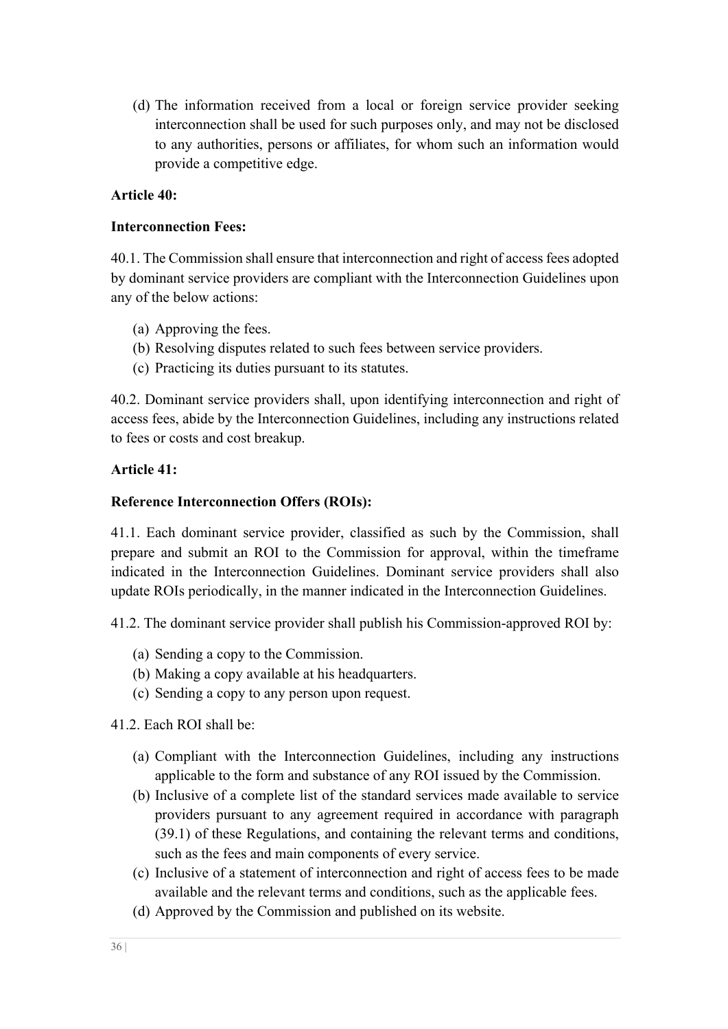(d) The information received from a local or foreign service provider seeking interconnection shall be used for such purposes only, and may not be disclosed to any authorities, persons or affiliates, for whom such an information would provide a competitive edge.

**Article 40:**

**Interconnection Fees:**

40.1. The Commission shall ensure that interconnection and right of access fees adopted by dominant service providers are compliant with the Interconnection Guidelines upon any of the below actions:

(a) Approving the fees.
(b) Resolving disputes related to such fees between service providers.
(c) Practicing its duties pursuant to its statutes.

40.2. Dominant service providers shall, upon identifying interconnection and right of access fees, abide by the Interconnection Guidelines, including any instructions related to fees or costs and cost breakup.

**Article 41:**

**Reference Interconnection Offers (ROIs):**

41.1. Each dominant service provider, classified as such by the Commission, shall prepare and submit an ROI to the Commission for approval, within the timeframe indicated in the Interconnection Guidelines. Dominant service providers shall also update ROIs periodically, in the manner indicated in the Interconnection Guidelines.

41.2. The dominant service provider shall publish his Commission-approved ROI by:

(a) Sending a copy to the Commission.
(b) Making a copy available at his headquarters.
(c) Sending a copy to any person upon request.

41.2. Each ROI shall be:

(a) Compliant with the Interconnection Guidelines, including any instructions applicable to the form and substance of any ROI issued by the Commission.
(b) Inclusive of a complete list of the standard services made available to service providers pursuant to any agreement required in accordance with paragraph (39.1) of these Regulations, and containing the relevant terms and conditions, such as the fees and main components of every service.
(c) Inclusive of a statement of interconnection and right of access fees to be made available and the relevant terms and conditions, such as the applicable fees.
(d) Approved by the Commission and published on its website.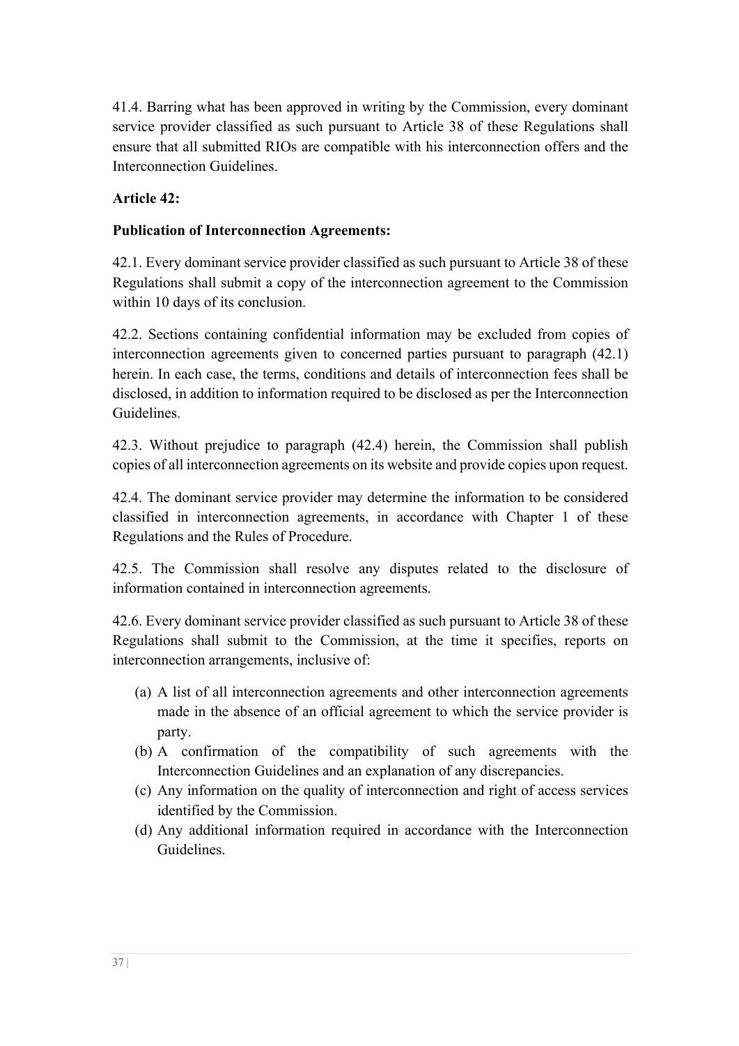41.4. Barring what has been approved in writing by the Commission, every dominant service provider classified as such pursuant to Article 38 of these Regulations shall ensure that all submitted RIOs are compatible with his interconnection offers and the Interconnection Guidelines.

**Article 42:**

**Publication of Interconnection Agreements:**

42.1. Every dominant service provider classified as such pursuant to Article 38 of these Regulations shall submit a copy of the interconnection agreement to the Commission within 10 days of its conclusion.

42.2. Sections containing confidential information may be excluded from copies of interconnection agreements given to concerned parties pursuant to paragraph (42.1) herein. In each case, the terms, conditions and details of interconnection fees shall be disclosed, in addition to information required to be disclosed as per the Interconnection Guidelines.

42.3. Without prejudice to paragraph (42.4) herein, the Commission shall publish copies of all interconnection agreements on its website and provide copies upon request.

42.4. The dominant service provider may determine the information to be considered classified in interconnection agreements, in accordance with Chapter 1 of these Regulations and the Rules of Procedure.

42.5. The Commission shall resolve any disputes related to the disclosure of information contained in interconnection agreements.

42.6. Every dominant service provider classified as such pursuant to Article 38 of these Regulations shall submit to the Commission, at the time it specifies, reports on interconnection arrangements, inclusive of:

(a) A list of all interconnection agreements and other interconnection agreements made in the absence of an official agreement to which the service provider is party.
(b) A confirmation of the compatibility of such agreements with the Interconnection Guidelines and an explanation of any discrepancies.
(c) Any information on the quality of interconnection and right of access services identified by the Commission.
(d) Any additional information required in accordance with the Interconnection Guidelines.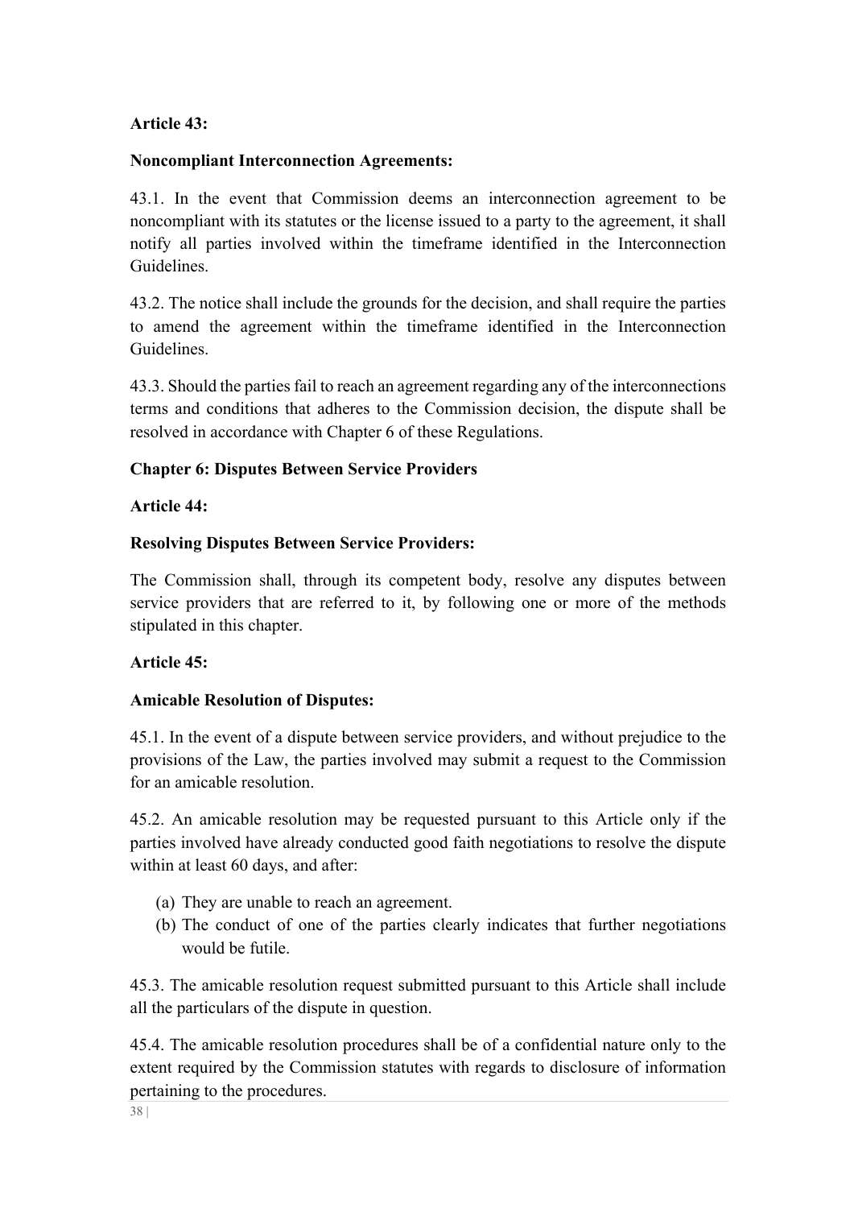**Article 43:**

**Noncompliant Interconnection Agreements:**

43.1. In the event that Commission deems an interconnection agreement to be noncompliant with its statutes or the license issued to a party to the agreement, it shall notify all parties involved within the timeframe identified in the Interconnection Guidelines.

43.2. The notice shall include the grounds for the decision, and shall require the parties to amend the agreement within the timeframe identified in the Interconnection Guidelines.

43.3. Should the parties fail to reach an agreement regarding any of the interconnections terms and conditions that adheres to the Commission decision, the dispute shall be resolved in accordance with Chapter 6 of these Regulations.

## Chapter 6: Disputes Between Service Providers

**Article 44:**

**Resolving Disputes Between Service Providers:**

The Commission shall, through its competent body, resolve any disputes between service providers that are referred to it, by following one or more of the methods stipulated in this chapter.

**Article 45:**

**Amicable Resolution of Disputes:**

45.1. In the event of a dispute between service providers, and without prejudice to the provisions of the Law, the parties involved may submit a request to the Commission for an amicable resolution.

45.2. An amicable resolution may be requested pursuant to this Article only if the parties involved have already conducted good faith negotiations to resolve the dispute within at least 60 days, and after:

(a) They are unable to reach an agreement.
(b) The conduct of one of the parties clearly indicates that further negotiations would be futile.

45.3. The amicable resolution request submitted pursuant to this Article shall include all the particulars of the dispute in question.

45.4. The amicable resolution procedures shall be of a confidential nature only to the extent required by the Commission statutes with regards to disclosure of information pertaining to the procedures.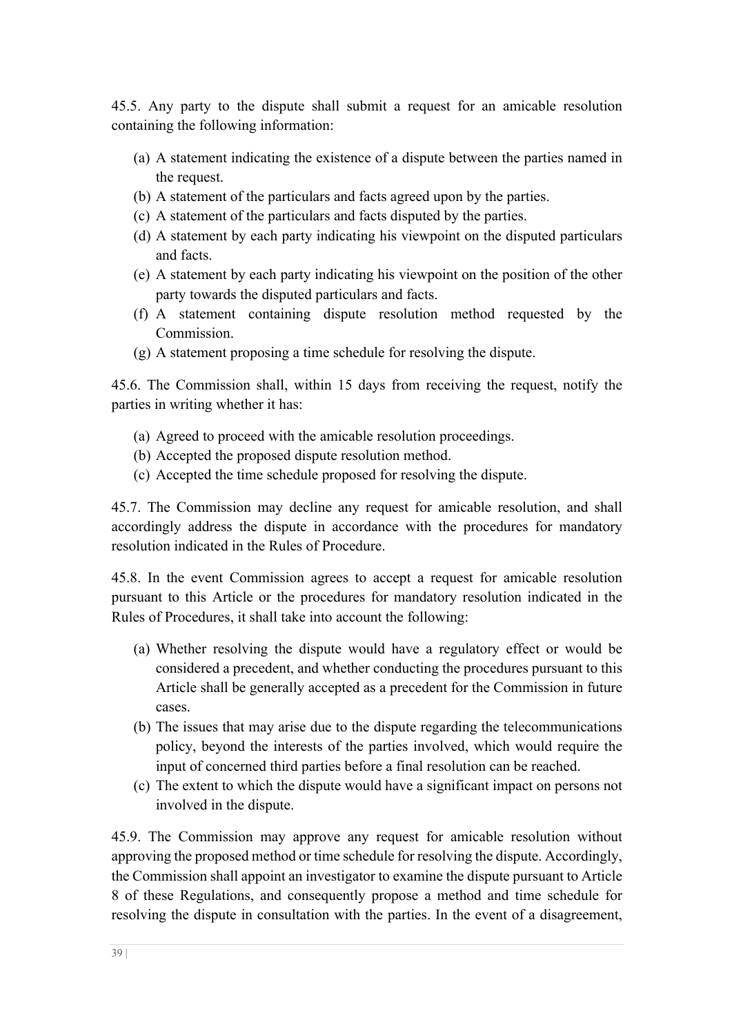45.5. Any party to the dispute shall submit a request for an amicable resolution containing the following information:

(a) A statement indicating the existence of a dispute between the parties named in the request.
(b) A statement of the particulars and facts agreed upon by the parties.
(c) A statement of the particulars and facts disputed by the parties.
(d) A statement by each party indicating his viewpoint on the disputed particulars and facts.
(e) A statement by each party indicating his viewpoint on the position of the other party towards the disputed particulars and facts.
(f) A statement containing dispute resolution method requested by the Commission.
(g) A statement proposing a time schedule for resolving the dispute.

45.6. The Commission shall, within 15 days from receiving the request, notify the parties in writing whether it has:

(a) Agreed to proceed with the amicable resolution proceedings.
(b) Accepted the proposed dispute resolution method.
(c) Accepted the time schedule proposed for resolving the dispute.

45.7. The Commission may decline any request for amicable resolution, and shall accordingly address the dispute in accordance with the procedures for mandatory resolution indicated in the Rules of Procedure.

45.8. In the event Commission agrees to accept a request for amicable resolution pursuant to this Article or the procedures for mandatory resolution indicated in the Rules of Procedures, it shall take into account the following:

(a) Whether resolving the dispute would have a regulatory effect or would be considered a precedent, and whether conducting the procedures pursuant to this Article shall be generally accepted as a precedent for the Commission in future cases.
(b) The issues that may arise due to the dispute regarding the telecommunications policy, beyond the interests of the parties involved, which would require the input of concerned third parties before a final resolution can be reached.
(c) The extent to which the dispute would have a significant impact on persons not involved in the dispute.

45.9. The Commission may approve any request for amicable resolution without approving the proposed method or time schedule for resolving the dispute. Accordingly, the Commission shall appoint an investigator to examine the dispute pursuant to Article 8 of these Regulations, and consequently propose a method and time schedule for resolving the dispute in consultation with the parties. In the event of a disagreement,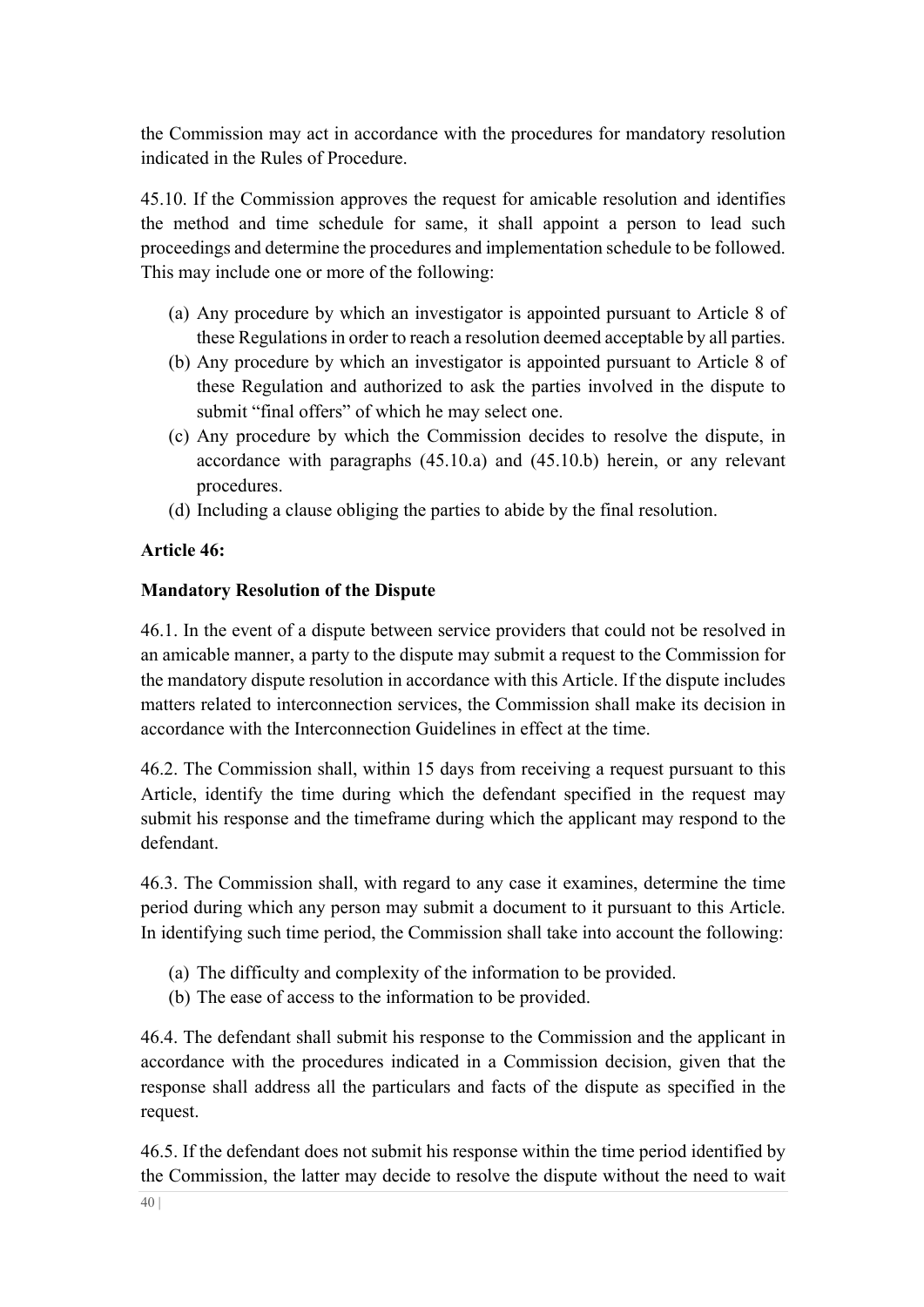the Commission may act in accordance with the procedures for mandatory resolution indicated in the Rules of Procedure.

45.10. If the Commission approves the request for amicable resolution and identifies the method and time schedule for same, it shall appoint a person to lead such proceedings and determine the procedures and implementation schedule to be followed. This may include one or more of the following:

(a) Any procedure by which an investigator is appointed pursuant to Article 8 of these Regulations in order to reach a resolution deemed acceptable by all parties.
(b) Any procedure by which an investigator is appointed pursuant to Article 8 of these Regulation and authorized to ask the parties involved in the dispute to submit "final offers" of which he may select one.
(c) Any procedure by which the Commission decides to resolve the dispute, in accordance with paragraphs (45.10.a) and (45.10.b) herein, or any relevant procedures.
(d) Including a clause obliging the parties to abide by the final resolution.

**Article 46:**

**Mandatory Resolution of the Dispute**

46.1. In the event of a dispute between service providers that could not be resolved in an amicable manner, a party to the dispute may submit a request to the Commission for the mandatory dispute resolution in accordance with this Article. If the dispute includes matters related to interconnection services, the Commission shall make its decision in accordance with the Interconnection Guidelines in effect at the time.

46.2. The Commission shall, within 15 days from receiving a request pursuant to this Article, identify the time during which the defendant specified in the request may submit his response and the timeframe during which the applicant may respond to the defendant.

46.3. The Commission shall, with regard to any case it examines, determine the time period during which any person may submit a document to it pursuant to this Article. In identifying such time period, the Commission shall take into account the following:

(a) The difficulty and complexity of the information to be provided.
(b) The ease of access to the information to be provided.

46.4. The defendant shall submit his response to the Commission and the applicant in accordance with the procedures indicated in a Commission decision, given that the response shall address all the particulars and facts of the dispute as specified in the request.

46.5. If the defendant does not submit his response within the time period identified by the Commission, the latter may decide to resolve the dispute without the need to wait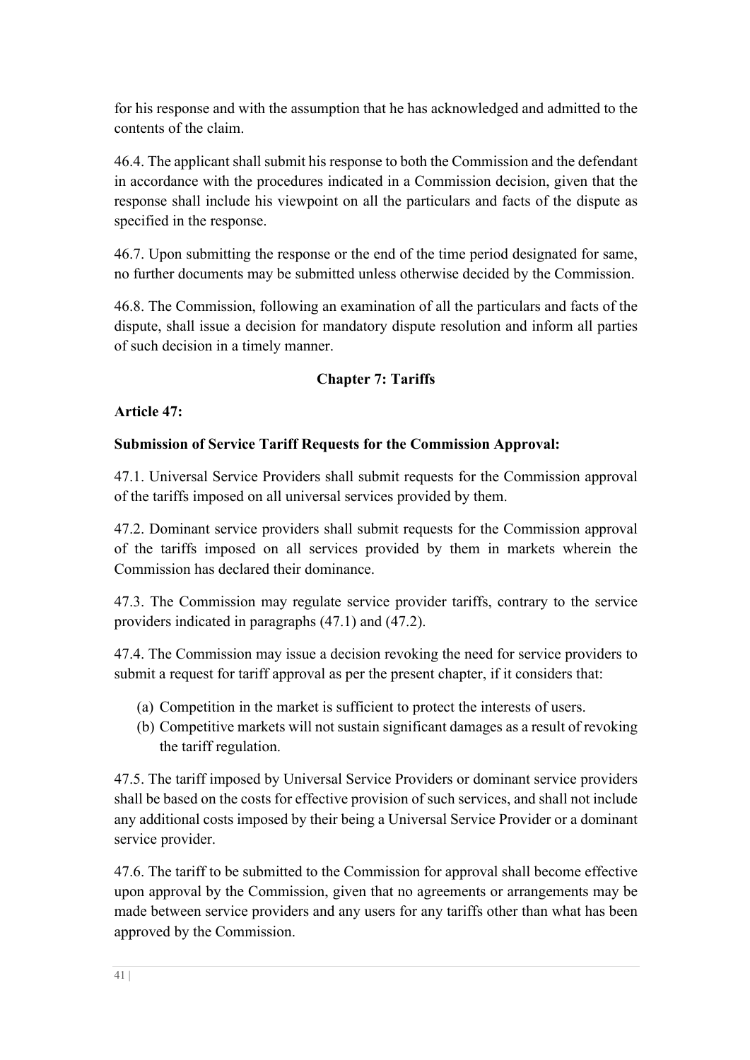for his response and with the assumption that he has acknowledged and admitted to the contents of the claim.

46.4. The applicant shall submit his response to both the Commission and the defendant in accordance with the procedures indicated in a Commission decision, given that the response shall include his viewpoint on all the particulars and facts of the dispute as specified in the response.

46.7. Upon submitting the response or the end of the time period designated for same, no further documents may be submitted unless otherwise decided by the Commission.

46.8. The Commission, following an examination of all the particulars and facts of the dispute, shall issue a decision for mandatory dispute resolution and inform all parties of such decision in a timely manner.

## Chapter 7: Tariffs

### Article 47:

**Submission of Service Tariff Requests for the Commission Approval:**

47.1. Universal Service Providers shall submit requests for the Commission approval of the tariffs imposed on all universal services provided by them.

47.2. Dominant service providers shall submit requests for the Commission approval of the tariffs imposed on all services provided by them in markets wherein the Commission has declared their dominance.

47.3. The Commission may regulate service provider tariffs, contrary to the service providers indicated in paragraphs (47.1) and (47.2).

47.4. The Commission may issue a decision revoking the need for service providers to submit a request for tariff approval as per the present chapter, if it considers that:

(a) Competition in the market is sufficient to protect the interests of users.
(b) Competitive markets will not sustain significant damages as a result of revoking the tariff regulation.

47.5. The tariff imposed by Universal Service Providers or dominant service providers shall be based on the costs for effective provision of such services, and shall not include any additional costs imposed by their being a Universal Service Provider or a dominant service provider.

47.6. The tariff to be submitted to the Commission for approval shall become effective upon approval by the Commission, given that no agreements or arrangements may be made between service providers and any users for any tariffs other than what has been approved by the Commission.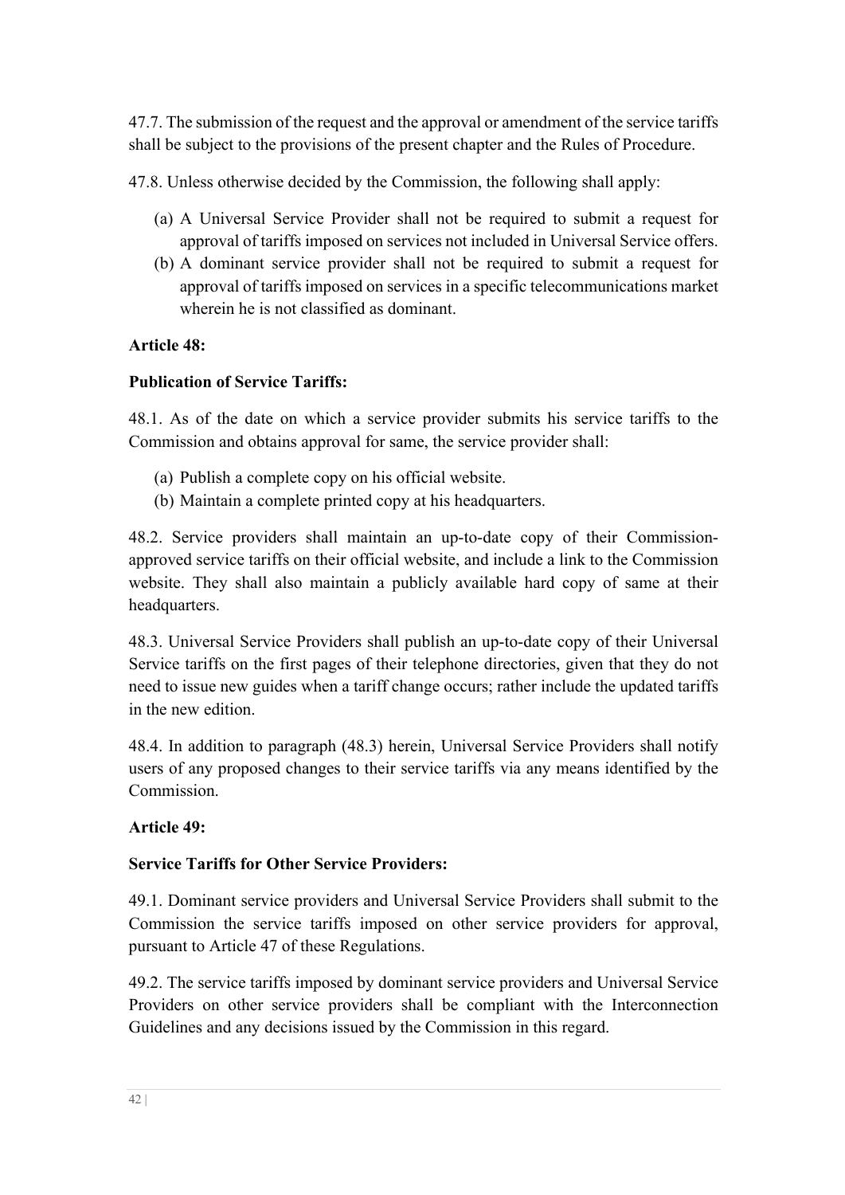47.7. The submission of the request and the approval or amendment of the service tariffs shall be subject to the provisions of the present chapter and the Rules of Procedure.

47.8. Unless otherwise decided by the Commission, the following shall apply:

(a) A Universal Service Provider shall not be required to submit a request for approval of tariffs imposed on services not included in Universal Service offers.
(b) A dominant service provider shall not be required to submit a request for approval of tariffs imposed on services in a specific telecommunications market wherein he is not classified as dominant.

**Article 48:**

**Publication of Service Tariffs:**

48.1. As of the date on which a service provider submits his service tariffs to the Commission and obtains approval for same, the service provider shall:

(a) Publish a complete copy on his official website.
(b) Maintain a complete printed copy at his headquarters.

48.2. Service providers shall maintain an up-to-date copy of their Commission-approved service tariffs on their official website, and include a link to the Commission website. They shall also maintain a publicly available hard copy of same at their headquarters.

48.3. Universal Service Providers shall publish an up-to-date copy of their Universal Service tariffs on the first pages of their telephone directories, given that they do not need to issue new guides when a tariff change occurs; rather include the updated tariffs in the new edition.

48.4. In addition to paragraph (48.3) herein, Universal Service Providers shall notify users of any proposed changes to their service tariffs via any means identified by the Commission.

**Article 49:**

**Service Tariffs for Other Service Providers:**

49.1. Dominant service providers and Universal Service Providers shall submit to the Commission the service tariffs imposed on other service providers for approval, pursuant to Article 47 of these Regulations.

49.2. The service tariffs imposed by dominant service providers and Universal Service Providers on other service providers shall be compliant with the Interconnection Guidelines and any decisions issued by the Commission in this regard.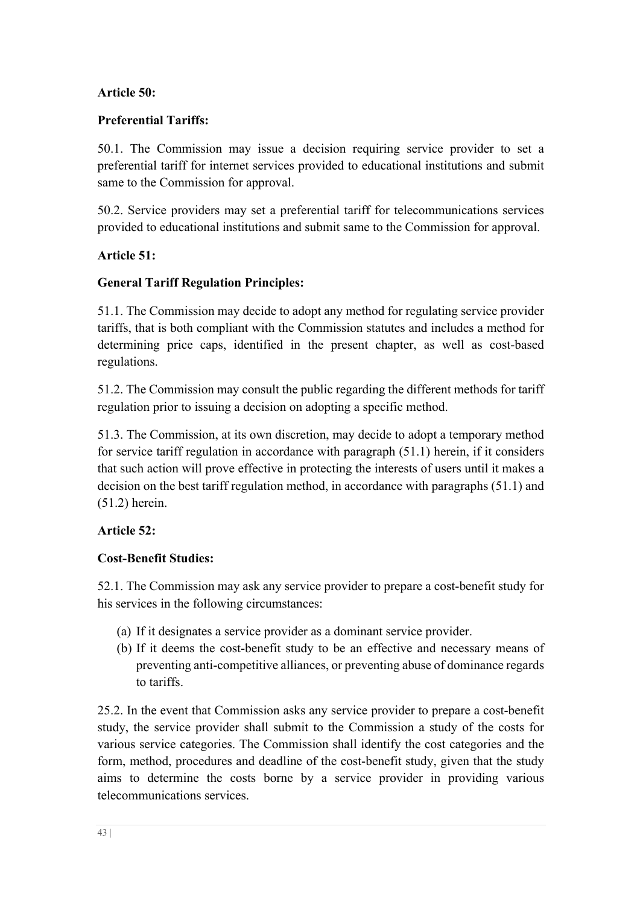**Article 50:**

**Preferential Tariffs:**

50.1. The Commission may issue a decision requiring service provider to set a preferential tariff for internet services provided to educational institutions and submit same to the Commission for approval.

50.2. Service providers may set a preferential tariff for telecommunications services provided to educational institutions and submit same to the Commission for approval.

**Article 51:**

**General Tariff Regulation Principles:**

51.1. The Commission may decide to adopt any method for regulating service provider tariffs, that is both compliant with the Commission statutes and includes a method for determining price caps, identified in the present chapter, as well as cost-based regulations.

51.2. The Commission may consult the public regarding the different methods for tariff regulation prior to issuing a decision on adopting a specific method.

51.3. The Commission, at its own discretion, may decide to adopt a temporary method for service tariff regulation in accordance with paragraph (51.1) herein, if it considers that such action will prove effective in protecting the interests of users until it makes a decision on the best tariff regulation method, in accordance with paragraphs (51.1) and (51.2) herein.

**Article 52:**

**Cost-Benefit Studies:**

52.1. The Commission may ask any service provider to prepare a cost-benefit study for his services in the following circumstances:

(a) If it designates a service provider as a dominant service provider.
(b) If it deems the cost-benefit study to be an effective and necessary means of preventing anti-competitive alliances, or preventing abuse of dominance regards to tariffs.

25.2. In the event that Commission asks any service provider to prepare a cost-benefit study, the service provider shall submit to the Commission a study of the costs for various service categories. The Commission shall identify the cost categories and the form, method, procedures and deadline of the cost-benefit study, given that the study aims to determine the costs borne by a service provider in providing various telecommunications services.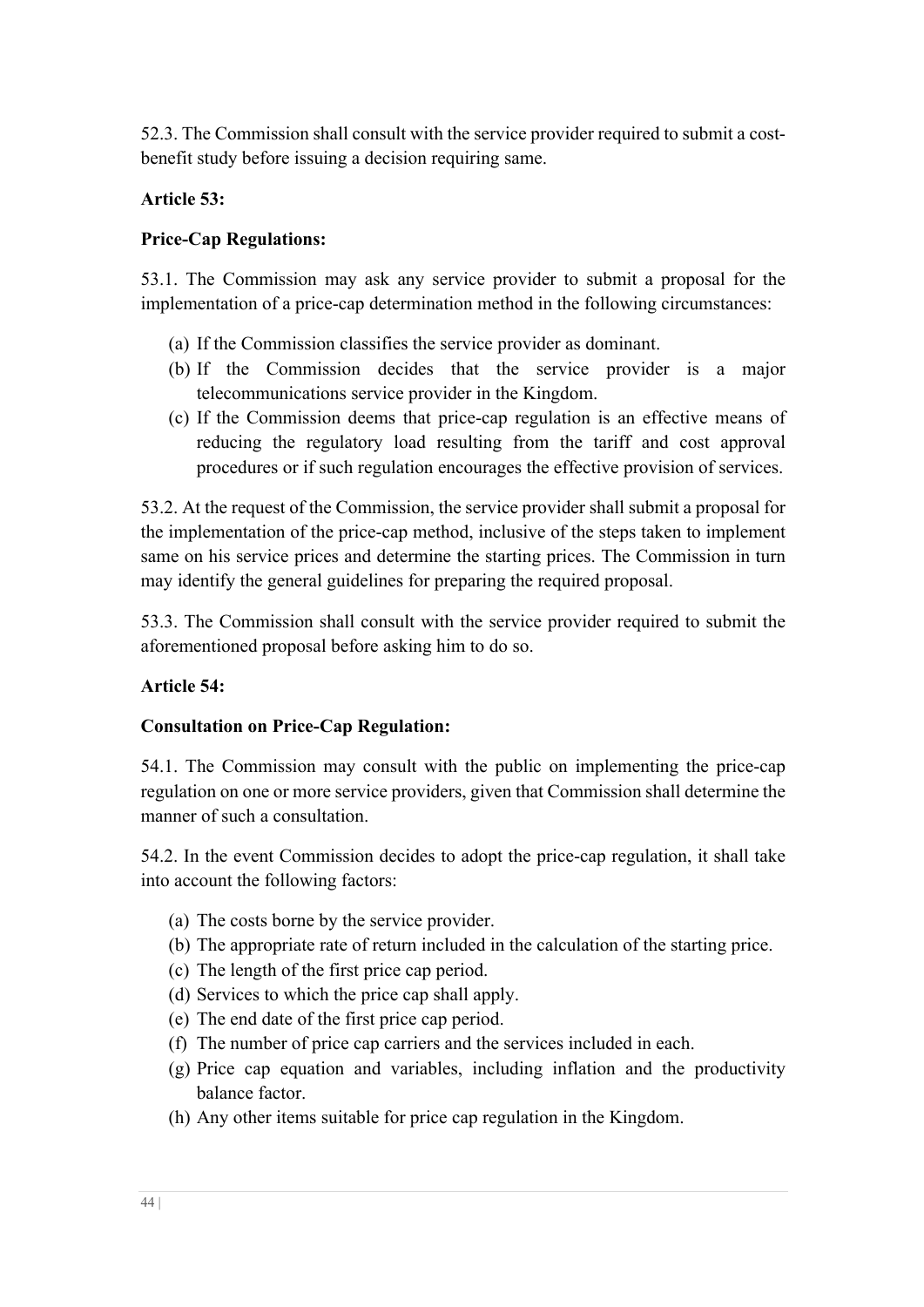52.3. The Commission shall consult with the service provider required to submit a cost-benefit study before issuing a decision requiring same.

**Article 53:**

**Price-Cap Regulations:**

53.1. The Commission may ask any service provider to submit a proposal for the implementation of a price-cap determination method in the following circumstances:

(a) If the Commission classifies the service provider as dominant.
(b) If the Commission decides that the service provider is a major telecommunications service provider in the Kingdom.
(c) If the Commission deems that price-cap regulation is an effective means of reducing the regulatory load resulting from the tariff and cost approval procedures or if such regulation encourages the effective provision of services.

53.2. At the request of the Commission, the service provider shall submit a proposal for the implementation of the price-cap method, inclusive of the steps taken to implement same on his service prices and determine the starting prices. The Commission in turn may identify the general guidelines for preparing the required proposal.

53.3. The Commission shall consult with the service provider required to submit the aforementioned proposal before asking him to do so.

**Article 54:**

**Consultation on Price-Cap Regulation:**

54.1. The Commission may consult with the public on implementing the price-cap regulation on one or more service providers, given that Commission shall determine the manner of such a consultation.

54.2. In the event Commission decides to adopt the price-cap regulation, it shall take into account the following factors:

(a) The costs borne by the service provider.
(b) The appropriate rate of return included in the calculation of the starting price.
(c) The length of the first price cap period.
(d) Services to which the price cap shall apply.
(e) The end date of the first price cap period.
(f) The number of price cap carriers and the services included in each.
(g) Price cap equation and variables, including inflation and the productivity balance factor.
(h) Any other items suitable for price cap regulation in the Kingdom.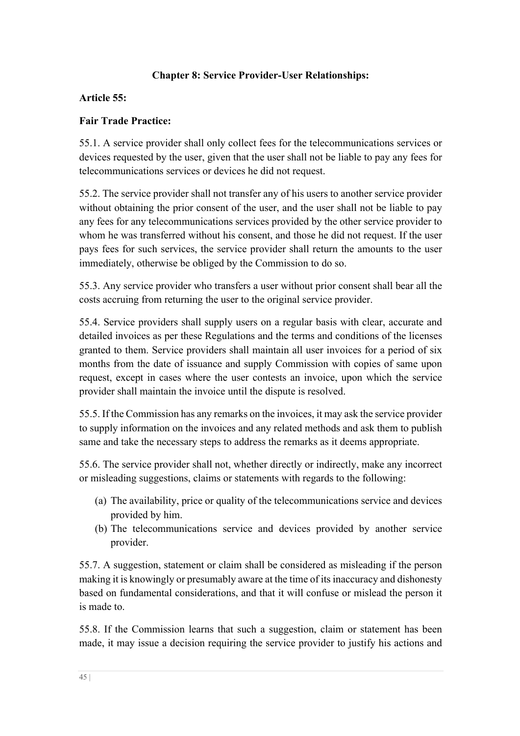## Chapter 8: Service Provider-User Relationships:

### Article 55:

**Fair Trade Practice:**

55.1. A service provider shall only collect fees for the telecommunications services or devices requested by the user, given that the user shall not be liable to pay any fees for telecommunications services or devices he did not request.

55.2. The service provider shall not transfer any of his users to another service provider without obtaining the prior consent of the user, and the user shall not be liable to pay any fees for any telecommunications services provided by the other service provider to whom he was transferred without his consent, and those he did not request. If the user pays fees for such services, the service provider shall return the amounts to the user immediately, otherwise be obliged by the Commission to do so.

55.3. Any service provider who transfers a user without prior consent shall bear all the costs accruing from returning the user to the original service provider.

55.4. Service providers shall supply users on a regular basis with clear, accurate and detailed invoices as per these Regulations and the terms and conditions of the licenses granted to them. Service providers shall maintain all user invoices for a period of six months from the date of issuance and supply Commission with copies of same upon request, except in cases where the user contests an invoice, upon which the service provider shall maintain the invoice until the dispute is resolved.

55.5. If the Commission has any remarks on the invoices, it may ask the service provider to supply information on the invoices and any related methods and ask them to publish same and take the necessary steps to address the remarks as it deems appropriate.

55.6. The service provider shall not, whether directly or indirectly, make any incorrect or misleading suggestions, claims or statements with regards to the following:

(a) The availability, price or quality of the telecommunications service and devices provided by him.
(b) The telecommunications service and devices provided by another service provider.

55.7. A suggestion, statement or claim shall be considered as misleading if the person making it is knowingly or presumably aware at the time of its inaccuracy and dishonesty based on fundamental considerations, and that it will confuse or mislead the person it is made to.

55.8. If the Commission learns that such a suggestion, claim or statement has been made, it may issue a decision requiring the service provider to justify his actions and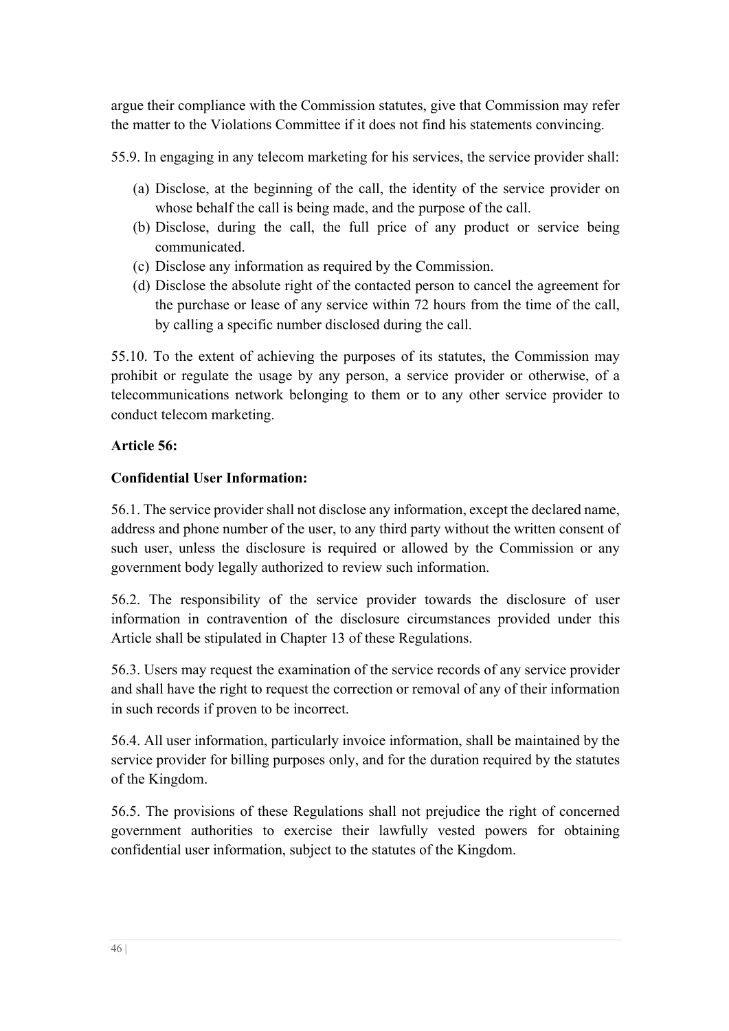argue their compliance with the Commission statutes, give that Commission may refer the matter to the Violations Committee if it does not find his statements convincing.

55.9. In engaging in any telecom marketing for his services, the service provider shall:

(a) Disclose, at the beginning of the call, the identity of the service provider on whose behalf the call is being made, and the purpose of the call.
(b) Disclose, during the call, the full price of any product or service being communicated.
(c) Disclose any information as required by the Commission.
(d) Disclose the absolute right of the contacted person to cancel the agreement for the purchase or lease of any service within 72 hours from the time of the call, by calling a specific number disclosed during the call.

55.10. To the extent of achieving the purposes of its statutes, the Commission may prohibit or regulate the usage by any person, a service provider or otherwise, of a telecommunications network belonging to them or to any other service provider to conduct telecom marketing.

**Article 56:**

**Confidential User Information:**

56.1. The service provider shall not disclose any information, except the declared name, address and phone number of the user, to any third party without the written consent of such user, unless the disclosure is required or allowed by the Commission or any government body legally authorized to review such information.

56.2. The responsibility of the service provider towards the disclosure of user information in contravention of the disclosure circumstances provided under this Article shall be stipulated in Chapter 13 of these Regulations.

56.3. Users may request the examination of the service records of any service provider and shall have the right to request the correction or removal of any of their information in such records if proven to be incorrect.

56.4. All user information, particularly invoice information, shall be maintained by the service provider for billing purposes only, and for the duration required by the statutes of the Kingdom.

56.5. The provisions of these Regulations shall not prejudice the right of concerned government authorities to exercise their lawfully vested powers for obtaining confidential user information, subject to the statutes of the Kingdom.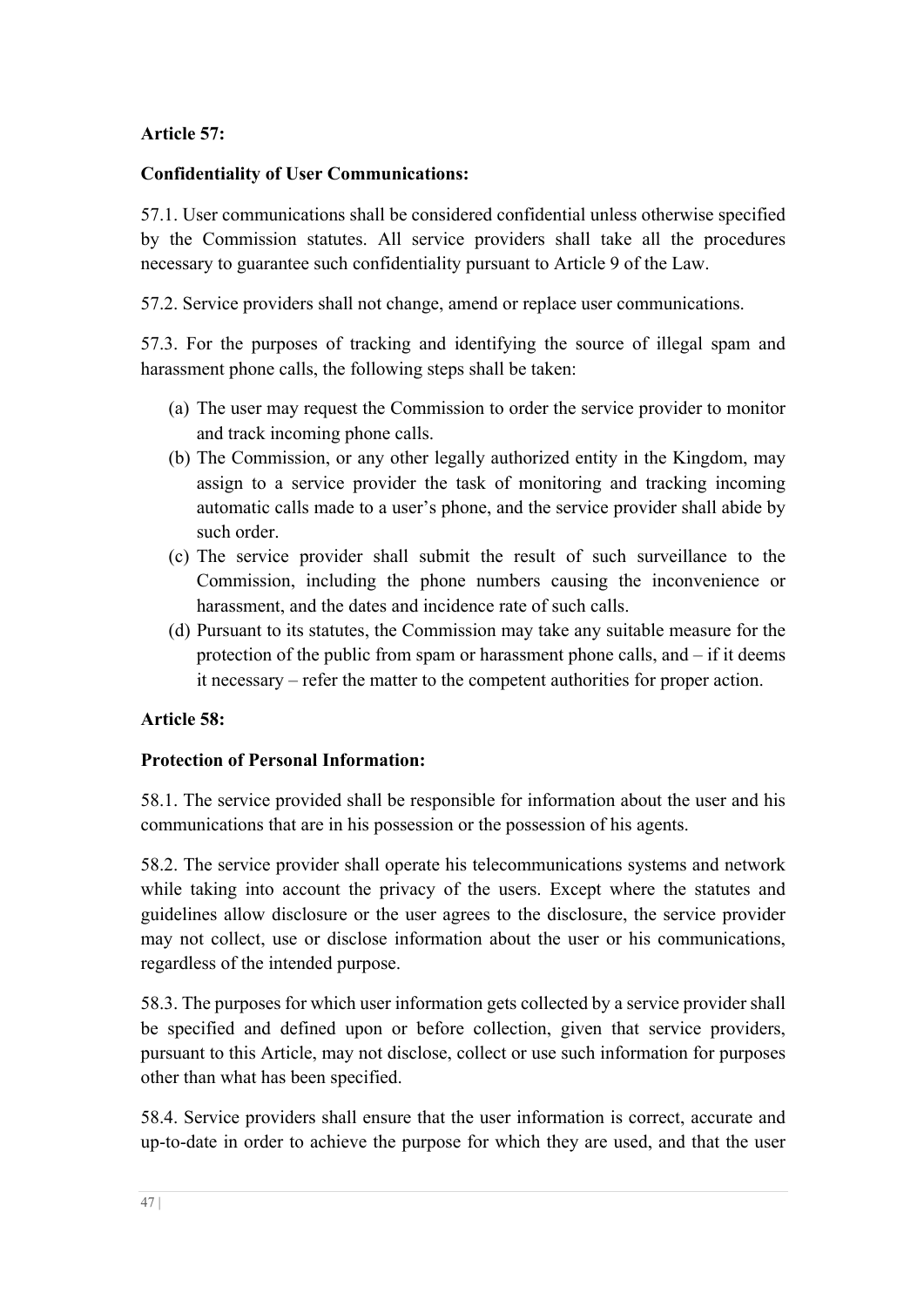**Article 57:**

**Confidentiality of User Communications:**

57.1. User communications shall be considered confidential unless otherwise specified by the Commission statutes. All service providers shall take all the procedures necessary to guarantee such confidentiality pursuant to Article 9 of the Law.

57.2. Service providers shall not change, amend or replace user communications.

57.3. For the purposes of tracking and identifying the source of illegal spam and harassment phone calls, the following steps shall be taken:

(a) The user may request the Commission to order the service provider to monitor and track incoming phone calls.
(b) The Commission, or any other legally authorized entity in the Kingdom, may assign to a service provider the task of monitoring and tracking incoming automatic calls made to a user's phone, and the service provider shall abide by such order.
(c) The service provider shall submit the result of such surveillance to the Commission, including the phone numbers causing the inconvenience or harassment, and the dates and incidence rate of such calls.
(d) Pursuant to its statutes, the Commission may take any suitable measure for the protection of the public from spam or harassment phone calls, and – if it deems it necessary – refer the matter to the competent authorities for proper action.

**Article 58:**

**Protection of Personal Information:**

58.1. The service provided shall be responsible for information about the user and his communications that are in his possession or the possession of his agents.

58.2. The service provider shall operate his telecommunications systems and network while taking into account the privacy of the users. Except where the statutes and guidelines allow disclosure or the user agrees to the disclosure, the service provider may not collect, use or disclose information about the user or his communications, regardless of the intended purpose.

58.3. The purposes for which user information gets collected by a service provider shall be specified and defined upon or before collection, given that service providers, pursuant to this Article, may not disclose, collect or use such information for purposes other than what has been specified.

58.4. Service providers shall ensure that the user information is correct, accurate and up-to-date in order to achieve the purpose for which they are used, and that the user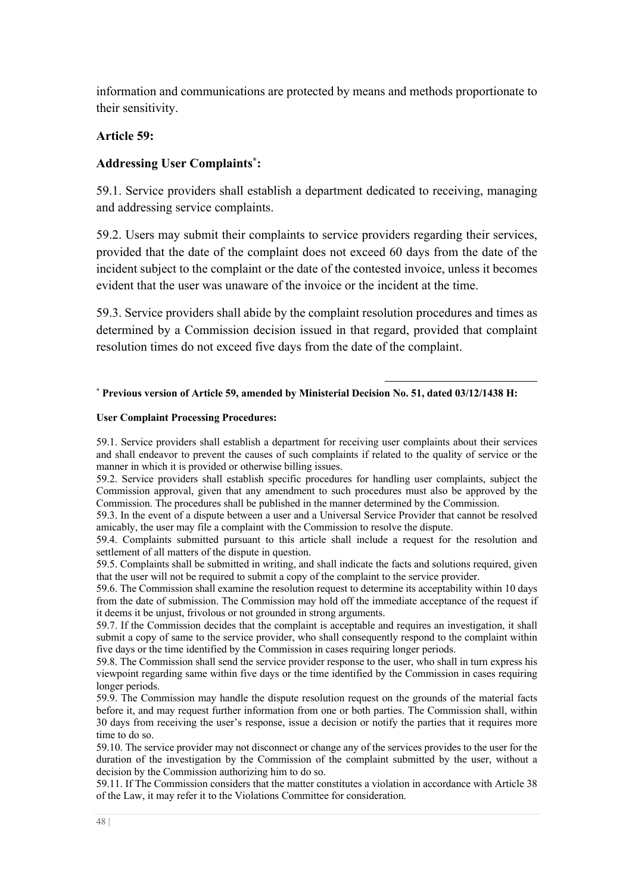information and communications are protected by means and methods proportionate to their sensitivity.

**Article 59:**

**Addressing User Complaints[*]:**

59.1. Service providers shall establish a department dedicated to receiving, managing and addressing service complaints.

59.2. Users may submit their complaints to service providers regarding their services, provided that the date of the complaint does not exceed 60 days from the date of the incident subject to the complaint or the date of the contested invoice, unless it becomes evident that the user was unaware of the invoice or the incident at the time.

59.3. Service providers shall abide by the complaint resolution procedures and times as determined by a Commission decision issued in that regard, provided that complaint resolution times do not exceed five days from the date of the complaint.

---

[*] **Previous version of Article 59, amended by Ministerial Decision No. 51, dated 03/12/1438 H:**

**User Complaint Processing Procedures:**

59.1. Service providers shall establish a department for receiving user complaints about their services and shall endeavor to prevent the causes of such complaints if related to the quality of service or the manner in which it is provided or otherwise billing issues.

59.2. Service providers shall establish specific procedures for handling user complaints, subject the Commission approval, given that any amendment to such procedures must also be approved by the Commission. The procedures shall be published in the manner determined by the Commission.

59.3. In the event of a dispute between a user and a Universal Service Provider that cannot be resolved amicably, the user may file a complaint with the Commission to resolve the dispute.

59.4. Complaints submitted pursuant to this article shall include a request for the resolution and settlement of all matters of the dispute in question.

59.5. Complaints shall be submitted in writing, and shall indicate the facts and solutions required, given that the user will not be required to submit a copy of the complaint to the service provider.

59.6. The Commission shall examine the resolution request to determine its acceptability within 10 days from the date of submission. The Commission may hold off the immediate acceptance of the request if it deems it be unjust, frivolous or not grounded in strong arguments.

59.7. If the Commission decides that the complaint is acceptable and requires an investigation, it shall submit a copy of same to the service provider, who shall consequently respond to the complaint within five days or the time identified by the Commission in cases requiring longer periods.

59.8. The Commission shall send the service provider response to the user, who shall in turn express his viewpoint regarding same within five days or the time identified by the Commission in cases requiring longer periods.

59.9. The Commission may handle the dispute resolution request on the grounds of the material facts before it, and may request further information from one or both parties. The Commission shall, within 30 days from receiving the user's response, issue a decision or notify the parties that it requires more time to do so.

59.10. The service provider may not disconnect or change any of the services provides to the user for the duration of the investigation by the Commission of the complaint submitted by the user, without a decision by the Commission authorizing him to do so.

59.11. If The Commission considers that the matter constitutes a violation in accordance with Article 38 of the Law, it may refer it to the Violations Committee for consideration.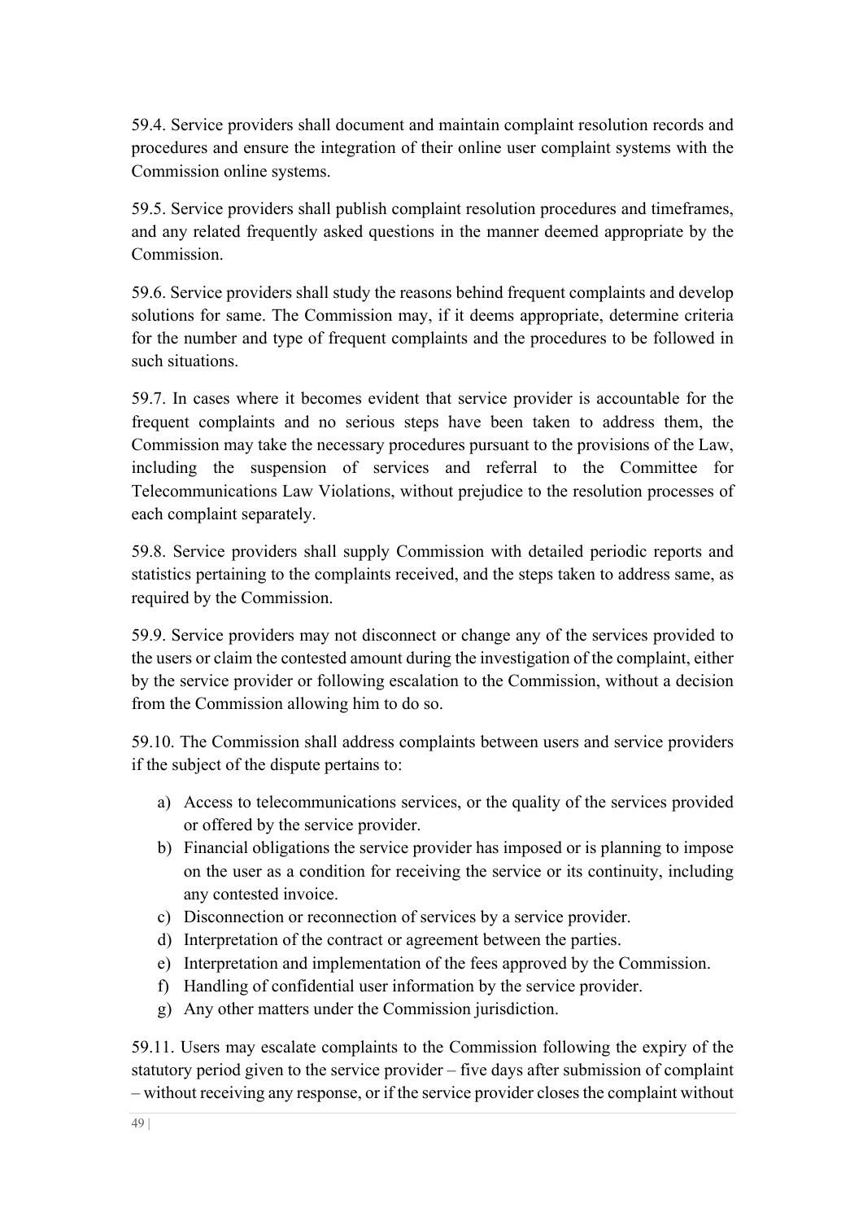59.4. Service providers shall document and maintain complaint resolution records and procedures and ensure the integration of their online user complaint systems with the Commission online systems.

59.5. Service providers shall publish complaint resolution procedures and timeframes, and any related frequently asked questions in the manner deemed appropriate by the Commission.

59.6. Service providers shall study the reasons behind frequent complaints and develop solutions for same. The Commission may, if it deems appropriate, determine criteria for the number and type of frequent complaints and the procedures to be followed in such situations.

59.7. In cases where it becomes evident that service provider is accountable for the frequent complaints and no serious steps have been taken to address them, the Commission may take the necessary procedures pursuant to the provisions of the Law, including the suspension of services and referral to the Committee for Telecommunications Law Violations, without prejudice to the resolution processes of each complaint separately.

59.8. Service providers shall supply Commission with detailed periodic reports and statistics pertaining to the complaints received, and the steps taken to address same, as required by the Commission.

59.9. Service providers may not disconnect or change any of the services provided to the users or claim the contested amount during the investigation of the complaint, either by the service provider or following escalation to the Commission, without a decision from the Commission allowing him to do so.

59.10. The Commission shall address complaints between users and service providers if the subject of the dispute pertains to:

a) Access to telecommunications services, or the quality of the services provided or offered by the service provider.
b) Financial obligations the service provider has imposed or is planning to impose on the user as a condition for receiving the service or its continuity, including any contested invoice.
c) Disconnection or reconnection of services by a service provider.
d) Interpretation of the contract or agreement between the parties.
e) Interpretation and implementation of the fees approved by the Commission.
f) Handling of confidential user information by the service provider.
g) Any other matters under the Commission jurisdiction.

59.11. Users may escalate complaints to the Commission following the expiry of the statutory period given to the service provider – five days after submission of complaint – without receiving any response, or if the service provider closes the complaint without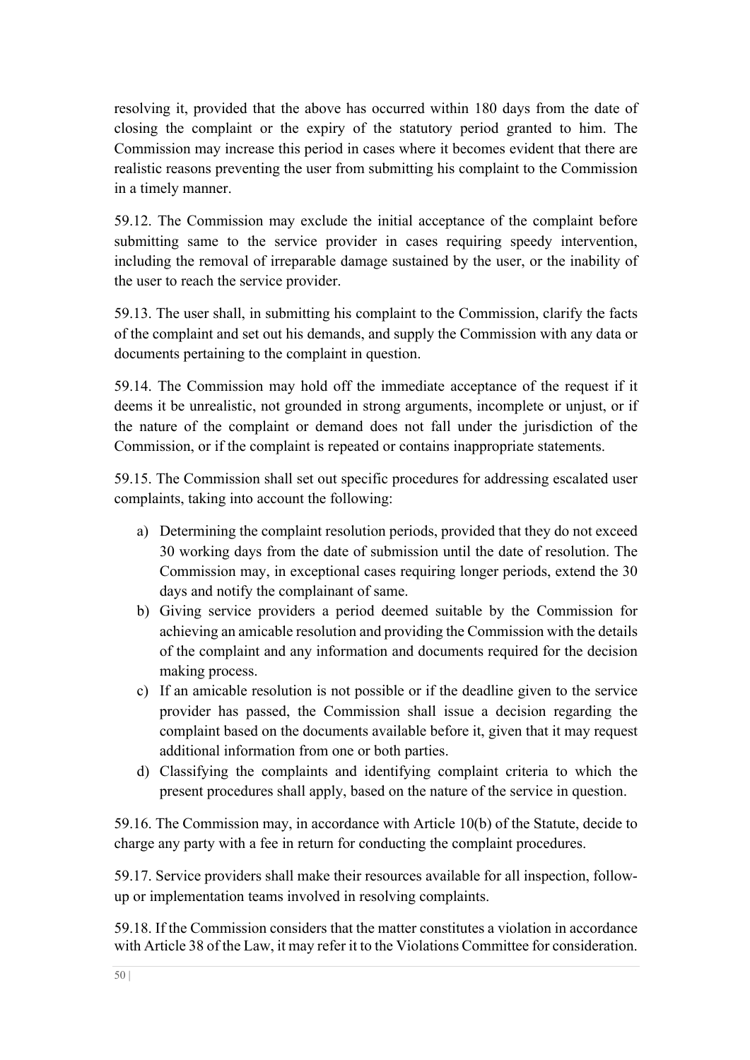resolving it, provided that the above has occurred within 180 days from the date of closing the complaint or the expiry of the statutory period granted to him. The Commission may increase this period in cases where it becomes evident that there are realistic reasons preventing the user from submitting his complaint to the Commission in a timely manner.

59.12. The Commission may exclude the initial acceptance of the complaint before submitting same to the service provider in cases requiring speedy intervention, including the removal of irreparable damage sustained by the user, or the inability of the user to reach the service provider.

59.13. The user shall, in submitting his complaint to the Commission, clarify the facts of the complaint and set out his demands, and supply the Commission with any data or documents pertaining to the complaint in question.

59.14. The Commission may hold off the immediate acceptance of the request if it deems it be unrealistic, not grounded in strong arguments, incomplete or unjust, or if the nature of the complaint or demand does not fall under the jurisdiction of the Commission, or if the complaint is repeated or contains inappropriate statements.

59.15. The Commission shall set out specific procedures for addressing escalated user complaints, taking into account the following:

a) Determining the complaint resolution periods, provided that they do not exceed 30 working days from the date of submission until the date of resolution. The Commission may, in exceptional cases requiring longer periods, extend the 30 days and notify the complainant of same.
b) Giving service providers a period deemed suitable by the Commission for achieving an amicable resolution and providing the Commission with the details of the complaint and any information and documents required for the decision making process.
c) If an amicable resolution is not possible or if the deadline given to the service provider has passed, the Commission shall issue a decision regarding the complaint based on the documents available before it, given that it may request additional information from one or both parties.
d) Classifying the complaints and identifying complaint criteria to which the present procedures shall apply, based on the nature of the service in question.

59.16. The Commission may, in accordance with Article 10(b) of the Statute, decide to charge any party with a fee in return for conducting the complaint procedures.

59.17. Service providers shall make their resources available for all inspection, follow-up or implementation teams involved in resolving complaints.

59.18. If the Commission considers that the matter constitutes a violation in accordance with Article 38 of the Law, it may refer it to the Violations Committee for consideration.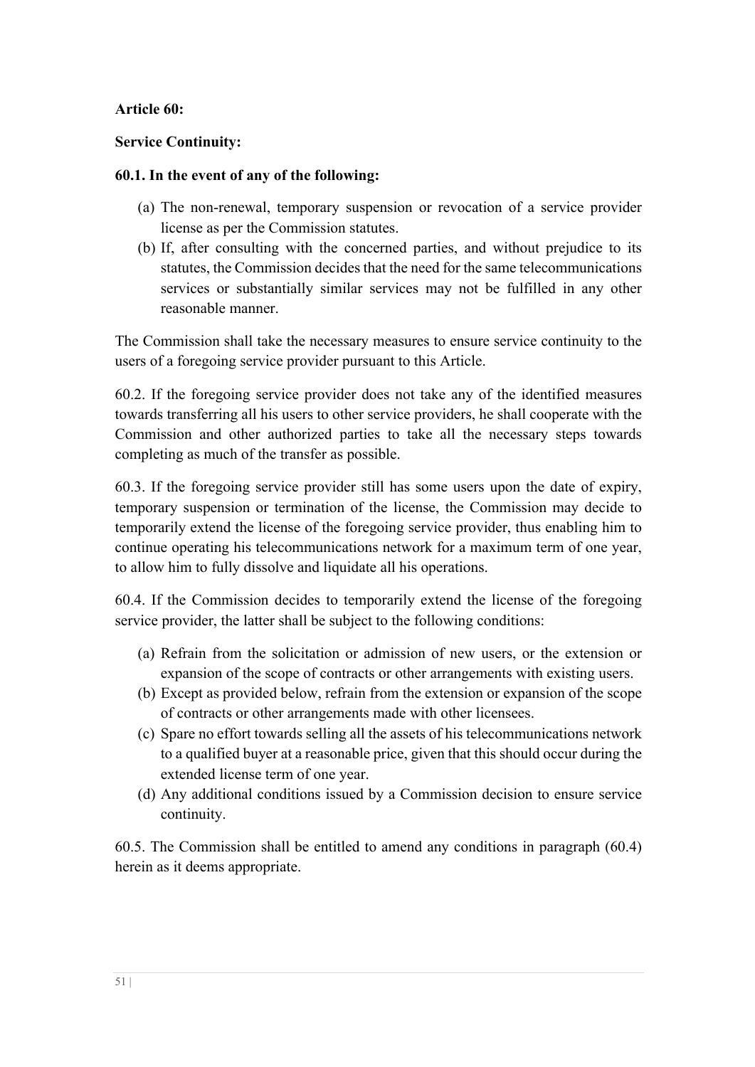**Article 60:**

**Service Continuity:**

**60.1. In the event of any of the following:**

(a) The non-renewal, temporary suspension or revocation of a service provider license as per the Commission statutes.

(b) If, after consulting with the concerned parties, and without prejudice to its statutes, the Commission decides that the need for the same telecommunications services or substantially similar services may not be fulfilled in any other reasonable manner.

The Commission shall take the necessary measures to ensure service continuity to the users of a foregoing service provider pursuant to this Article.

60.2. If the foregoing service provider does not take any of the identified measures towards transferring all his users to other service providers, he shall cooperate with the Commission and other authorized parties to take all the necessary steps towards completing as much of the transfer as possible.

60.3. If the foregoing service provider still has some users upon the date of expiry, temporary suspension or termination of the license, the Commission may decide to temporarily extend the license of the foregoing service provider, thus enabling him to continue operating his telecommunications network for a maximum term of one year, to allow him to fully dissolve and liquidate all his operations.

60.4. If the Commission decides to temporarily extend the license of the foregoing service provider, the latter shall be subject to the following conditions:

(a) Refrain from the solicitation or admission of new users, or the extension or expansion of the scope of contracts or other arrangements with existing users.

(b) Except as provided below, refrain from the extension or expansion of the scope of contracts or other arrangements made with other licensees.

(c) Spare no effort towards selling all the assets of his telecommunications network to a qualified buyer at a reasonable price, given that this should occur during the extended license term of one year.

(d) Any additional conditions issued by a Commission decision to ensure service continuity.

60.5. The Commission shall be entitled to amend any conditions in paragraph (60.4) herein as it deems appropriate.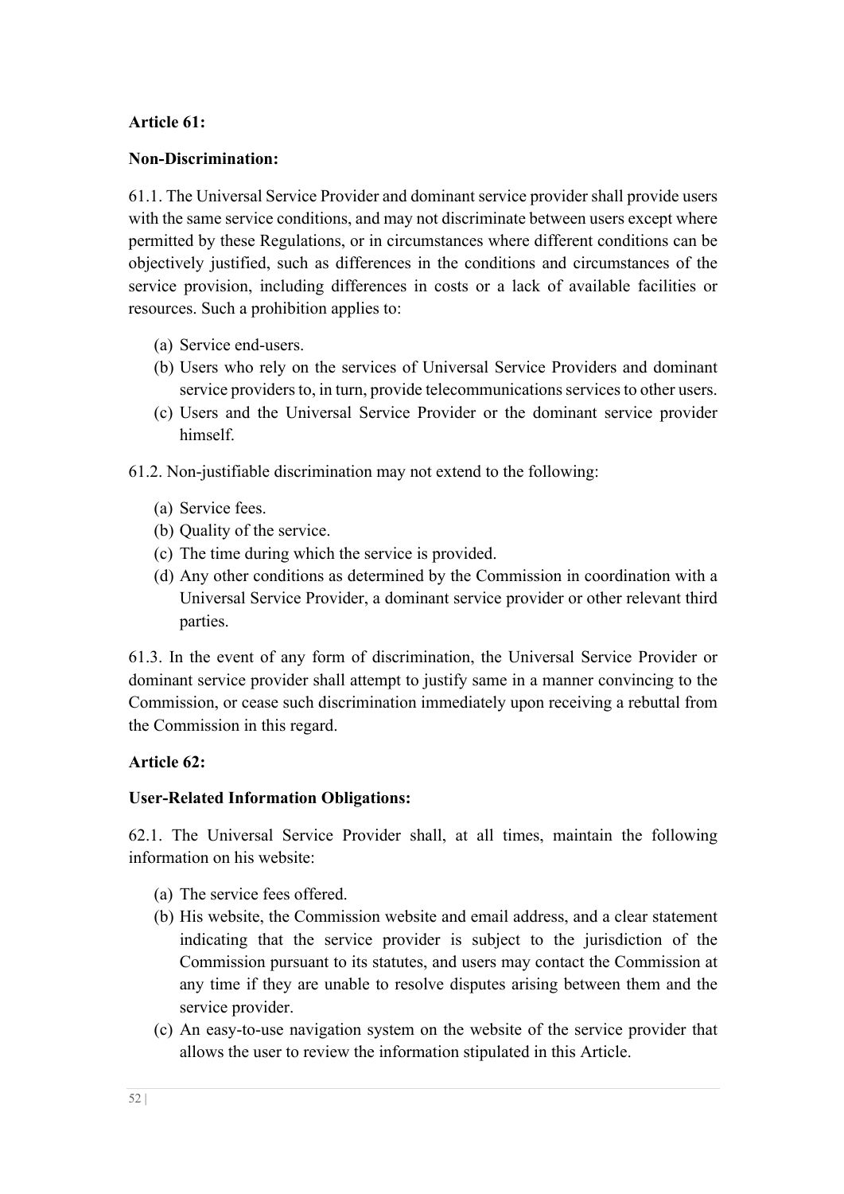**Article 61:**

**Non-Discrimination:**

61.1. The Universal Service Provider and dominant service provider shall provide users with the same service conditions, and may not discriminate between users except where permitted by these Regulations, or in circumstances where different conditions can be objectively justified, such as differences in the conditions and circumstances of the service provision, including differences in costs or a lack of available facilities or resources. Such a prohibition applies to:

(a) Service end-users.
(b) Users who rely on the services of Universal Service Providers and dominant service providers to, in turn, provide telecommunications services to other users.
(c) Users and the Universal Service Provider or the dominant service provider himself.

61.2. Non-justifiable discrimination may not extend to the following:

(a) Service fees.
(b) Quality of the service.
(c) The time during which the service is provided.
(d) Any other conditions as determined by the Commission in coordination with a Universal Service Provider, a dominant service provider or other relevant third parties.

61.3. In the event of any form of discrimination, the Universal Service Provider or dominant service provider shall attempt to justify same in a manner convincing to the Commission, or cease such discrimination immediately upon receiving a rebuttal from the Commission in this regard.

**Article 62:**

**User-Related Information Obligations:**

62.1. The Universal Service Provider shall, at all times, maintain the following information on his website:

(a) The service fees offered.
(b) His website, the Commission website and email address, and a clear statement indicating that the service provider is subject to the jurisdiction of the Commission pursuant to its statutes, and users may contact the Commission at any time if they are unable to resolve disputes arising between them and the service provider.
(c) An easy-to-use navigation system on the website of the service provider that allows the user to review the information stipulated in this Article.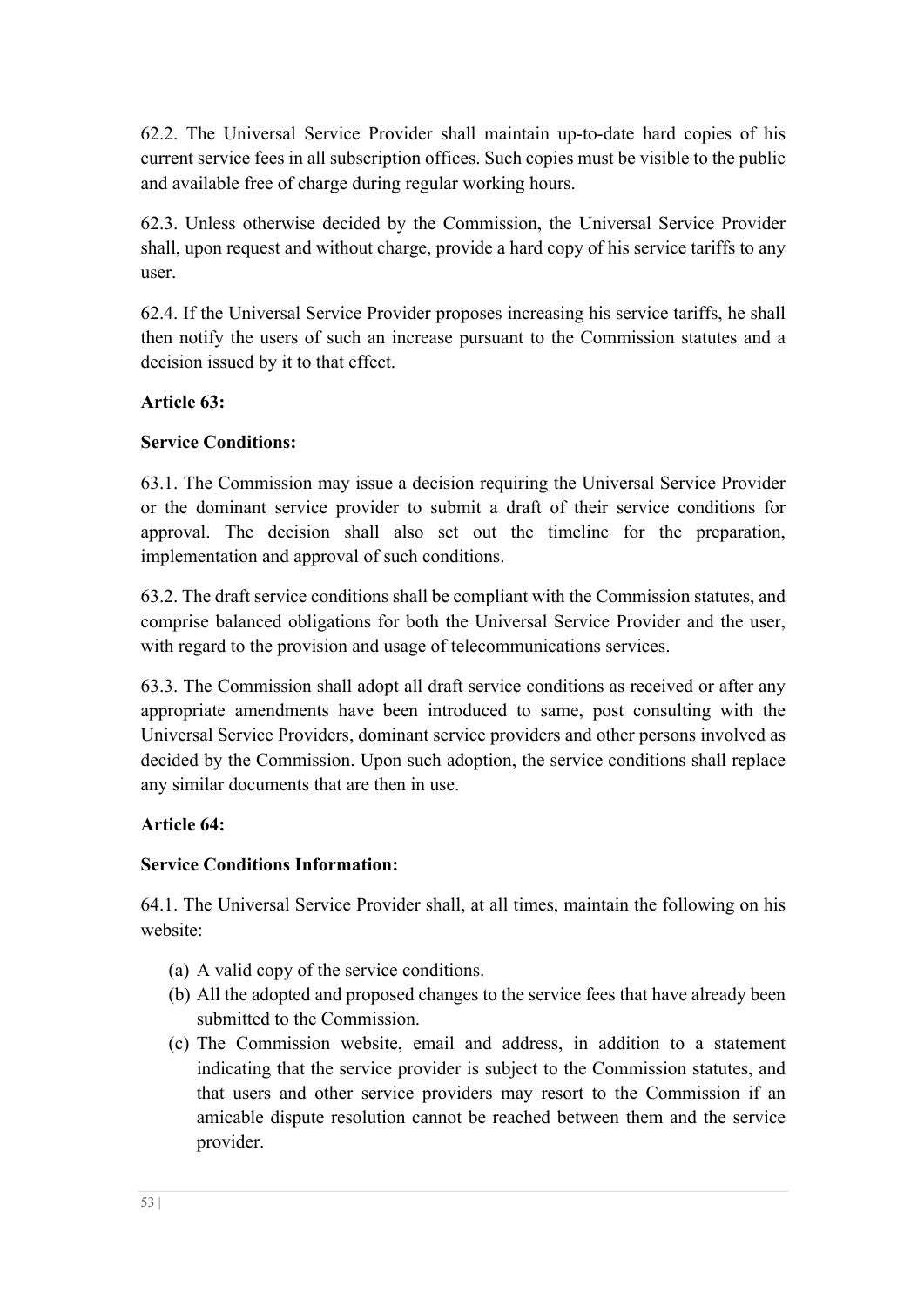62.2. The Universal Service Provider shall maintain up-to-date hard copies of his current service fees in all subscription offices. Such copies must be visible to the public and available free of charge during regular working hours.

62.3. Unless otherwise decided by the Commission, the Universal Service Provider shall, upon request and without charge, provide a hard copy of his service tariffs to any user.

62.4. If the Universal Service Provider proposes increasing his service tariffs, he shall then notify the users of such an increase pursuant to the Commission statutes and a decision issued by it to that effect.

**Article 63:**

**Service Conditions:**

63.1. The Commission may issue a decision requiring the Universal Service Provider or the dominant service provider to submit a draft of their service conditions for approval. The decision shall also set out the timeline for the preparation, implementation and approval of such conditions.

63.2. The draft service conditions shall be compliant with the Commission statutes, and comprise balanced obligations for both the Universal Service Provider and the user, with regard to the provision and usage of telecommunications services.

63.3. The Commission shall adopt all draft service conditions as received or after any appropriate amendments have been introduced to same, post consulting with the Universal Service Providers, dominant service providers and other persons involved as decided by the Commission. Upon such adoption, the service conditions shall replace any similar documents that are then in use.

**Article 64:**

**Service Conditions Information:**

64.1. The Universal Service Provider shall, at all times, maintain the following on his website:

(a) A valid copy of the service conditions.
(b) All the adopted and proposed changes to the service fees that have already been submitted to the Commission.
(c) The Commission website, email and address, in addition to a statement indicating that the service provider is subject to the Commission statutes, and that users and other service providers may resort to the Commission if an amicable dispute resolution cannot be reached between them and the service provider.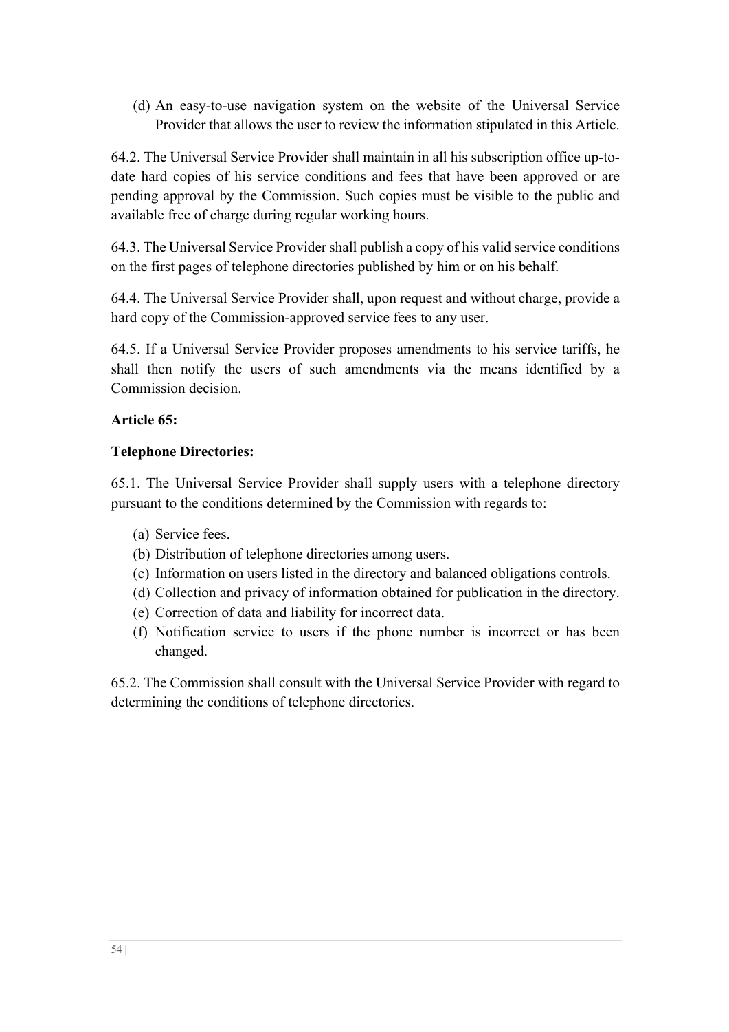(d) An easy-to-use navigation system on the website of the Universal Service Provider that allows the user to review the information stipulated in this Article.

64.2. The Universal Service Provider shall maintain in all his subscription office up-to-date hard copies of his service conditions and fees that have been approved or are pending approval by the Commission. Such copies must be visible to the public and available free of charge during regular working hours.

64.3. The Universal Service Provider shall publish a copy of his valid service conditions on the first pages of telephone directories published by him or on his behalf.

64.4. The Universal Service Provider shall, upon request and without charge, provide a hard copy of the Commission-approved service fees to any user.

64.5. If a Universal Service Provider proposes amendments to his service tariffs, he shall then notify the users of such amendments via the means identified by a Commission decision.

**Article 65:**

**Telephone Directories:**

65.1. The Universal Service Provider shall supply users with a telephone directory pursuant to the conditions determined by the Commission with regards to:

(a) Service fees.
(b) Distribution of telephone directories among users.
(c) Information on users listed in the directory and balanced obligations controls.
(d) Collection and privacy of information obtained for publication in the directory.
(e) Correction of data and liability for incorrect data.
(f) Notification service to users if the phone number is incorrect or has been changed.

65.2. The Commission shall consult with the Universal Service Provider with regard to determining the conditions of telephone directories.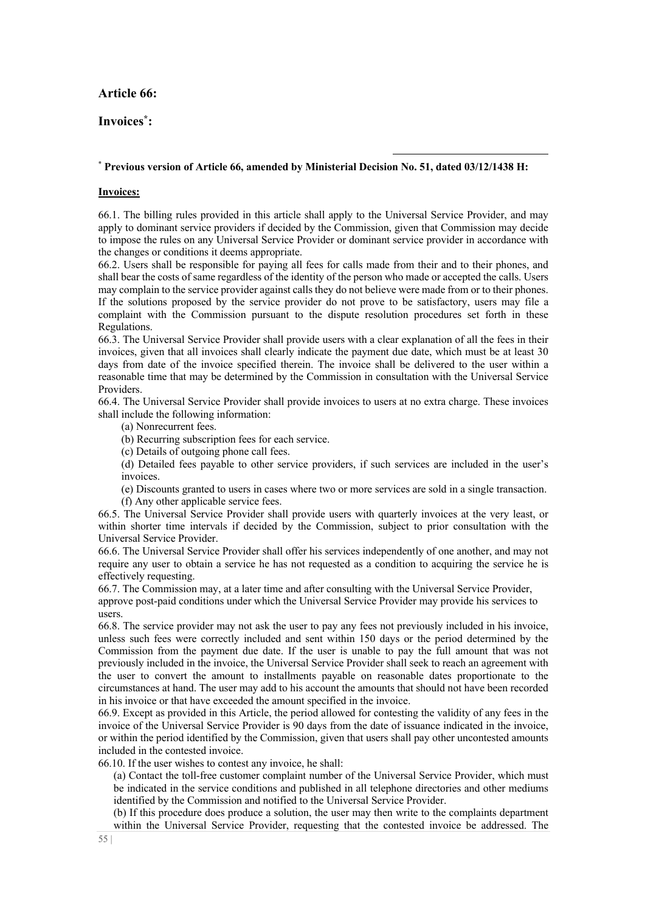## Article 66:

## Invoices[*]:

[*] **Previous version of Article 66, amended by Ministerial Decision No. 51, dated 03/12/1438 H:**

**Invoices:**

66.1. The billing rules provided in this article shall apply to the Universal Service Provider, and may apply to dominant service providers if decided by the Commission, given that Commission may decide to impose the rules on any Universal Service Provider or dominant service provider in accordance with the changes or conditions it deems appropriate.

66.2. Users shall be responsible for paying all fees for calls made from their and to their phones, and shall bear the costs of same regardless of the identity of the person who made or accepted the calls. Users may complain to the service provider against calls they do not believe were made from or to their phones. If the solutions proposed by the service provider do not prove to be satisfactory, users may file a complaint with the Commission pursuant to the dispute resolution procedures set forth in these Regulations.

66.3. The Universal Service Provider shall provide users with a clear explanation of all the fees in their invoices, given that all invoices shall clearly indicate the payment due date, which must be at least 30 days from date of the invoice specified therein. The invoice shall be delivered to the user within a reasonable time that may be determined by the Commission in consultation with the Universal Service Providers.

66.4. The Universal Service Provider shall provide invoices to users at no extra charge. These invoices shall include the following information:

(a) Nonrecurrent fees.

(b) Recurring subscription fees for each service.

(c) Details of outgoing phone call fees.

(d) Detailed fees payable to other service providers, if such services are included in the user's invoices.

(e) Discounts granted to users in cases where two or more services are sold in a single transaction.

(f) Any other applicable service fees.

66.5. The Universal Service Provider shall provide users with quarterly invoices at the very least, or within shorter time intervals if decided by the Commission, subject to prior consultation with the Universal Service Provider.

66.6. The Universal Service Provider shall offer his services independently of one another, and may not require any user to obtain a service he has not requested as a condition to acquiring the service he is effectively requesting.

66.7. The Commission may, at a later time and after consulting with the Universal Service Provider, approve post-paid conditions under which the Universal Service Provider may provide his services to users.

66.8. The service provider may not ask the user to pay any fees not previously included in his invoice, unless such fees were correctly included and sent within 150 days or the period determined by the Commission from the payment due date. If the user is unable to pay the full amount that was not previously included in the invoice, the Universal Service Provider shall seek to reach an agreement with the user to convert the amount to installments payable on reasonable dates proportionate to the circumstances at hand. The user may add to his account the amounts that should not have been recorded in his invoice or that have exceeded the amount specified in the invoice.

66.9. Except as provided in this Article, the period allowed for contesting the validity of any fees in the invoice of the Universal Service Provider is 90 days from the date of issuance indicated in the invoice, or within the period identified by the Commission, given that users shall pay other uncontested amounts included in the contested invoice.

66.10. If the user wishes to contest any invoice, he shall:

(a) Contact the toll-free customer complaint number of the Universal Service Provider, which must be indicated in the service conditions and published in all telephone directories and other mediums identified by the Commission and notified to the Universal Service Provider.

(b) If this procedure does produce a solution, the user may then write to the complaints department within the Universal Service Provider, requesting that the contested invoice be addressed. The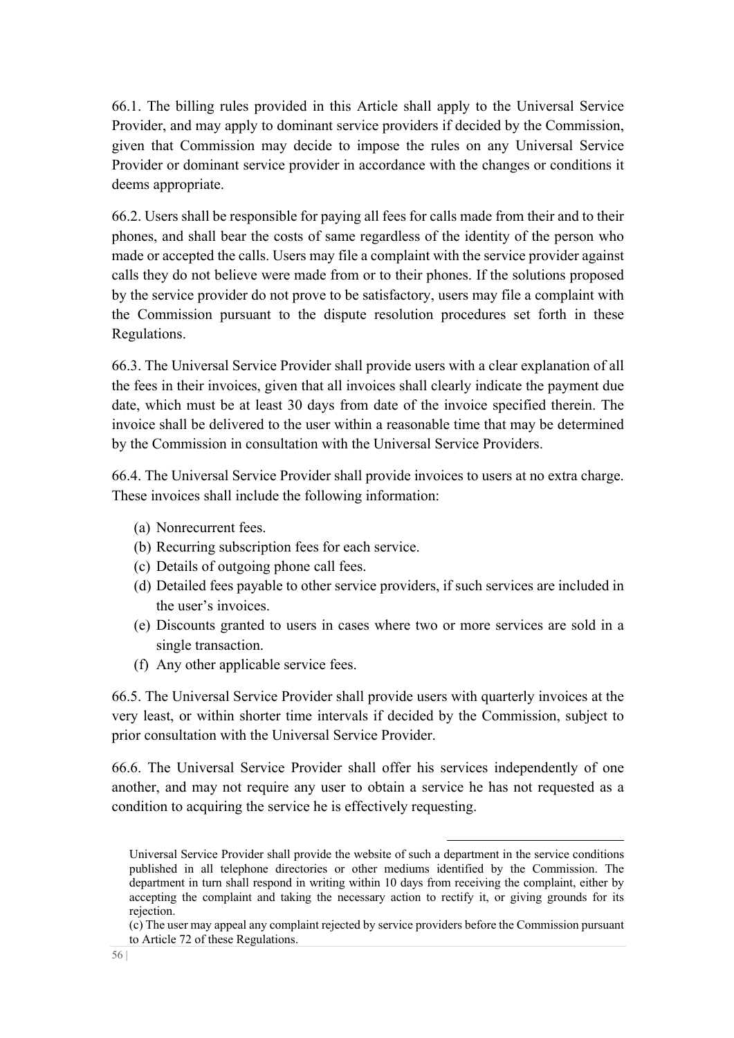66.1. The billing rules provided in this Article shall apply to the Universal Service Provider, and may apply to dominant service providers if decided by the Commission, given that Commission may decide to impose the rules on any Universal Service Provider or dominant service provider in accordance with the changes or conditions it deems appropriate.

66.2. Users shall be responsible for paying all fees for calls made from their and to their phones, and shall bear the costs of same regardless of the identity of the person who made or accepted the calls. Users may file a complaint with the service provider against calls they do not believe were made from or to their phones. If the solutions proposed by the service provider do not prove to be satisfactory, users may file a complaint with the Commission pursuant to the dispute resolution procedures set forth in these Regulations.

66.3. The Universal Service Provider shall provide users with a clear explanation of all the fees in their invoices, given that all invoices shall clearly indicate the payment due date, which must be at least 30 days from date of the invoice specified therein. The invoice shall be delivered to the user within a reasonable time that may be determined by the Commission in consultation with the Universal Service Providers.

66.4. The Universal Service Provider shall provide invoices to users at no extra charge. These invoices shall include the following information:

(a) Nonrecurrent fees.
(b) Recurring subscription fees for each service.
(c) Details of outgoing phone call fees.
(d) Detailed fees payable to other service providers, if such services are included in the user's invoices.
(e) Discounts granted to users in cases where two or more services are sold in a single transaction.
(f) Any other applicable service fees.

66.5. The Universal Service Provider shall provide users with quarterly invoices at the very least, or within shorter time intervals if decided by the Commission, subject to prior consultation with the Universal Service Provider.

66.6. The Universal Service Provider shall offer his services independently of one another, and may not require any user to obtain a service he has not requested as a condition to acquiring the service he is effectively requesting.

---

Universal Service Provider shall provide the website of such a department in the service conditions published in all telephone directories or other mediums identified by the Commission. The department in turn shall respond in writing within 10 days from receiving the complaint, either by accepting the complaint and taking the necessary action to rectify it, or giving grounds for its rejection.

(c) The user may appeal any complaint rejected by service providers before the Commission pursuant to Article 72 of these Regulations.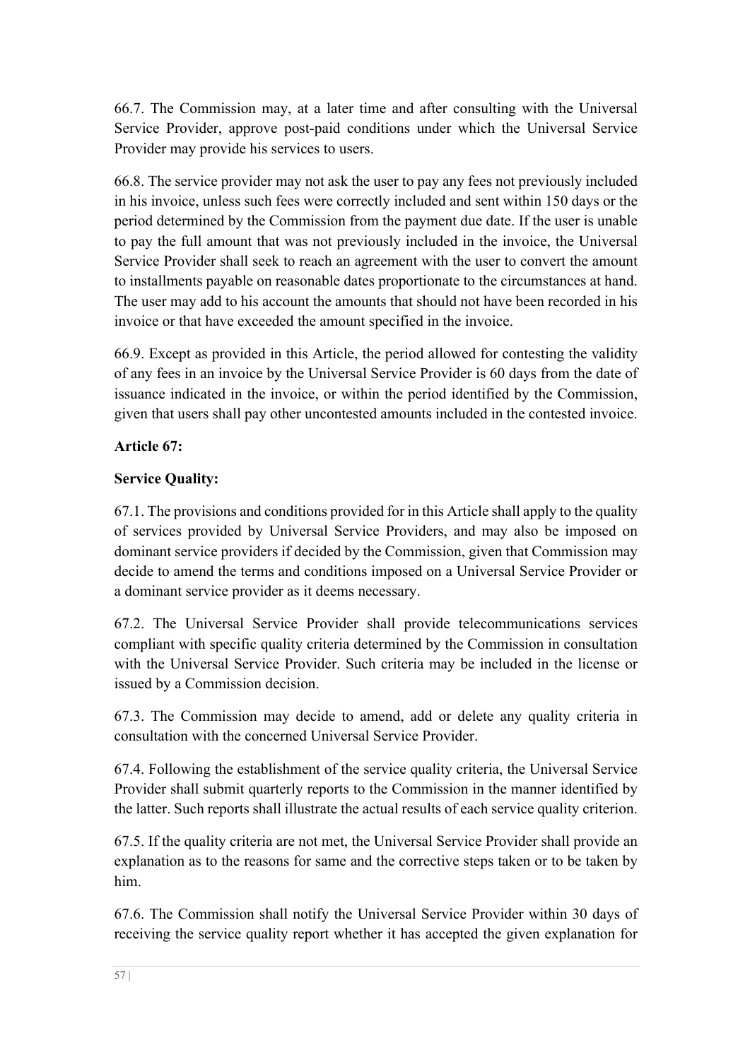66.7. The Commission may, at a later time and after consulting with the Universal Service Provider, approve post-paid conditions under which the Universal Service Provider may provide his services to users.

66.8. The service provider may not ask the user to pay any fees not previously included in his invoice, unless such fees were correctly included and sent within 150 days or the period determined by the Commission from the payment due date. If the user is unable to pay the full amount that was not previously included in the invoice, the Universal Service Provider shall seek to reach an agreement with the user to convert the amount to installments payable on reasonable dates proportionate to the circumstances at hand. The user may add to his account the amounts that should not have been recorded in his invoice or that have exceeded the amount specified in the invoice.

66.9. Except as provided in this Article, the period allowed for contesting the validity of any fees in an invoice by the Universal Service Provider is 60 days from the date of issuance indicated in the invoice, or within the period identified by the Commission, given that users shall pay other uncontested amounts included in the contested invoice.

**Article 67:**

**Service Quality:**

67.1. The provisions and conditions provided for in this Article shall apply to the quality of services provided by Universal Service Providers, and may also be imposed on dominant service providers if decided by the Commission, given that Commission may decide to amend the terms and conditions imposed on a Universal Service Provider or a dominant service provider as it deems necessary.

67.2. The Universal Service Provider shall provide telecommunications services compliant with specific quality criteria determined by the Commission in consultation with the Universal Service Provider. Such criteria may be included in the license or issued by a Commission decision.

67.3. The Commission may decide to amend, add or delete any quality criteria in consultation with the concerned Universal Service Provider.

67.4. Following the establishment of the service quality criteria, the Universal Service Provider shall submit quarterly reports to the Commission in the manner identified by the latter. Such reports shall illustrate the actual results of each service quality criterion.

67.5. If the quality criteria are not met, the Universal Service Provider shall provide an explanation as to the reasons for same and the corrective steps taken or to be taken by him.

67.6. The Commission shall notify the Universal Service Provider within 30 days of receiving the service quality report whether it has accepted the given explanation for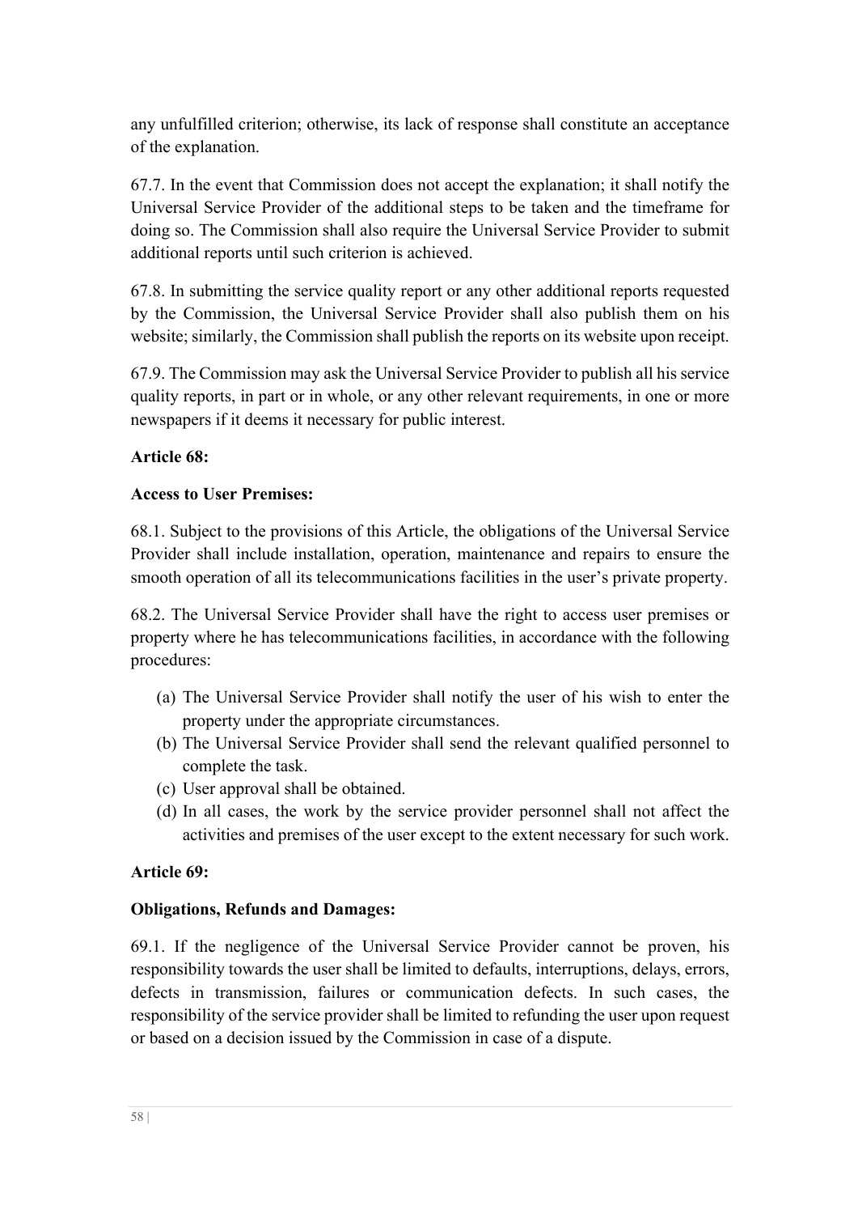any unfulfilled criterion; otherwise, its lack of response shall constitute an acceptance of the explanation.

67.7. In the event that Commission does not accept the explanation; it shall notify the Universal Service Provider of the additional steps to be taken and the timeframe for doing so. The Commission shall also require the Universal Service Provider to submit additional reports until such criterion is achieved.

67.8. In submitting the service quality report or any other additional reports requested by the Commission, the Universal Service Provider shall also publish them on his website; similarly, the Commission shall publish the reports on its website upon receipt.

67.9. The Commission may ask the Universal Service Provider to publish all his service quality reports, in part or in whole, or any other relevant requirements, in one or more newspapers if it deems it necessary for public interest.

**Article 68:**

**Access to User Premises:**

68.1. Subject to the provisions of this Article, the obligations of the Universal Service Provider shall include installation, operation, maintenance and repairs to ensure the smooth operation of all its telecommunications facilities in the user's private property.

68.2. The Universal Service Provider shall have the right to access user premises or property where he has telecommunications facilities, in accordance with the following procedures:

(a) The Universal Service Provider shall notify the user of his wish to enter the property under the appropriate circumstances.
(b) The Universal Service Provider shall send the relevant qualified personnel to complete the task.
(c) User approval shall be obtained.
(d) In all cases, the work by the service provider personnel shall not affect the activities and premises of the user except to the extent necessary for such work.

**Article 69:**

**Obligations, Refunds and Damages:**

69.1. If the negligence of the Universal Service Provider cannot be proven, his responsibility towards the user shall be limited to defaults, interruptions, delays, errors, defects in transmission, failures or communication defects. In such cases, the responsibility of the service provider shall be limited to refunding the user upon request or based on a decision issued by the Commission in case of a dispute.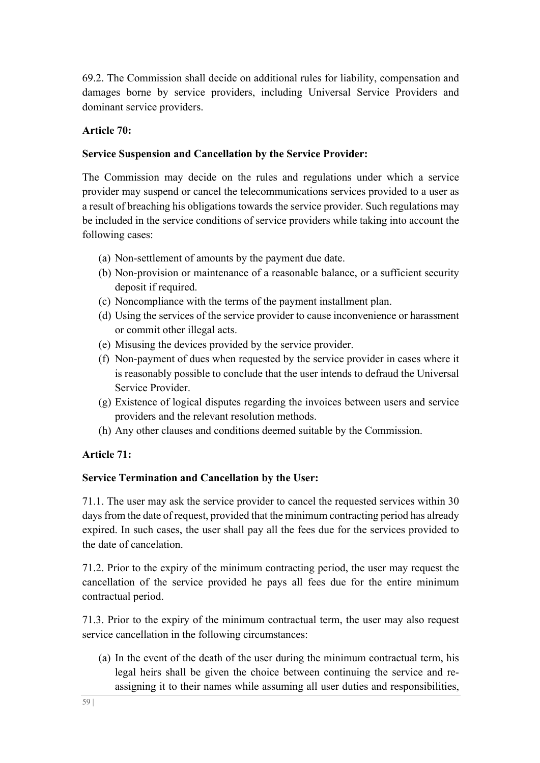69.2. The Commission shall decide on additional rules for liability, compensation and damages borne by service providers, including Universal Service Providers and dominant service providers.

**Article 70:**

**Service Suspension and Cancellation by the Service Provider:**

The Commission may decide on the rules and regulations under which a service provider may suspend or cancel the telecommunications services provided to a user as a result of breaching his obligations towards the service provider. Such regulations may be included in the service conditions of service providers while taking into account the following cases:

(a) Non-settlement of amounts by the payment due date.
(b) Non-provision or maintenance of a reasonable balance, or a sufficient security deposit if required.
(c) Noncompliance with the terms of the payment installment plan.
(d) Using the services of the service provider to cause inconvenience or harassment or commit other illegal acts.
(e) Misusing the devices provided by the service provider.
(f) Non-payment of dues when requested by the service provider in cases where it is reasonably possible to conclude that the user intends to defraud the Universal Service Provider.
(g) Existence of logical disputes regarding the invoices between users and service providers and the relevant resolution methods.
(h) Any other clauses and conditions deemed suitable by the Commission.

**Article 71:**

**Service Termination and Cancellation by the User:**

71.1. The user may ask the service provider to cancel the requested services within 30 days from the date of request, provided that the minimum contracting period has already expired. In such cases, the user shall pay all the fees due for the services provided to the date of cancelation.

71.2. Prior to the expiry of the minimum contracting period, the user may request the cancellation of the service provided he pays all fees due for the entire minimum contractual period.

71.3. Prior to the expiry of the minimum contractual term, the user may also request service cancellation in the following circumstances:

(a) In the event of the death of the user during the minimum contractual term, his legal heirs shall be given the choice between continuing the service and re-assigning it to their names while assuming all user duties and responsibilities,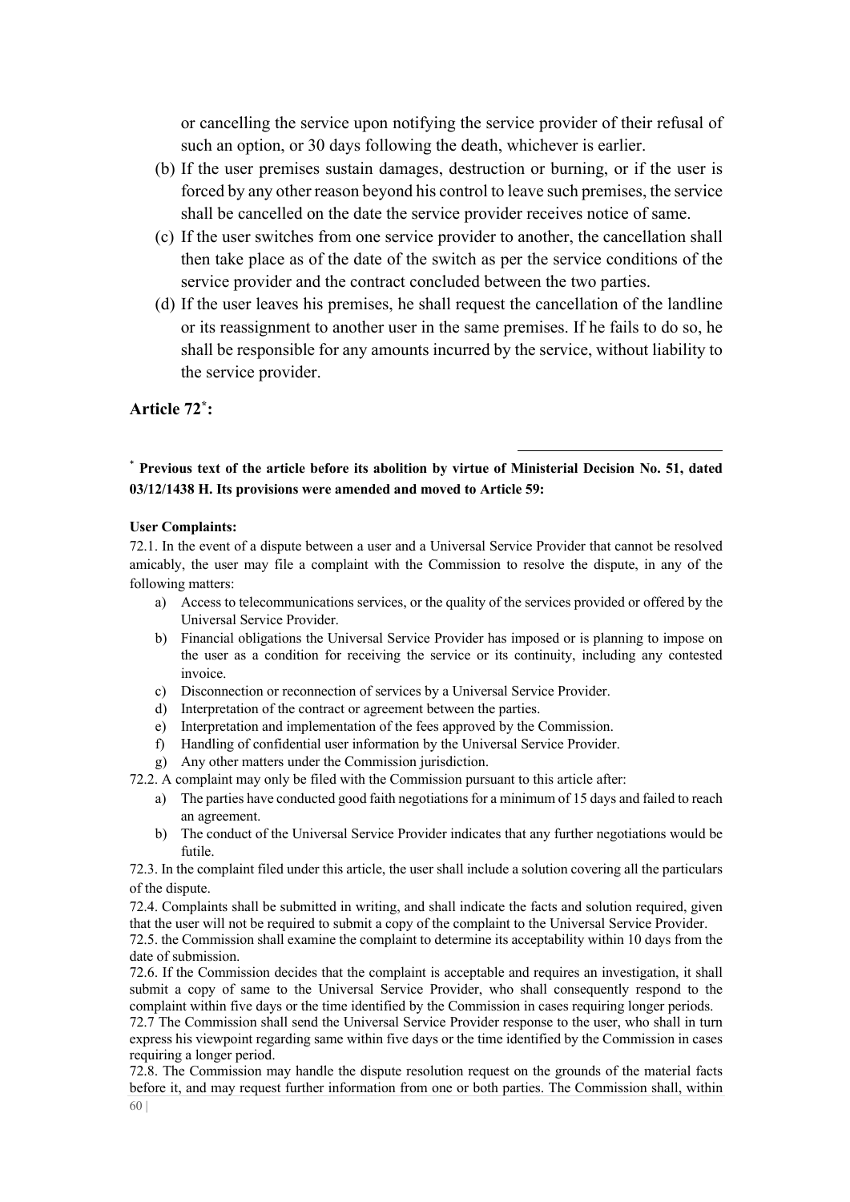or cancelling the service upon notifying the service provider of their refusal of such an option, or 30 days following the death, whichever is earlier.

(b) If the user premises sustain damages, destruction or burning, or if the user is forced by any other reason beyond his control to leave such premises, the service shall be cancelled on the date the service provider receives notice of same.

(c) If the user switches from one service provider to another, the cancellation shall then take place as of the date of the switch as per the service conditions of the service provider and the contract concluded between the two parties.

(d) If the user leaves his premises, he shall request the cancellation of the landline or its reassignment to another user in the same premises. If he fails to do so, he shall be responsible for any amounts incurred by the service, without liability to the service provider.

## Article 72[*]:

---

[*] **Previous text of the article before its abolition by virtue of Ministerial Decision No. 51, dated 03/12/1438 H. Its provisions were amended and moved to Article 59:**

**User Complaints:**

72.1. In the event of a dispute between a user and a Universal Service Provider that cannot be resolved amicably, the user may file a complaint with the Commission to resolve the dispute, in any of the following matters:

a) Access to telecommunications services, or the quality of the services provided or offered by the Universal Service Provider.
b) Financial obligations the Universal Service Provider has imposed or is planning to impose on the user as a condition for receiving the service or its continuity, including any contested invoice.
c) Disconnection or reconnection of services by a Universal Service Provider.
d) Interpretation of the contract or agreement between the parties.
e) Interpretation and implementation of the fees approved by the Commission.
f) Handling of confidential user information by the Universal Service Provider.
g) Any other matters under the Commission jurisdiction.

72.2. A complaint may only be filed with the Commission pursuant to this article after:

a) The parties have conducted good faith negotiations for a minimum of 15 days and failed to reach an agreement.
b) The conduct of the Universal Service Provider indicates that any further negotiations would be futile.

72.3. In the complaint filed under this article, the user shall include a solution covering all the particulars of the dispute.

72.4. Complaints shall be submitted in writing, and shall indicate the facts and solution required, given that the user will not be required to submit a copy of the complaint to the Universal Service Provider.

72.5. the Commission shall examine the complaint to determine its acceptability within 10 days from the date of submission.

72.6. If the Commission decides that the complaint is acceptable and requires an investigation, it shall submit a copy of same to the Universal Service Provider, who shall consequently respond to the complaint within five days or the time identified by the Commission in cases requiring longer periods.

72.7 The Commission shall send the Universal Service Provider response to the user, who shall in turn express his viewpoint regarding same within five days or the time identified by the Commission in cases requiring a longer period.

72.8. The Commission may handle the dispute resolution request on the grounds of the material facts before it, and may request further information from one or both parties. The Commission shall, within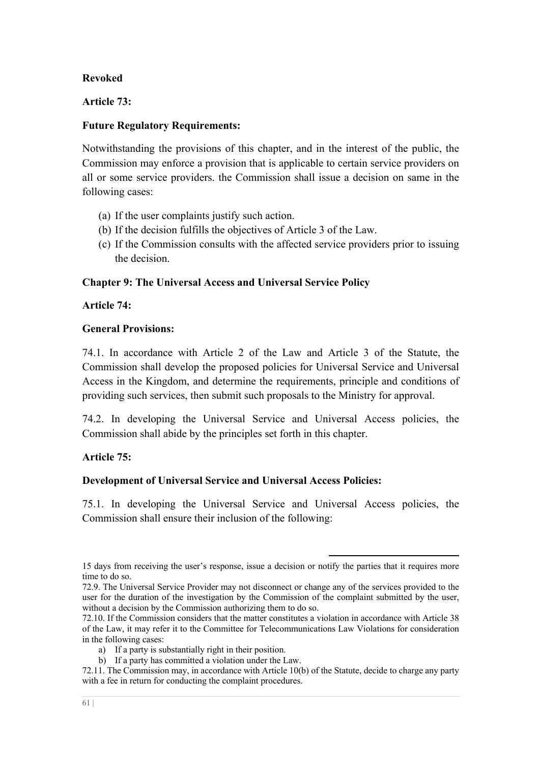**Revoked**

**Article 73:**

**Future Regulatory Requirements:**

Notwithstanding the provisions of this chapter, and in the interest of the public, the Commission may enforce a provision that is applicable to certain service providers on all or some service providers. the Commission shall issue a decision on same in the following cases:

(a) If the user complaints justify such action.
(b) If the decision fulfills the objectives of Article 3 of the Law.
(c) If the Commission consults with the affected service providers prior to issuing the decision.

## Chapter 9: The Universal Access and Universal Service Policy

**Article 74:**

**General Provisions:**

74.1. In accordance with Article 2 of the Law and Article 3 of the Statute, the Commission shall develop the proposed policies for Universal Service and Universal Access in the Kingdom, and determine the requirements, principle and conditions of providing such services, then submit such proposals to the Ministry for approval.

74.2. In developing the Universal Service and Universal Access policies, the Commission shall abide by the principles set forth in this chapter.

**Article 75:**

**Development of Universal Service and Universal Access Policies:**

75.1. In developing the Universal Service and Universal Access policies, the Commission shall ensure their inclusion of the following:

---

15 days from receiving the user's response, issue a decision or notify the parties that it requires more time to do so.

72.9. The Universal Service Provider may not disconnect or change any of the services provided to the user for the duration of the investigation by the Commission of the complaint submitted by the user, without a decision by the Commission authorizing them to do so.

72.10. If the Commission considers that the matter constitutes a violation in accordance with Article 38 of the Law, it may refer it to the Committee for Telecommunications Law Violations for consideration in the following cases:

a) If a party is substantially right in their position.
b) If a party has committed a violation under the Law.

72.11. The Commission may, in accordance with Article 10(b) of the Statute, decide to charge any party with a fee in return for conducting the complaint procedures.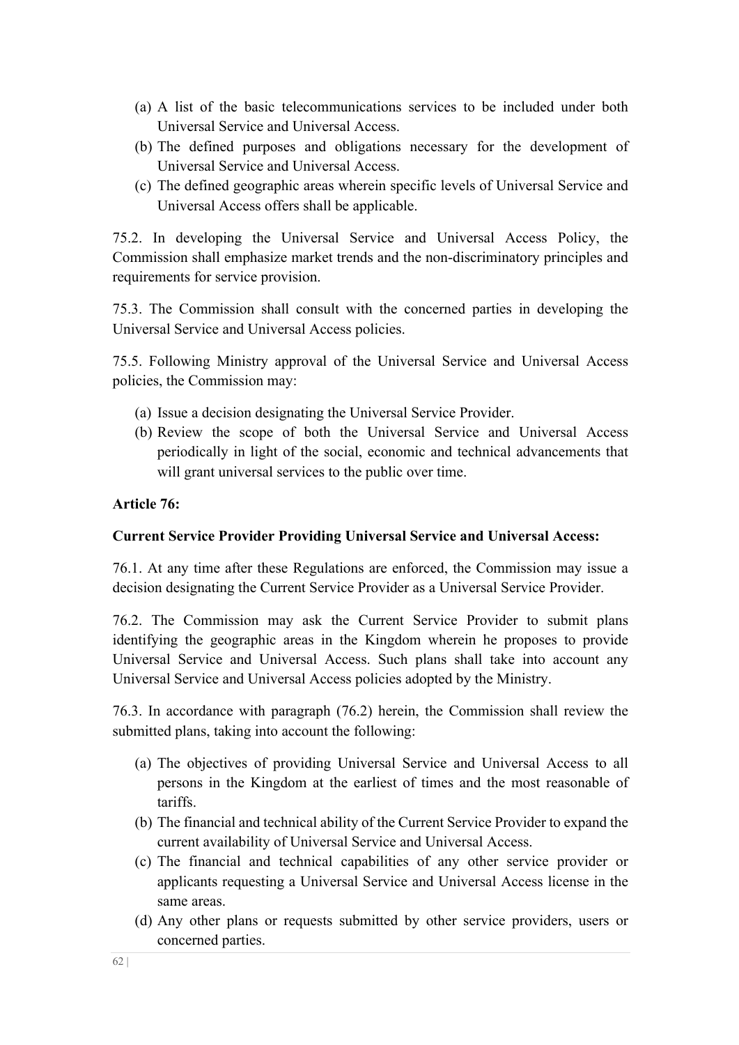(a) A list of the basic telecommunications services to be included under both Universal Service and Universal Access.
(b) The defined purposes and obligations necessary for the development of Universal Service and Universal Access.
(c) The defined geographic areas wherein specific levels of Universal Service and Universal Access offers shall be applicable.

75.2. In developing the Universal Service and Universal Access Policy, the Commission shall emphasize market trends and the non-discriminatory principles and requirements for service provision.

75.3. The Commission shall consult with the concerned parties in developing the Universal Service and Universal Access policies.

75.5. Following Ministry approval of the Universal Service and Universal Access policies, the Commission may:

(a) Issue a decision designating the Universal Service Provider.
(b) Review the scope of both the Universal Service and Universal Access periodically in light of the social, economic and technical advancements that will grant universal services to the public over time.

**Article 76:**

**Current Service Provider Providing Universal Service and Universal Access:**

76.1. At any time after these Regulations are enforced, the Commission may issue a decision designating the Current Service Provider as a Universal Service Provider.

76.2. The Commission may ask the Current Service Provider to submit plans identifying the geographic areas in the Kingdom wherein he proposes to provide Universal Service and Universal Access. Such plans shall take into account any Universal Service and Universal Access policies adopted by the Ministry.

76.3. In accordance with paragraph (76.2) herein, the Commission shall review the submitted plans, taking into account the following:

(a) The objectives of providing Universal Service and Universal Access to all persons in the Kingdom at the earliest of times and the most reasonable of tariffs.
(b) The financial and technical ability of the Current Service Provider to expand the current availability of Universal Service and Universal Access.
(c) The financial and technical capabilities of any other service provider or applicants requesting a Universal Service and Universal Access license in the same areas.
(d) Any other plans or requests submitted by other service providers, users or concerned parties.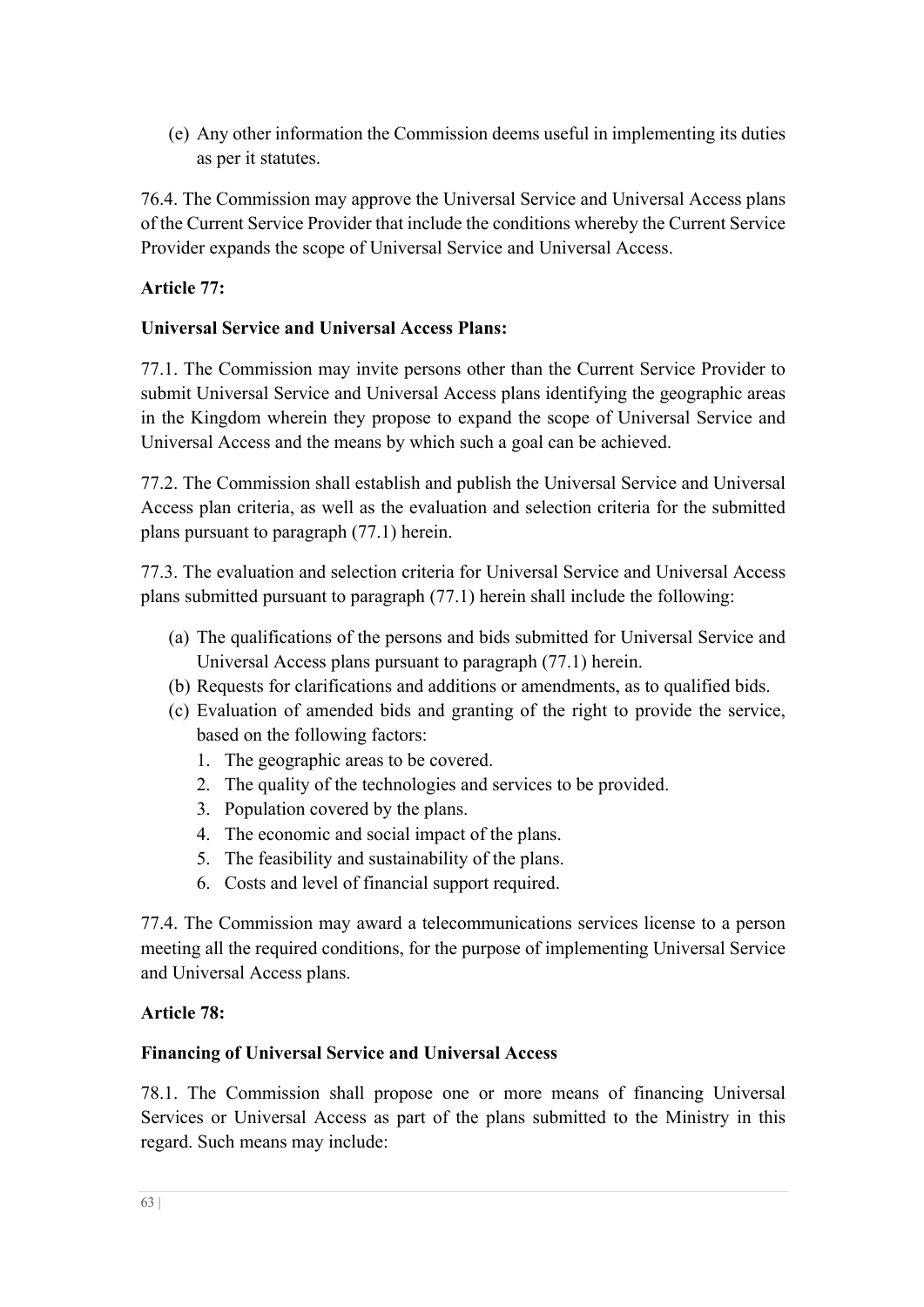(e) Any other information the Commission deems useful in implementing its duties as per it statutes.

76.4. The Commission may approve the Universal Service and Universal Access plans of the Current Service Provider that include the conditions whereby the Current Service Provider expands the scope of Universal Service and Universal Access.

**Article 77:**

**Universal Service and Universal Access Plans:**

77.1. The Commission may invite persons other than the Current Service Provider to submit Universal Service and Universal Access plans identifying the geographic areas in the Kingdom wherein they propose to expand the scope of Universal Service and Universal Access and the means by which such a goal can be achieved.

77.2. The Commission shall establish and publish the Universal Service and Universal Access plan criteria, as well as the evaluation and selection criteria for the submitted plans pursuant to paragraph (77.1) herein.

77.3. The evaluation and selection criteria for Universal Service and Universal Access plans submitted pursuant to paragraph (77.1) herein shall include the following:

(a) The qualifications of the persons and bids submitted for Universal Service and Universal Access plans pursuant to paragraph (77.1) herein.
(b) Requests for clarifications and additions or amendments, as to qualified bids.
(c) Evaluation of amended bids and granting of the right to provide the service, based on the following factors:
    1. The geographic areas to be covered.
    2. The quality of the technologies and services to be provided.
    3. Population covered by the plans.
    4. The economic and social impact of the plans.
    5. The feasibility and sustainability of the plans.
    6. Costs and level of financial support required.

77.4. The Commission may award a telecommunications services license to a person meeting all the required conditions, for the purpose of implementing Universal Service and Universal Access plans.

**Article 78:**

**Financing of Universal Service and Universal Access**

78.1. The Commission shall propose one or more means of financing Universal Services or Universal Access as part of the plans submitted to the Ministry in this regard. Such means may include: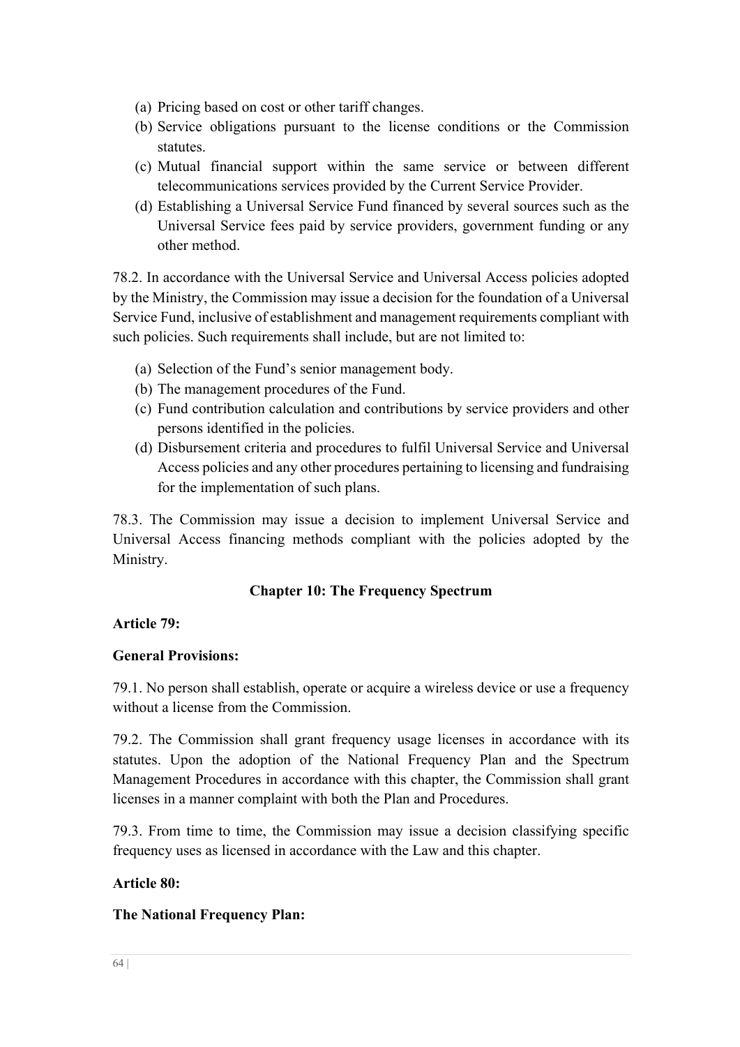(a) Pricing based on cost or other tariff changes.
(b) Service obligations pursuant to the license conditions or the Commission statutes.
(c) Mutual financial support within the same service or between different telecommunications services provided by the Current Service Provider.
(d) Establishing a Universal Service Fund financed by several sources such as the Universal Service fees paid by service providers, government funding or any other method.

78.2. In accordance with the Universal Service and Universal Access policies adopted by the Ministry, the Commission may issue a decision for the foundation of a Universal Service Fund, inclusive of establishment and management requirements compliant with such policies. Such requirements shall include, but are not limited to:

(a) Selection of the Fund's senior management body.
(b) The management procedures of the Fund.
(c) Fund contribution calculation and contributions by service providers and other persons identified in the policies.
(d) Disbursement criteria and procedures to fulfil Universal Service and Universal Access policies and any other procedures pertaining to licensing and fundraising for the implementation of such plans.

78.3. The Commission may issue a decision to implement Universal Service and Universal Access financing methods compliant with the policies adopted by the Ministry.

## Chapter 10: The Frequency Spectrum

**Article 79:**

**General Provisions:**

79.1. No person shall establish, operate or acquire a wireless device or use a frequency without a license from the Commission.

79.2. The Commission shall grant frequency usage licenses in accordance with its statutes. Upon the adoption of the National Frequency Plan and the Spectrum Management Procedures in accordance with this chapter, the Commission shall grant licenses in a manner complaint with both the Plan and Procedures.

79.3. From time to time, the Commission may issue a decision classifying specific frequency uses as licensed in accordance with the Law and this chapter.

**Article 80:**

**The National Frequency Plan:**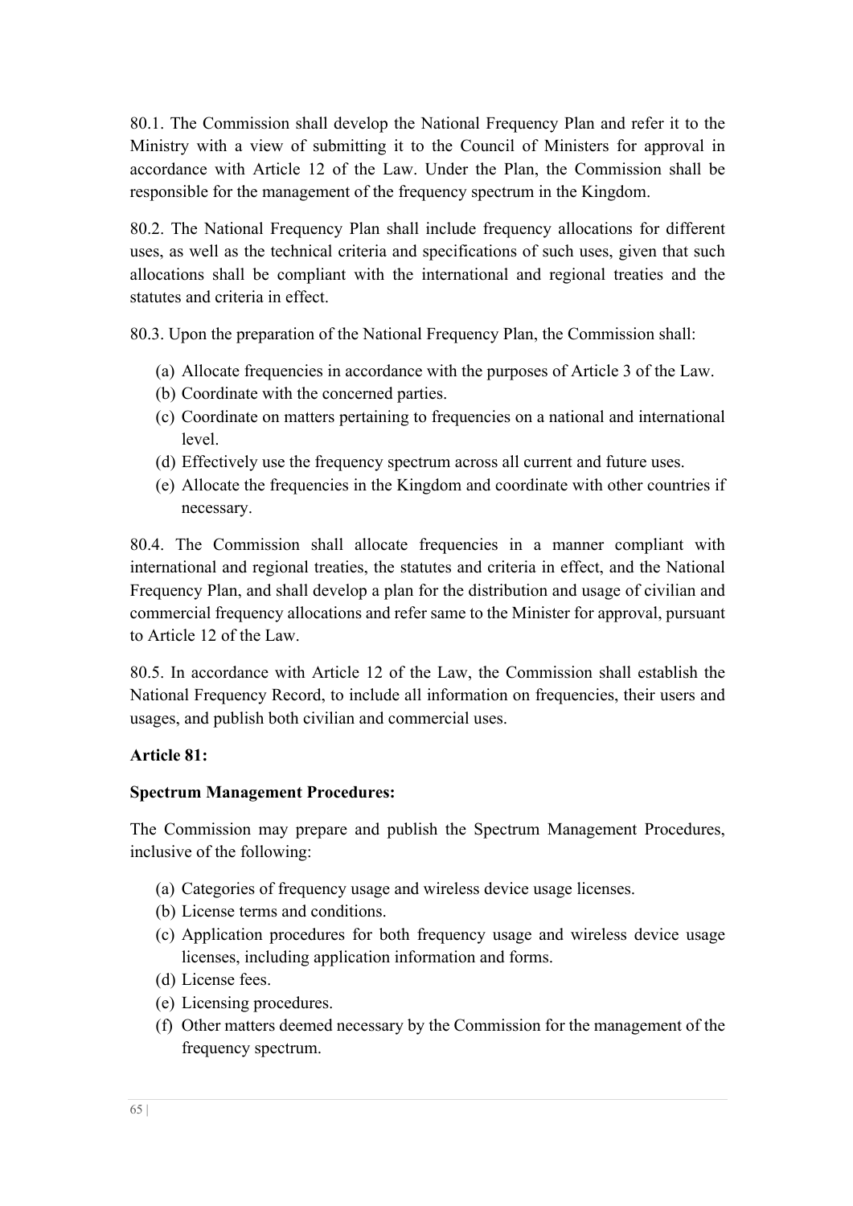80.1. The Commission shall develop the National Frequency Plan and refer it to the Ministry with a view of submitting it to the Council of Ministers for approval in accordance with Article 12 of the Law. Under the Plan, the Commission shall be responsible for the management of the frequency spectrum in the Kingdom.

80.2. The National Frequency Plan shall include frequency allocations for different uses, as well as the technical criteria and specifications of such uses, given that such allocations shall be compliant with the international and regional treaties and the statutes and criteria in effect.

80.3. Upon the preparation of the National Frequency Plan, the Commission shall:

(a) Allocate frequencies in accordance with the purposes of Article 3 of the Law.
(b) Coordinate with the concerned parties.
(c) Coordinate on matters pertaining to frequencies on a national and international level.
(d) Effectively use the frequency spectrum across all current and future uses.
(e) Allocate the frequencies in the Kingdom and coordinate with other countries if necessary.

80.4. The Commission shall allocate frequencies in a manner compliant with international and regional treaties, the statutes and criteria in effect, and the National Frequency Plan, and shall develop a plan for the distribution and usage of civilian and commercial frequency allocations and refer same to the Minister for approval, pursuant to Article 12 of the Law.

80.5. In accordance with Article 12 of the Law, the Commission shall establish the National Frequency Record, to include all information on frequencies, their users and usages, and publish both civilian and commercial uses.

**Article 81:**

**Spectrum Management Procedures:**

The Commission may prepare and publish the Spectrum Management Procedures, inclusive of the following:

(a) Categories of frequency usage and wireless device usage licenses.
(b) License terms and conditions.
(c) Application procedures for both frequency usage and wireless device usage licenses, including application information and forms.
(d) License fees.
(e) Licensing procedures.
(f) Other matters deemed necessary by the Commission for the management of the frequency spectrum.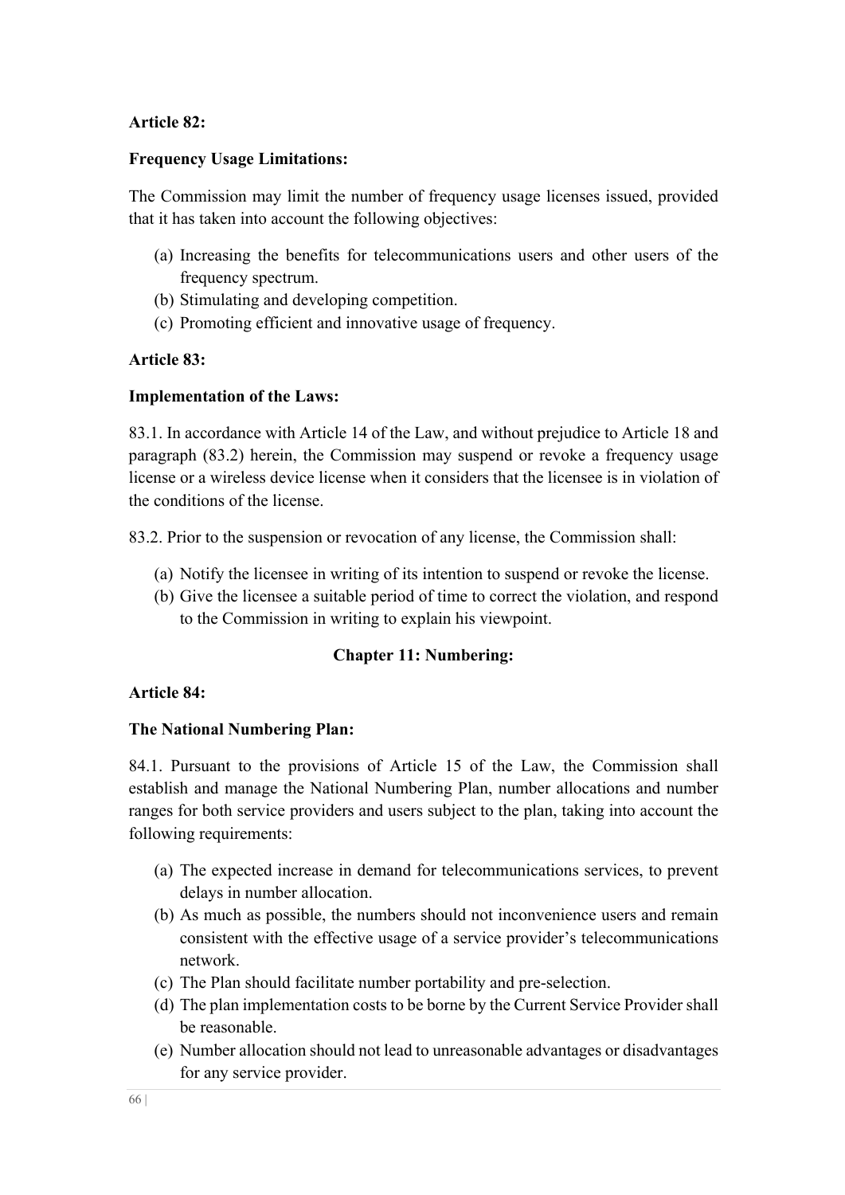**Article 82:**

**Frequency Usage Limitations:**

The Commission may limit the number of frequency usage licenses issued, provided that it has taken into account the following objectives:

(a) Increasing the benefits for telecommunications users and other users of the frequency spectrum.
(b) Stimulating and developing competition.
(c) Promoting efficient and innovative usage of frequency.

**Article 83:**

**Implementation of the Laws:**

83.1. In accordance with Article 14 of the Law, and without prejudice to Article 18 and paragraph (83.2) herein, the Commission may suspend or revoke a frequency usage license or a wireless device license when it considers that the licensee is in violation of the conditions of the license.

83.2. Prior to the suspension or revocation of any license, the Commission shall:

(a) Notify the licensee in writing of its intention to suspend or revoke the license.
(b) Give the licensee a suitable period of time to correct the violation, and respond to the Commission in writing to explain his viewpoint.

## Chapter 11: Numbering:

**Article 84:**

**The National Numbering Plan:**

84.1. Pursuant to the provisions of Article 15 of the Law, the Commission shall establish and manage the National Numbering Plan, number allocations and number ranges for both service providers and users subject to the plan, taking into account the following requirements:

(a) The expected increase in demand for telecommunications services, to prevent delays in number allocation.
(b) As much as possible, the numbers should not inconvenience users and remain consistent with the effective usage of a service provider's telecommunications network.
(c) The Plan should facilitate number portability and pre-selection.
(d) The plan implementation costs to be borne by the Current Service Provider shall be reasonable.
(e) Number allocation should not lead to unreasonable advantages or disadvantages for any service provider.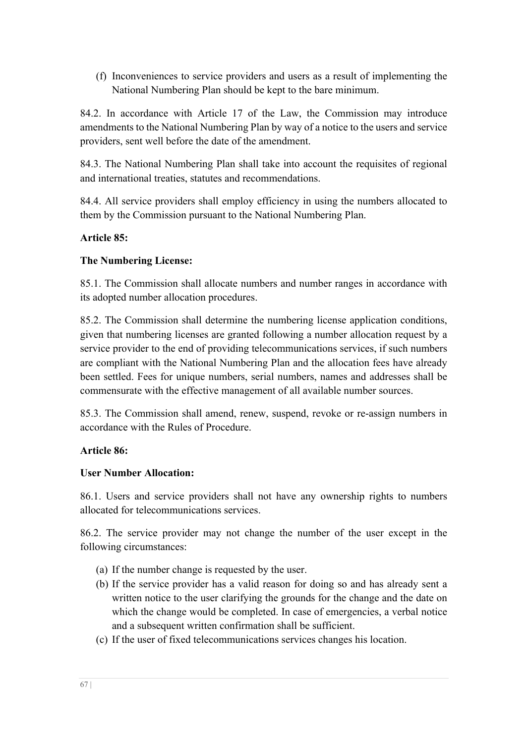(f) Inconveniences to service providers and users as a result of implementing the National Numbering Plan should be kept to the bare minimum.

84.2. In accordance with Article 17 of the Law, the Commission may introduce amendments to the National Numbering Plan by way of a notice to the users and service providers, sent well before the date of the amendment.

84.3. The National Numbering Plan shall take into account the requisites of regional and international treaties, statutes and recommendations.

84.4. All service providers shall employ efficiency in using the numbers allocated to them by the Commission pursuant to the National Numbering Plan.

**Article 85:**

**The Numbering License:**

85.1. The Commission shall allocate numbers and number ranges in accordance with its adopted number allocation procedures.

85.2. The Commission shall determine the numbering license application conditions, given that numbering licenses are granted following a number allocation request by a service provider to the end of providing telecommunications services, if such numbers are compliant with the National Numbering Plan and the allocation fees have already been settled. Fees for unique numbers, serial numbers, names and addresses shall be commensurate with the effective management of all available number sources.

85.3. The Commission shall amend, renew, suspend, revoke or re-assign numbers in accordance with the Rules of Procedure.

**Article 86:**

**User Number Allocation:**

86.1. Users and service providers shall not have any ownership rights to numbers allocated for telecommunications services.

86.2. The service provider may not change the number of the user except in the following circumstances:

(a) If the number change is requested by the user.
(b) If the service provider has a valid reason for doing so and has already sent a written notice to the user clarifying the grounds for the change and the date on which the change would be completed. In case of emergencies, a verbal notice and a subsequent written confirmation shall be sufficient.
(c) If the user of fixed telecommunications services changes his location.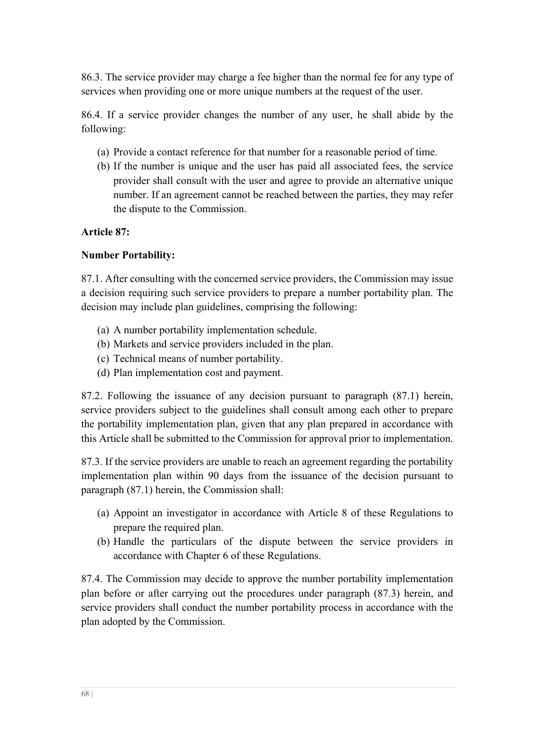86.3. The service provider may charge a fee higher than the normal fee for any type of services when providing one or more unique numbers at the request of the user.

86.4. If a service provider changes the number of any user, he shall abide by the following:

(a) Provide a contact reference for that number for a reasonable period of time.
(b) If the number is unique and the user has paid all associated fees, the service provider shall consult with the user and agree to provide an alternative unique number. If an agreement cannot be reached between the parties, they may refer the dispute to the Commission.

**Article 87:**

**Number Portability:**

87.1. After consulting with the concerned service providers, the Commission may issue a decision requiring such service providers to prepare a number portability plan. The decision may include plan guidelines, comprising the following:

(a) A number portability implementation schedule.
(b) Markets and service providers included in the plan.
(c) Technical means of number portability.
(d) Plan implementation cost and payment.

87.2. Following the issuance of any decision pursuant to paragraph (87.1) herein, service providers subject to the guidelines shall consult among each other to prepare the portability implementation plan, given that any plan prepared in accordance with this Article shall be submitted to the Commission for approval prior to implementation.

87.3. If the service providers are unable to reach an agreement regarding the portability implementation plan within 90 days from the issuance of the decision pursuant to paragraph (87.1) herein, the Commission shall:

(a) Appoint an investigator in accordance with Article 8 of these Regulations to prepare the required plan.
(b) Handle the particulars of the dispute between the service providers in accordance with Chapter 6 of these Regulations.

87.4. The Commission may decide to approve the number portability implementation plan before or after carrying out the procedures under paragraph (87.3) herein, and service providers shall conduct the number portability process in accordance with the plan adopted by the Commission.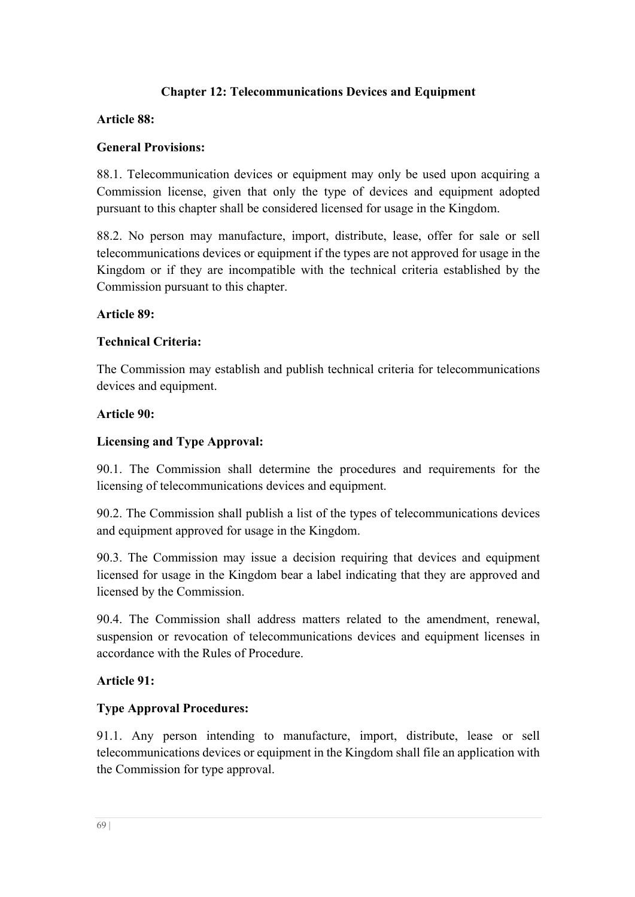## Chapter 12: Telecommunications Devices and Equipment

**Article 88:**

**General Provisions:**

88.1. Telecommunication devices or equipment may only be used upon acquiring a Commission license, given that only the type of devices and equipment adopted pursuant to this chapter shall be considered licensed for usage in the Kingdom.

88.2. No person may manufacture, import, distribute, lease, offer for sale or sell telecommunications devices or equipment if the types are not approved for usage in the Kingdom or if they are incompatible with the technical criteria established by the Commission pursuant to this chapter.

**Article 89:**

**Technical Criteria:**

The Commission may establish and publish technical criteria for telecommunications devices and equipment.

**Article 90:**

**Licensing and Type Approval:**

90.1. The Commission shall determine the procedures and requirements for the licensing of telecommunications devices and equipment.

90.2. The Commission shall publish a list of the types of telecommunications devices and equipment approved for usage in the Kingdom.

90.3. The Commission may issue a decision requiring that devices and equipment licensed for usage in the Kingdom bear a label indicating that they are approved and licensed by the Commission.

90.4. The Commission shall address matters related to the amendment, renewal, suspension or revocation of telecommunications devices and equipment licenses in accordance with the Rules of Procedure.

**Article 91:**

**Type Approval Procedures:**

91.1. Any person intending to manufacture, import, distribute, lease or sell telecommunications devices or equipment in the Kingdom shall file an application with the Commission for type approval.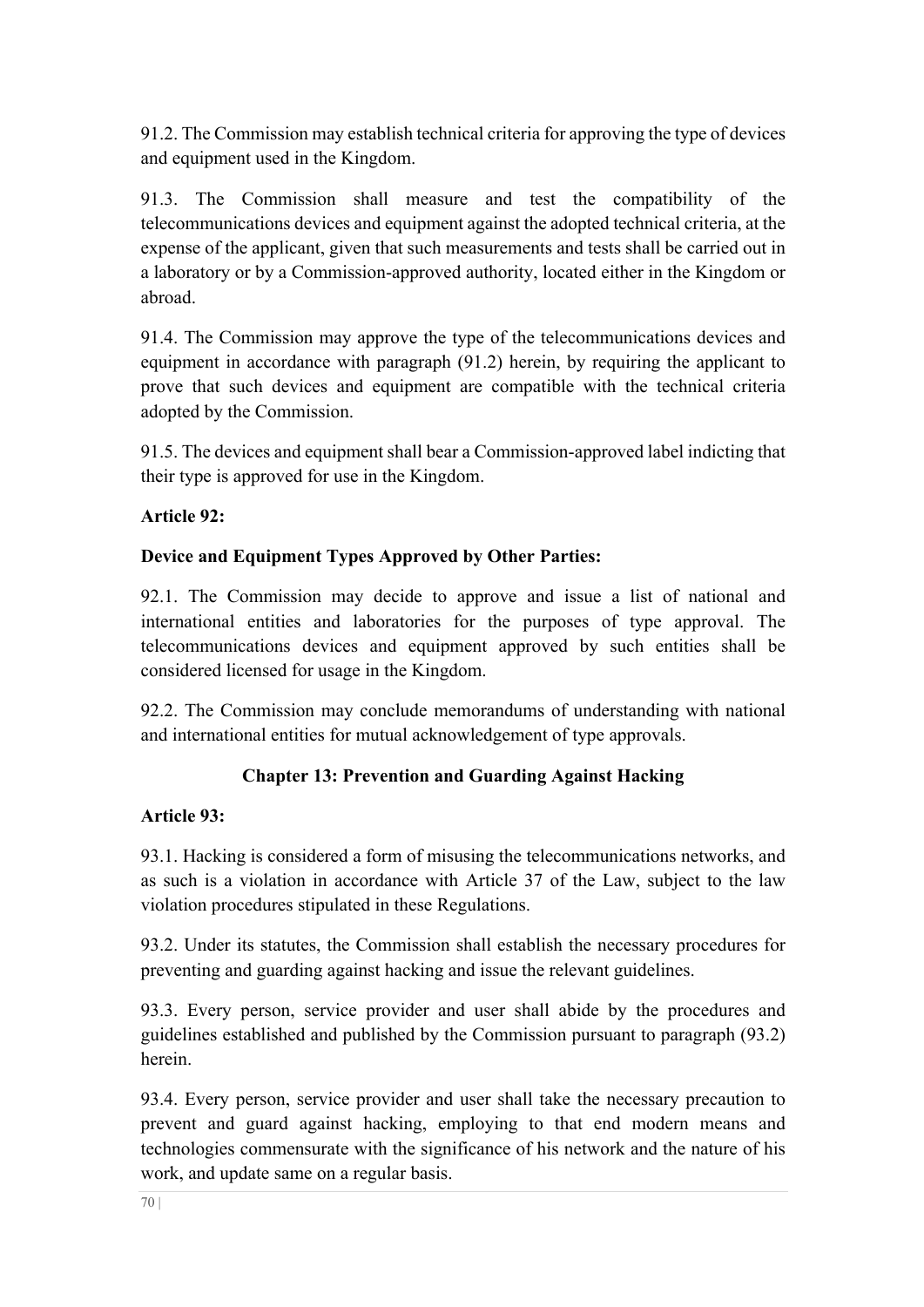91.2. The Commission may establish technical criteria for approving the type of devices and equipment used in the Kingdom.

91.3. The Commission shall measure and test the compatibility of the telecommunications devices and equipment against the adopted technical criteria, at the expense of the applicant, given that such measurements and tests shall be carried out in a laboratory or by a Commission-approved authority, located either in the Kingdom or abroad.

91.4. The Commission may approve the type of the telecommunications devices and equipment in accordance with paragraph (91.2) herein, by requiring the applicant to prove that such devices and equipment are compatible with the technical criteria adopted by the Commission.

91.5. The devices and equipment shall bear a Commission-approved label indicting that their type is approved for use in the Kingdom.

**Article 92:**

**Device and Equipment Types Approved by Other Parties:**

92.1. The Commission may decide to approve and issue a list of national and international entities and laboratories for the purposes of type approval. The telecommunications devices and equipment approved by such entities shall be considered licensed for usage in the Kingdom.

92.2. The Commission may conclude memorandums of understanding with national and international entities for mutual acknowledgement of type approvals.

## Chapter 13: Prevention and Guarding Against Hacking

**Article 93:**

93.1. Hacking is considered a form of misusing the telecommunications networks, and as such is a violation in accordance with Article 37 of the Law, subject to the law violation procedures stipulated in these Regulations.

93.2. Under its statutes, the Commission shall establish the necessary procedures for preventing and guarding against hacking and issue the relevant guidelines.

93.3. Every person, service provider and user shall abide by the procedures and guidelines established and published by the Commission pursuant to paragraph (93.2) herein.

93.4. Every person, service provider and user shall take the necessary precaution to prevent and guard against hacking, employing to that end modern means and technologies commensurate with the significance of his network and the nature of his work, and update same on a regular basis.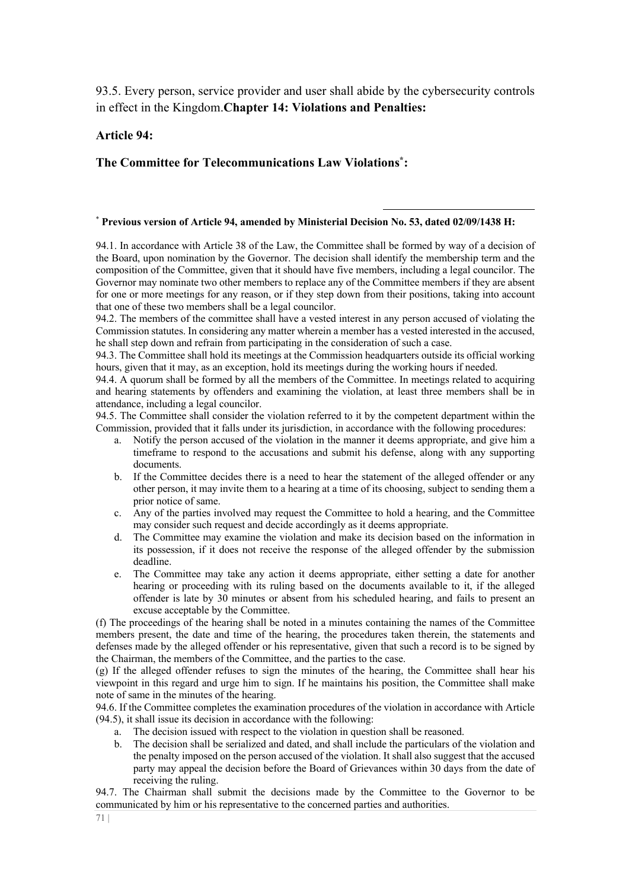93.5. Every person, service provider and user shall abide by the cybersecurity controls in effect in the Kingdom.**Chapter 14: Violations and Penalties:**

**Article 94:**

**The Committee for Telecommunications Law Violations[*]:**

---

[*] **Previous version of Article 94, amended by Ministerial Decision No. 53, dated 02/09/1438 H:**

94.1. In accordance with Article 38 of the Law, the Committee shall be formed by way of a decision of the Board, upon nomination by the Governor. The decision shall identify the membership term and the composition of the Committee, given that it should have five members, including a legal councilor. The Governor may nominate two other members to replace any of the Committee members if they are absent for one or more meetings for any reason, or if they step down from their positions, taking into account that one of these two members shall be a legal councilor.

94.2. The members of the committee shall have a vested interest in any person accused of violating the Commission statutes. In considering any matter wherein a member has a vested interested in the accused, he shall step down and refrain from participating in the consideration of such a case.

94.3. The Committee shall hold its meetings at the Commission headquarters outside its official working hours, given that it may, as an exception, hold its meetings during the working hours if needed.

94.4. A quorum shall be formed by all the members of the Committee. In meetings related to acquiring and hearing statements by offenders and examining the violation, at least three members shall be in attendance, including a legal councilor.

94.5. The Committee shall consider the violation referred to it by the competent department within the Commission, provided that it falls under its jurisdiction, in accordance with the following procedures:

a. Notify the person accused of the violation in the manner it deems appropriate, and give him a timeframe to respond to the accusations and submit his defense, along with any supporting documents.
b. If the Committee decides there is a need to hear the statement of the alleged offender or any other person, it may invite them to a hearing at a time of its choosing, subject to sending them a prior notice of same.
c. Any of the parties involved may request the Committee to hold a hearing, and the Committee may consider such request and decide accordingly as it deems appropriate.
d. The Committee may examine the violation and make its decision based on the information in its possession, if it does not receive the response of the alleged offender by the submission deadline.
e. The Committee may take any action it deems appropriate, either setting a date for another hearing or proceeding with its ruling based on the documents available to it, if the alleged offender is late by 30 minutes or absent from his scheduled hearing, and fails to present an excuse acceptable by the Committee.

(f) The proceedings of the hearing shall be noted in a minutes containing the names of the Committee members present, the date and time of the hearing, the procedures taken therein, the statements and defenses made by the alleged offender or his representative, given that such a record is to be signed by the Chairman, the members of the Committee, and the parties to the case.

(g) If the alleged offender refuses to sign the minutes of the hearing, the Committee shall hear his viewpoint in this regard and urge him to sign. If he maintains his position, the Committee shall make note of same in the minutes of the hearing.

94.6. If the Committee completes the examination procedures of the violation in accordance with Article (94.5), it shall issue its decision in accordance with the following:

a. The decision issued with respect to the violation in question shall be reasoned.
b. The decision shall be serialized and dated, and shall include the particulars of the violation and the penalty imposed on the person accused of the violation. It shall also suggest that the accused party may appeal the decision before the Board of Grievances within 30 days from the date of receiving the ruling.

94.7. The Chairman shall submit the decisions made by the Committee to the Governor to be communicated by him or his representative to the concerned parties and authorities.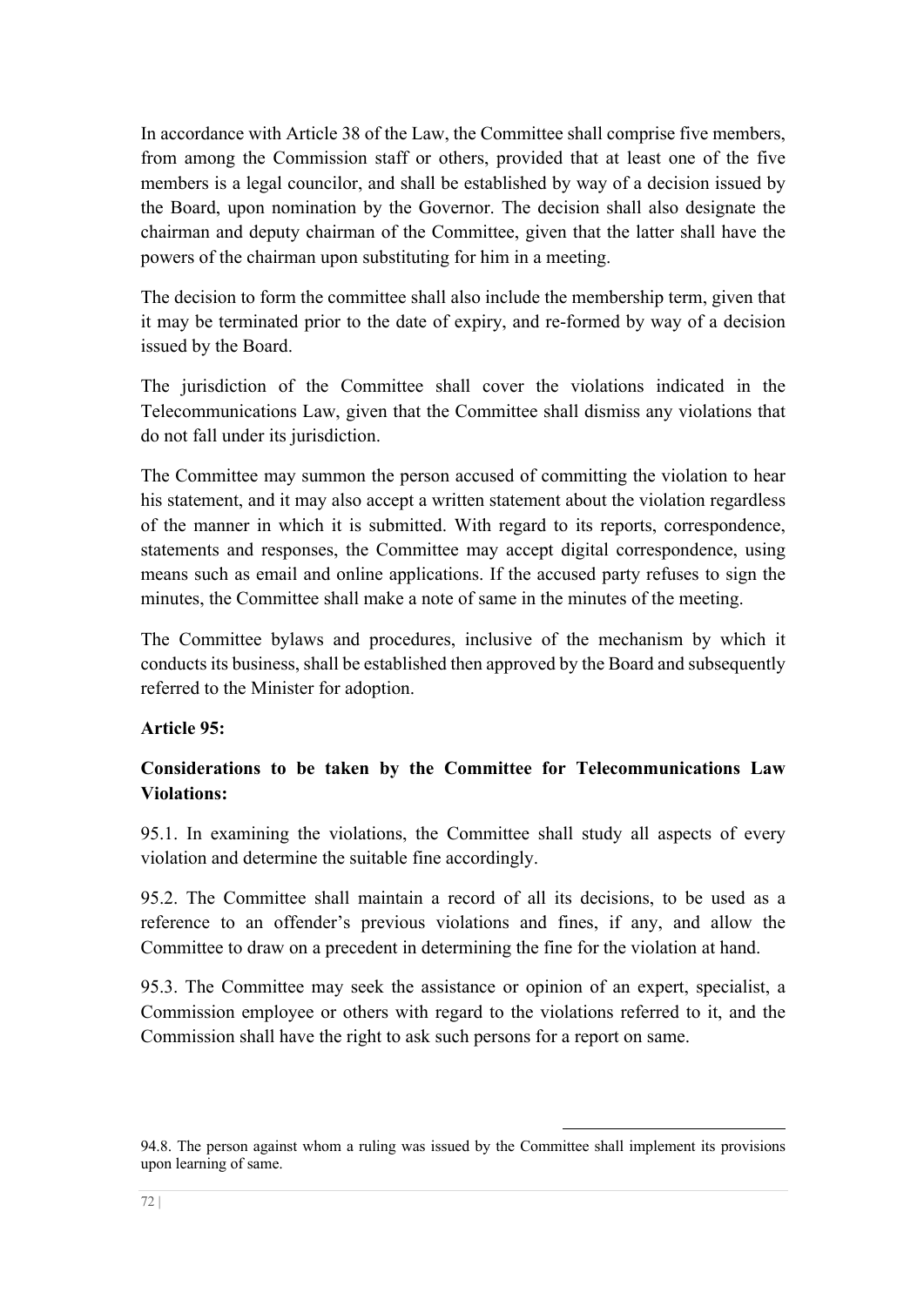In accordance with Article 38 of the Law, the Committee shall comprise five members, from among the Commission staff or others, provided that at least one of the five members is a legal councilor, and shall be established by way of a decision issued by the Board, upon nomination by the Governor. The decision shall also designate the chairman and deputy chairman of the Committee, given that the latter shall have the powers of the chairman upon substituting for him in a meeting.

The decision to form the committee shall also include the membership term, given that it may be terminated prior to the date of expiry, and re-formed by way of a decision issued by the Board.

The jurisdiction of the Committee shall cover the violations indicated in the Telecommunications Law, given that the Committee shall dismiss any violations that do not fall under its jurisdiction.

The Committee may summon the person accused of committing the violation to hear his statement, and it may also accept a written statement about the violation regardless of the manner in which it is submitted. With regard to its reports, correspondence, statements and responses, the Committee may accept digital correspondence, using means such as email and online applications. If the accused party refuses to sign the minutes, the Committee shall make a note of same in the minutes of the meeting.

The Committee bylaws and procedures, inclusive of the mechanism by which it conducts its business, shall be established then approved by the Board and subsequently referred to the Minister for adoption.

**Article 95:**

**Considerations to be taken by the Committee for Telecommunications Law Violations:**

95.1. In examining the violations, the Committee shall study all aspects of every violation and determine the suitable fine accordingly.

95.2. The Committee shall maintain a record of all its decisions, to be used as a reference to an offender's previous violations and fines, if any, and allow the Committee to draw on a precedent in determining the fine for the violation at hand.

95.3. The Committee may seek the assistance or opinion of an expert, specialist, a Commission employee or others with regard to the violations referred to it, and the Commission shall have the right to ask such persons for a report on same.

---

94.8. The person against whom a ruling was issued by the Committee shall implement its provisions upon learning of same.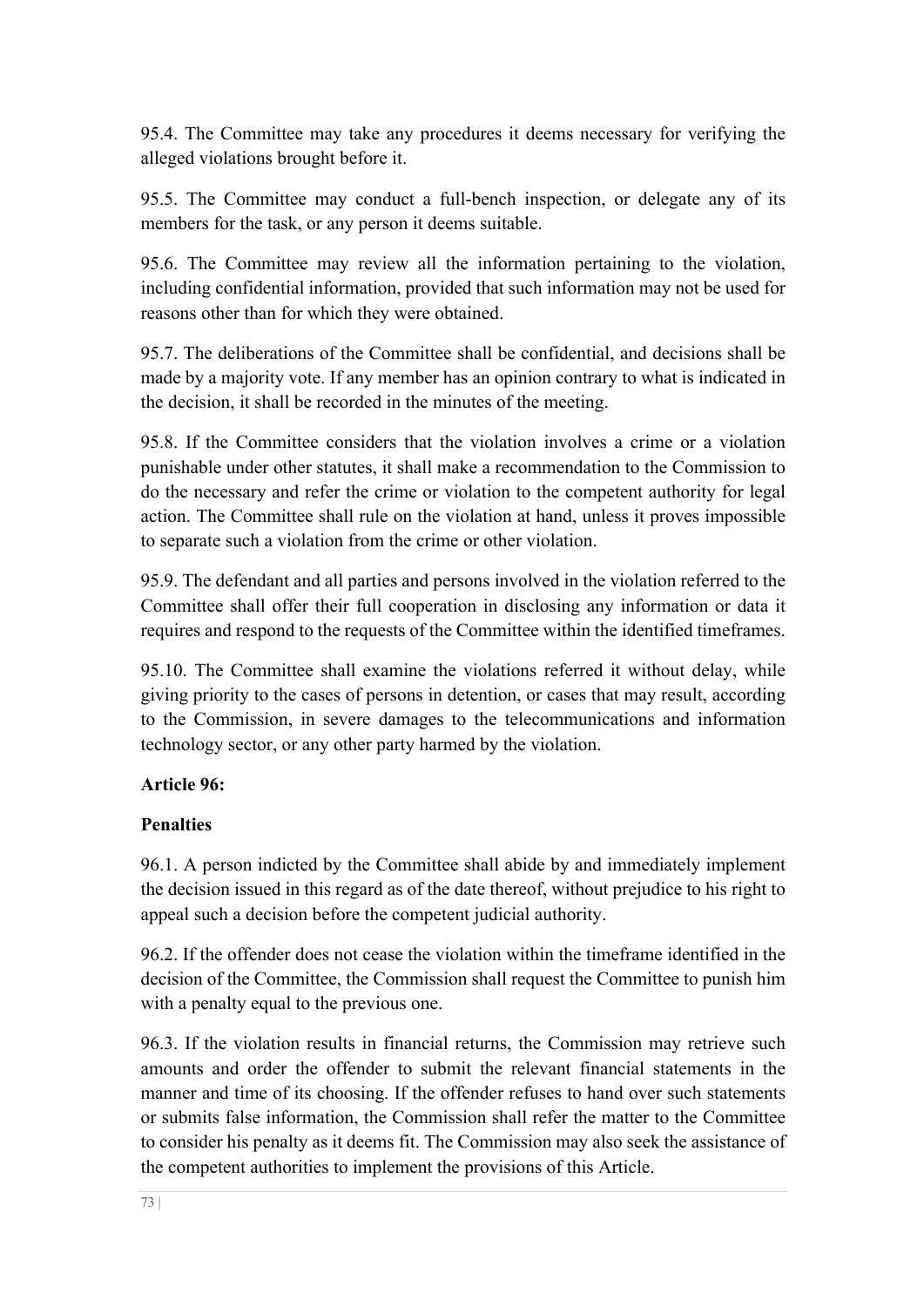95.4. The Committee may take any procedures it deems necessary for verifying the alleged violations brought before it.

95.5. The Committee may conduct a full-bench inspection, or delegate any of its members for the task, or any person it deems suitable.

95.6. The Committee may review all the information pertaining to the violation, including confidential information, provided that such information may not be used for reasons other than for which they were obtained.

95.7. The deliberations of the Committee shall be confidential, and decisions shall be made by a majority vote. If any member has an opinion contrary to what is indicated in the decision, it shall be recorded in the minutes of the meeting.

95.8. If the Committee considers that the violation involves a crime or a violation punishable under other statutes, it shall make a recommendation to the Commission to do the necessary and refer the crime or violation to the competent authority for legal action. The Committee shall rule on the violation at hand, unless it proves impossible to separate such a violation from the crime or other violation.

95.9. The defendant and all parties and persons involved in the violation referred to the Committee shall offer their full cooperation in disclosing any information or data it requires and respond to the requests of the Committee within the identified timeframes.

95.10. The Committee shall examine the violations referred it without delay, while giving priority to the cases of persons in detention, or cases that may result, according to the Commission, in severe damages to the telecommunications and information technology sector, or any other party harmed by the violation.

**Article 96:**

**Penalties**

96.1. A person indicted by the Committee shall abide by and immediately implement the decision issued in this regard as of the date thereof, without prejudice to his right to appeal such a decision before the competent judicial authority.

96.2. If the offender does not cease the violation within the timeframe identified in the decision of the Committee, the Commission shall request the Committee to punish him with a penalty equal to the previous one.

96.3. If the violation results in financial returns, the Commission may retrieve such amounts and order the offender to submit the relevant financial statements in the manner and time of its choosing. If the offender refuses to hand over such statements or submits false information, the Commission shall refer the matter to the Committee to consider his penalty as it deems fit. The Commission may also seek the assistance of the competent authorities to implement the provisions of this Article.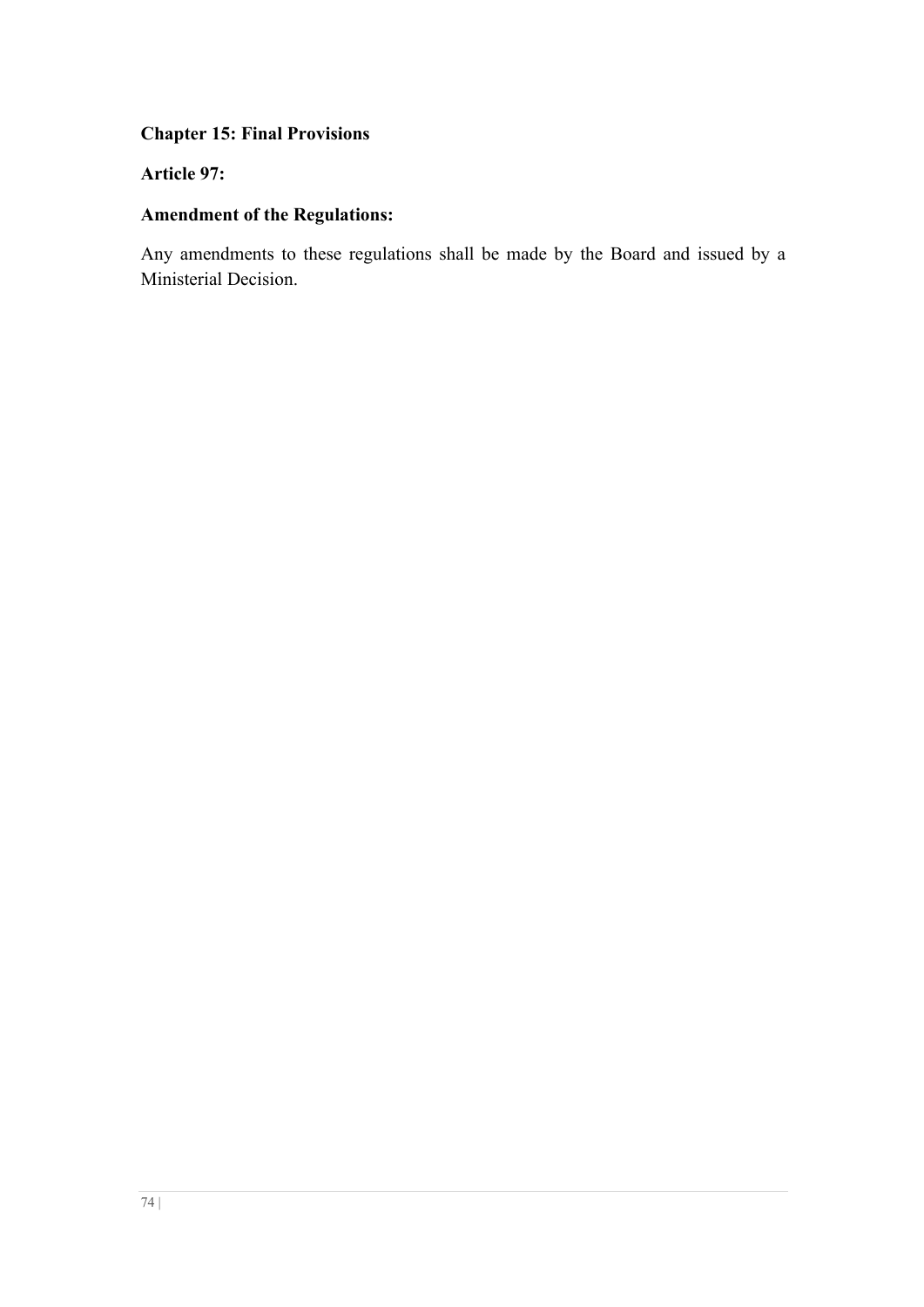## Chapter 15: Final Provisions

### Article 97:

### Amendment of the Regulations:

Any amendments to these regulations shall be made by the Board and issued by a Ministerial Decision.